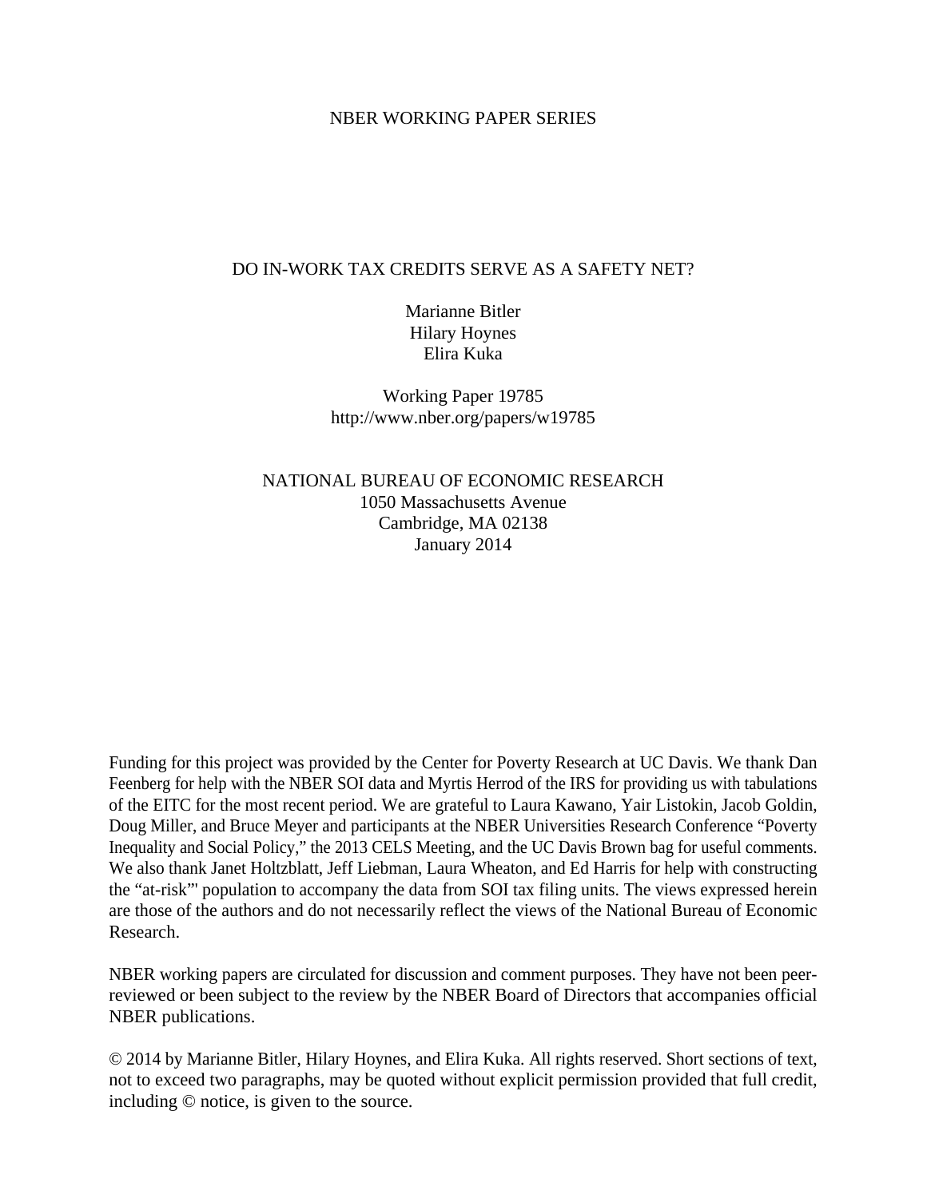NBER WORKING PAPER SERIES

# DO IN-WORK TAX CREDITS SERVE AS A SAFETY NET?

Marianne Bitler  
Hilary Hoynes  
Elira Kuka

Working Paper 19785  
http://www.nber.org/papers/w19785

NATIONAL BUREAU OF ECONOMIC RESEARCH  
1050 Massachusetts Avenue  
Cambridge, MA 02138  
January 2014

Funding for this project was provided by the Center for Poverty Research at UC Davis. We thank Dan Feenberg for help with the NBER SOI data and Myrtis Herrod of the IRS for providing us with tabulations of the EITC for the most recent period. We are grateful to Laura Kawano, Yair Listokin, Jacob Goldin, Doug Miller, and Bruce Meyer and participants at the NBER Universities Research Conference "Poverty Inequality and Social Policy," the 2013 CELS Meeting, and the UC Davis Brown bag for useful comments. We also thank Janet Holtzblatt, Jeff Liebman, Laura Wheaton, and Ed Harris for help with constructing the "at-risk"' population to accompany the data from SOI tax filing units. The views expressed herein are those of the authors and do not necessarily reflect the views of the National Bureau of Economic Research.

NBER working papers are circulated for discussion and comment purposes. They have not been peer-reviewed or been subject to the review by the NBER Board of Directors that accompanies official NBER publications.

© 2014 by Marianne Bitler, Hilary Hoynes, and Elira Kuka. All rights reserved. Short sections of text, not to exceed two paragraphs, may be quoted without explicit permission provided that full credit, including © notice, is given to the source.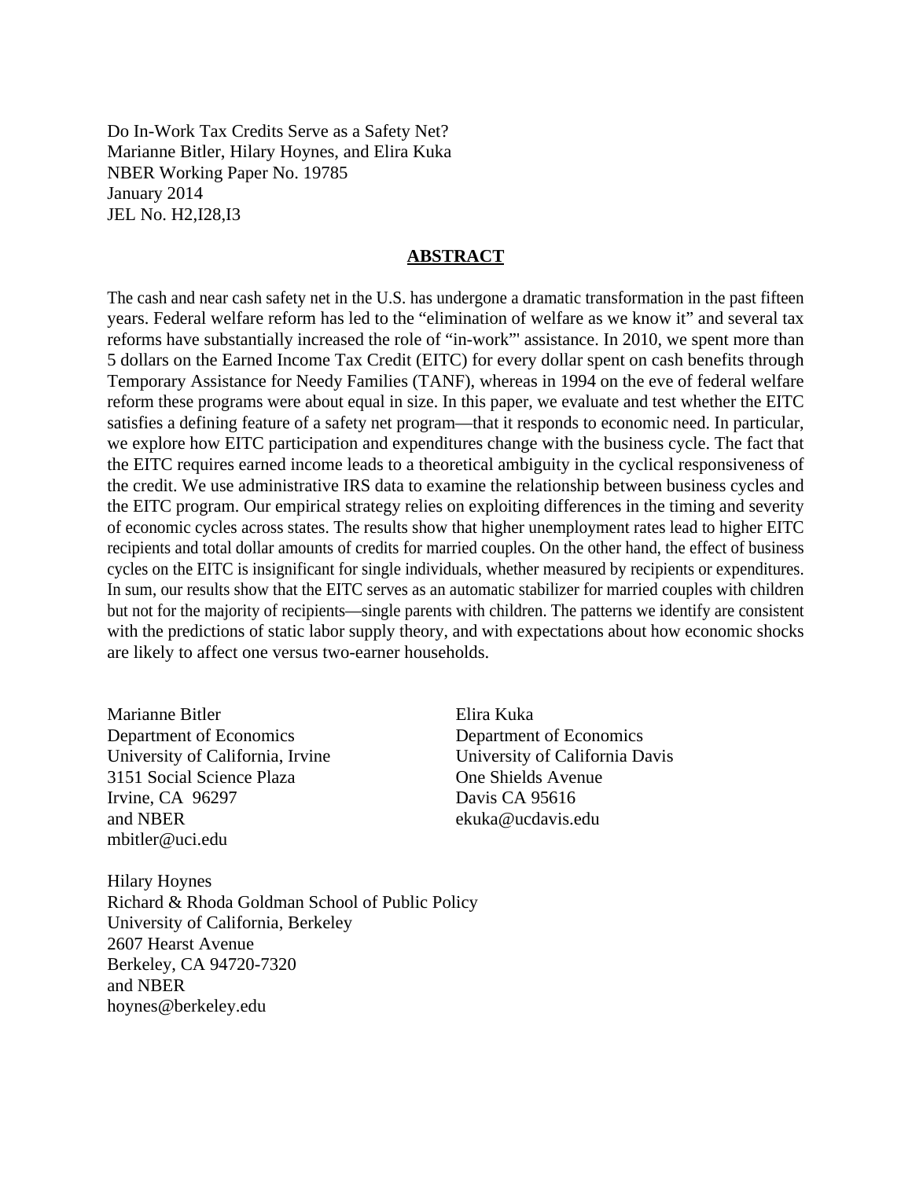Do In-Work Tax Credits Serve as a Safety Net?
Marianne Bitler, Hilary Hoynes, and Elira Kuka
NBER Working Paper No. 19785
January 2014
JEL No. H2,I28,I3

## ABSTRACT

The cash and near cash safety net in the U.S. has undergone a dramatic transformation in the past fifteen years. Federal welfare reform has led to the "elimination of welfare as we know it" and several tax reforms have substantially increased the role of "in-work"' assistance. In 2010, we spent more than 5 dollars on the Earned Income Tax Credit (EITC) for every dollar spent on cash benefits through Temporary Assistance for Needy Families (TANF), whereas in 1994 on the eve of federal welfare reform these programs were about equal in size. In this paper, we evaluate and test whether the EITC satisfies a defining feature of a safety net program—that it responds to economic need. In particular, we explore how EITC participation and expenditures change with the business cycle. The fact that the EITC requires earned income leads to a theoretical ambiguity in the cyclical responsiveness of the credit. We use administrative IRS data to examine the relationship between business cycles and the EITC program. Our empirical strategy relies on exploiting differences in the timing and severity of economic cycles across states. The results show that higher unemployment rates lead to higher EITC recipients and total dollar amounts of credits for married couples. On the other hand, the effect of business cycles on the EITC is insignificant for single individuals, whether measured by recipients or expenditures. In sum, our results show that the EITC serves as an automatic stabilizer for married couples with children but not for the majority of recipients—single parents with children. The patterns we identify are consistent with the predictions of static labor supply theory, and with expectations about how economic shocks are likely to affect one versus two-earner households.

Marianne Bitler
Department of Economics
University of California, Irvine
3151 Social Science Plaza
Irvine, CA 96297
and NBER
mbitler@uci.edu

Elira Kuka
Department of Economics
University of California Davis
One Shields Avenue
Davis CA 95616
ekuka@ucdavis.edu

Hilary Hoynes
Richard & Rhoda Goldman School of Public Policy
University of California, Berkeley
2607 Hearst Avenue
Berkeley, CA 94720-7320
and NBER
hoynes@berkeley.edu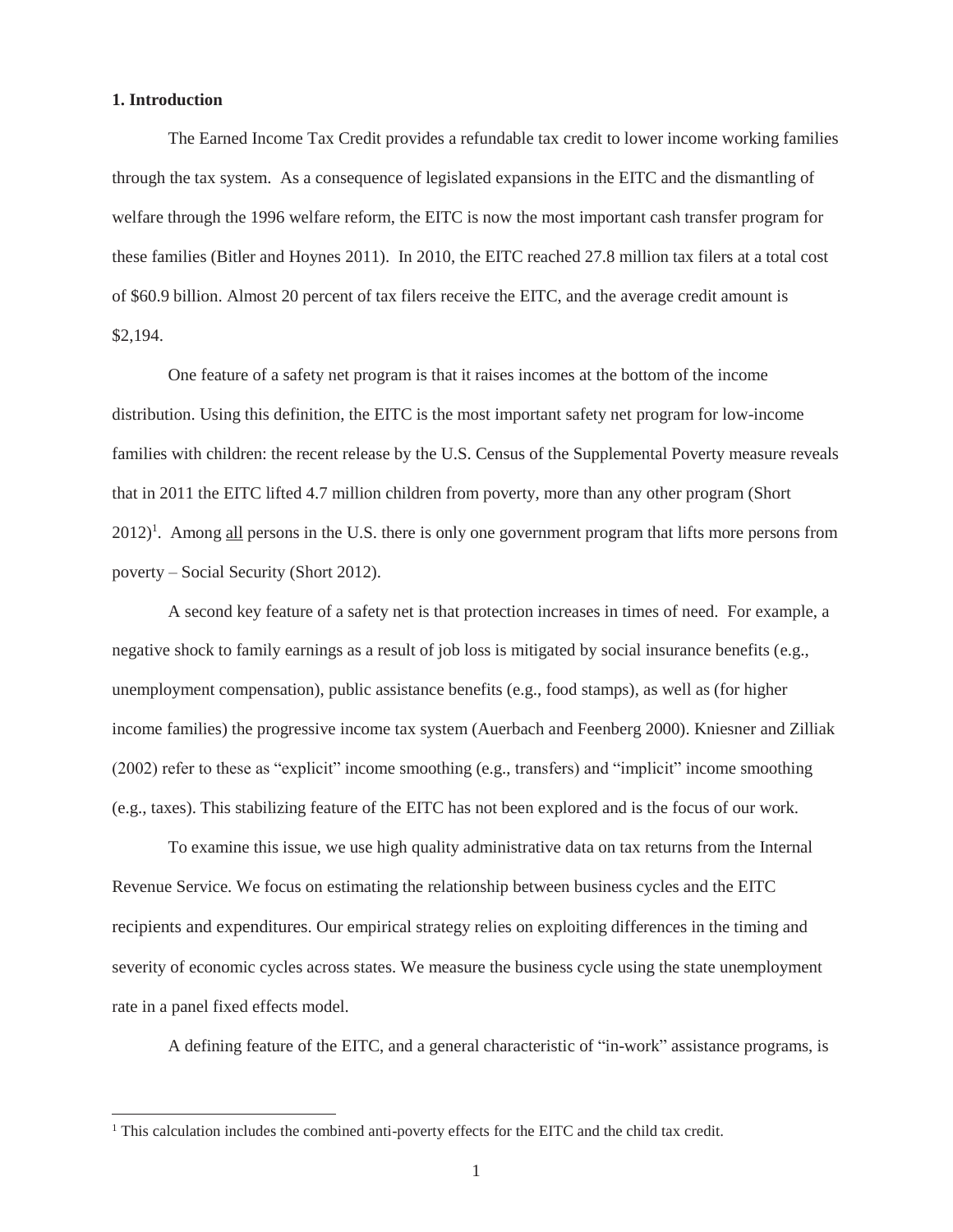## 1. Introduction

The Earned Income Tax Credit provides a refundable tax credit to lower income working families through the tax system. As a consequence of legislated expansions in the EITC and the dismantling of welfare through the 1996 welfare reform, the EITC is now the most important cash transfer program for these families (Bitler and Hoynes 2011). In 2010, the EITC reached 27.8 million tax filers at a total cost of $60.9 billion. Almost 20 percent of tax filers receive the EITC, and the average credit amount is $2,194.

One feature of a safety net program is that it raises incomes at the bottom of the income distribution. Using this definition, the EITC is the most important safety net program for low-income families with children: the recent release by the U.S. Census of the Supplemental Poverty measure reveals that in 2011 the EITC lifted 4.7 million children from poverty, more than any other program (Short 2012)[1]. Among <u>all</u> persons in the U.S. there is only one government program that lifts more persons from poverty – Social Security (Short 2012).

A second key feature of a safety net is that protection increases in times of need. For example, a negative shock to family earnings as a result of job loss is mitigated by social insurance benefits (e.g., unemployment compensation), public assistance benefits (e.g., food stamps), as well as (for higher income families) the progressive income tax system (Auerbach and Feenberg 2000). Kniesner and Zilliak (2002) refer to these as "explicit" income smoothing (e.g., transfers) and "implicit" income smoothing (e.g., taxes). This stabilizing feature of the EITC has not been explored and is the focus of our work.

To examine this issue, we use high quality administrative data on tax returns from the Internal Revenue Service. We focus on estimating the relationship between business cycles and the EITC recipients and expenditures. Our empirical strategy relies on exploiting differences in the timing and severity of economic cycles across states. We measure the business cycle using the state unemployment rate in a panel fixed effects model.

A defining feature of the EITC, and a general characteristic of "in-work" assistance programs, is

[1] This calculation includes the combined anti-poverty effects for the EITC and the child tax credit.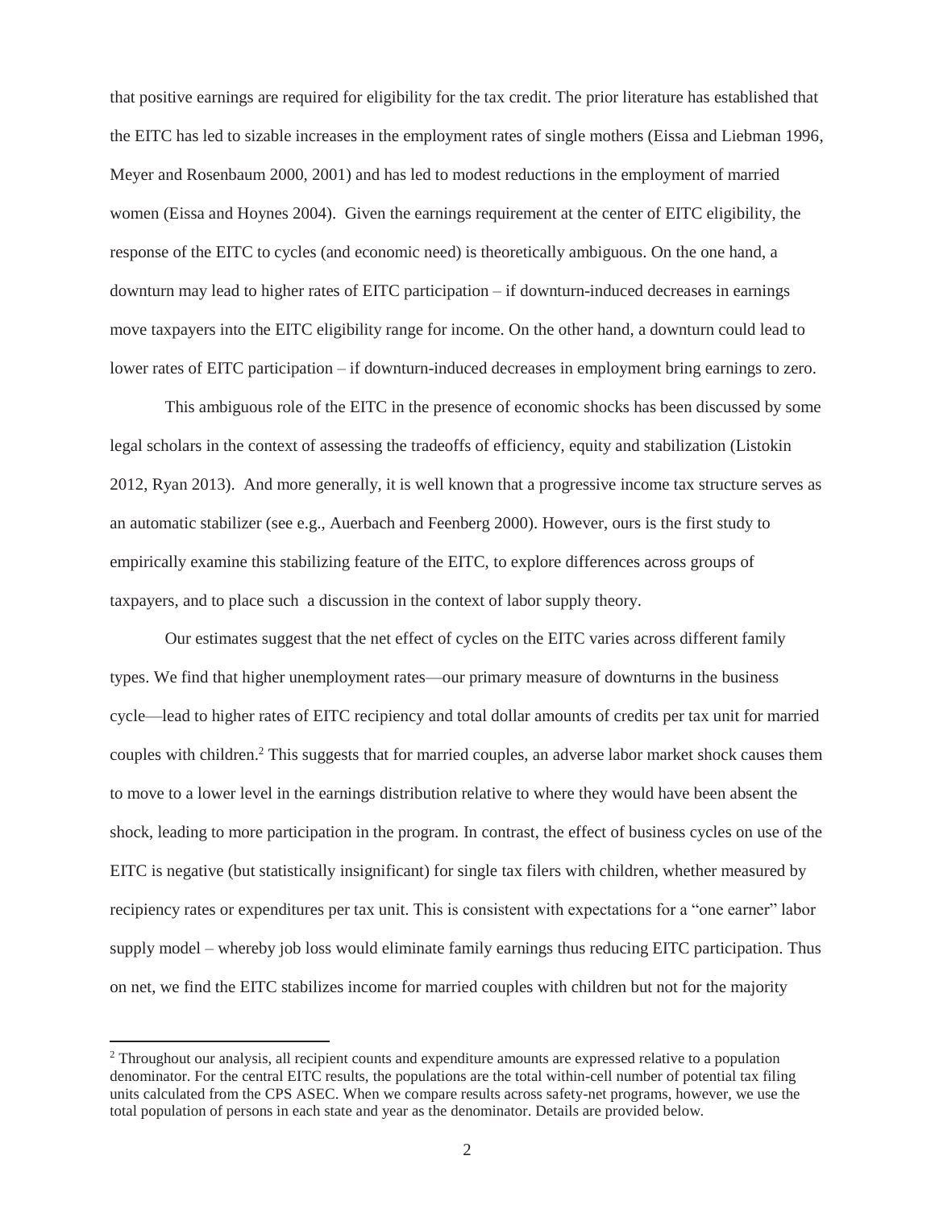that positive earnings are required for eligibility for the tax credit. The prior literature has established that the EITC has led to sizable increases in the employment rates of single mothers (Eissa and Liebman 1996, Meyer and Rosenbaum 2000, 2001) and has led to modest reductions in the employment of married women (Eissa and Hoynes 2004). Given the earnings requirement at the center of EITC eligibility, the response of the EITC to cycles (and economic need) is theoretically ambiguous. On the one hand, a downturn may lead to higher rates of EITC participation – if downturn-induced decreases in earnings move taxpayers into the EITC eligibility range for income. On the other hand, a downturn could lead to lower rates of EITC participation – if downturn-induced decreases in employment bring earnings to zero.

This ambiguous role of the EITC in the presence of economic shocks has been discussed by some legal scholars in the context of assessing the tradeoffs of efficiency, equity and stabilization (Listokin 2012, Ryan 2013). And more generally, it is well known that a progressive income tax structure serves as an automatic stabilizer (see e.g., Auerbach and Feenberg 2000). However, ours is the first study to empirically examine this stabilizing feature of the EITC, to explore differences across groups of taxpayers, and to place such a discussion in the context of labor supply theory.

Our estimates suggest that the net effect of cycles on the EITC varies across different family types. We find that higher unemployment rates—our primary measure of downturns in the business cycle—lead to higher rates of EITC recipiency and total dollar amounts of credits per tax unit for married couples with children.[2] This suggests that for married couples, an adverse labor market shock causes them to move to a lower level in the earnings distribution relative to where they would have been absent the shock, leading to more participation in the program. In contrast, the effect of business cycles on use of the EITC is negative (but statistically insignificant) for single tax filers with children, whether measured by recipiency rates or expenditures per tax unit. This is consistent with expectations for a "one earner" labor supply model – whereby job loss would eliminate family earnings thus reducing EITC participation. Thus on net, we find the EITC stabilizes income for married couples with children but not for the majority

[2] Throughout our analysis, all recipient counts and expenditure amounts are expressed relative to a population denominator. For the central EITC results, the populations are the total within-cell number of potential tax filing units calculated from the CPS ASEC. When we compare results across safety-net programs, however, we use the total population of persons in each state and year as the denominator. Details are provided below.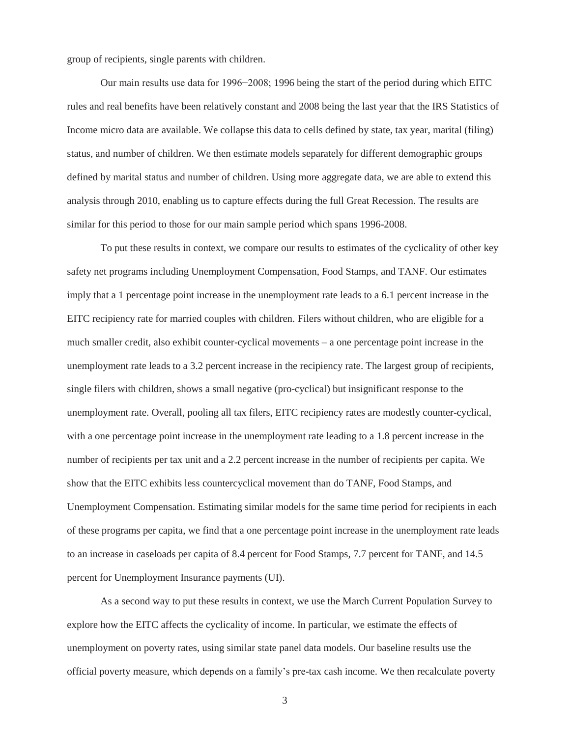group of recipients, single parents with children.

Our main results use data for 1996−2008; 1996 being the start of the period during which EITC rules and real benefits have been relatively constant and 2008 being the last year that the IRS Statistics of Income micro data are available. We collapse this data to cells defined by state, tax year, marital (filing) status, and number of children. We then estimate models separately for different demographic groups defined by marital status and number of children. Using more aggregate data, we are able to extend this analysis through 2010, enabling us to capture effects during the full Great Recession. The results are similar for this period to those for our main sample period which spans 1996-2008.

To put these results in context, we compare our results to estimates of the cyclicality of other key safety net programs including Unemployment Compensation, Food Stamps, and TANF. Our estimates imply that a 1 percentage point increase in the unemployment rate leads to a 6.1 percent increase in the EITC recipiency rate for married couples with children. Filers without children, who are eligible for a much smaller credit, also exhibit counter-cyclical movements – a one percentage point increase in the unemployment rate leads to a 3.2 percent increase in the recipiency rate. The largest group of recipients, single filers with children, shows a small negative (pro-cyclical) but insignificant response to the unemployment rate. Overall, pooling all tax filers, EITC recipiency rates are modestly counter-cyclical, with a one percentage point increase in the unemployment rate leading to a 1.8 percent increase in the number of recipients per tax unit and a 2.2 percent increase in the number of recipients per capita. We show that the EITC exhibits less countercyclical movement than do TANF, Food Stamps, and Unemployment Compensation. Estimating similar models for the same time period for recipients in each of these programs per capita, we find that a one percentage point increase in the unemployment rate leads to an increase in caseloads per capita of 8.4 percent for Food Stamps, 7.7 percent for TANF, and 14.5 percent for Unemployment Insurance payments (UI).

As a second way to put these results in context, we use the March Current Population Survey to explore how the EITC affects the cyclicality of income. In particular, we estimate the effects of unemployment on poverty rates, using similar state panel data models. Our baseline results use the official poverty measure, which depends on a family's pre-tax cash income. We then recalculate poverty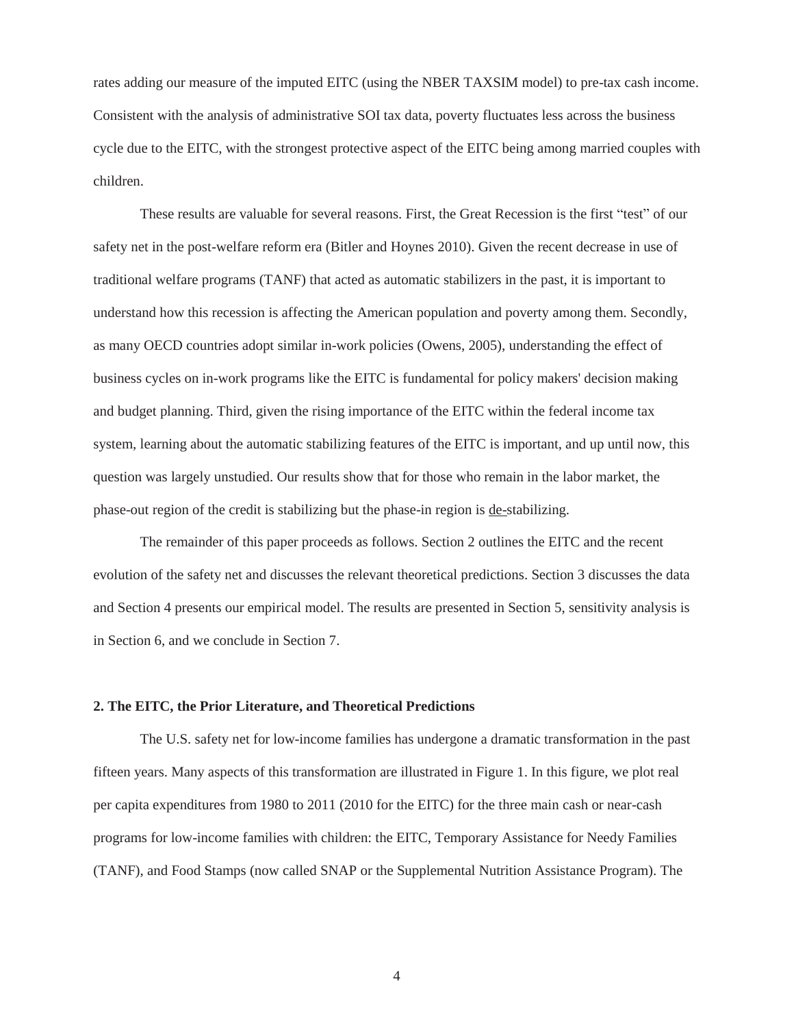rates adding our measure of the imputed EITC (using the NBER TAXSIM model) to pre-tax cash income. Consistent with the analysis of administrative SOI tax data, poverty fluctuates less across the business cycle due to the EITC, with the strongest protective aspect of the EITC being among married couples with children.

These results are valuable for several reasons. First, the Great Recession is the first "test" of our safety net in the post-welfare reform era (Bitler and Hoynes 2010). Given the recent decrease in use of traditional welfare programs (TANF) that acted as automatic stabilizers in the past, it is important to understand how this recession is affecting the American population and poverty among them. Secondly, as many OECD countries adopt similar in-work policies (Owens, 2005), understanding the effect of business cycles on in-work programs like the EITC is fundamental for policy makers' decision making and budget planning. Third, given the rising importance of the EITC within the federal income tax system, learning about the automatic stabilizing features of the EITC is important, and up until now, this question was largely unstudied. Our results show that for those who remain in the labor market, the phase-out region of the credit is stabilizing but the phase-in region is de-stabilizing.

The remainder of this paper proceeds as follows. Section 2 outlines the EITC and the recent evolution of the safety net and discusses the relevant theoretical predictions. Section 3 discusses the data and Section 4 presents our empirical model. The results are presented in Section 5, sensitivity analysis is in Section 6, and we conclude in Section 7.

## 2. The EITC, the Prior Literature, and Theoretical Predictions

The U.S. safety net for low-income families has undergone a dramatic transformation in the past fifteen years. Many aspects of this transformation are illustrated in Figure 1. In this figure, we plot real per capita expenditures from 1980 to 2011 (2010 for the EITC) for the three main cash or near-cash programs for low-income families with children: the EITC, Temporary Assistance for Needy Families (TANF), and Food Stamps (now called SNAP or the Supplemental Nutrition Assistance Program). The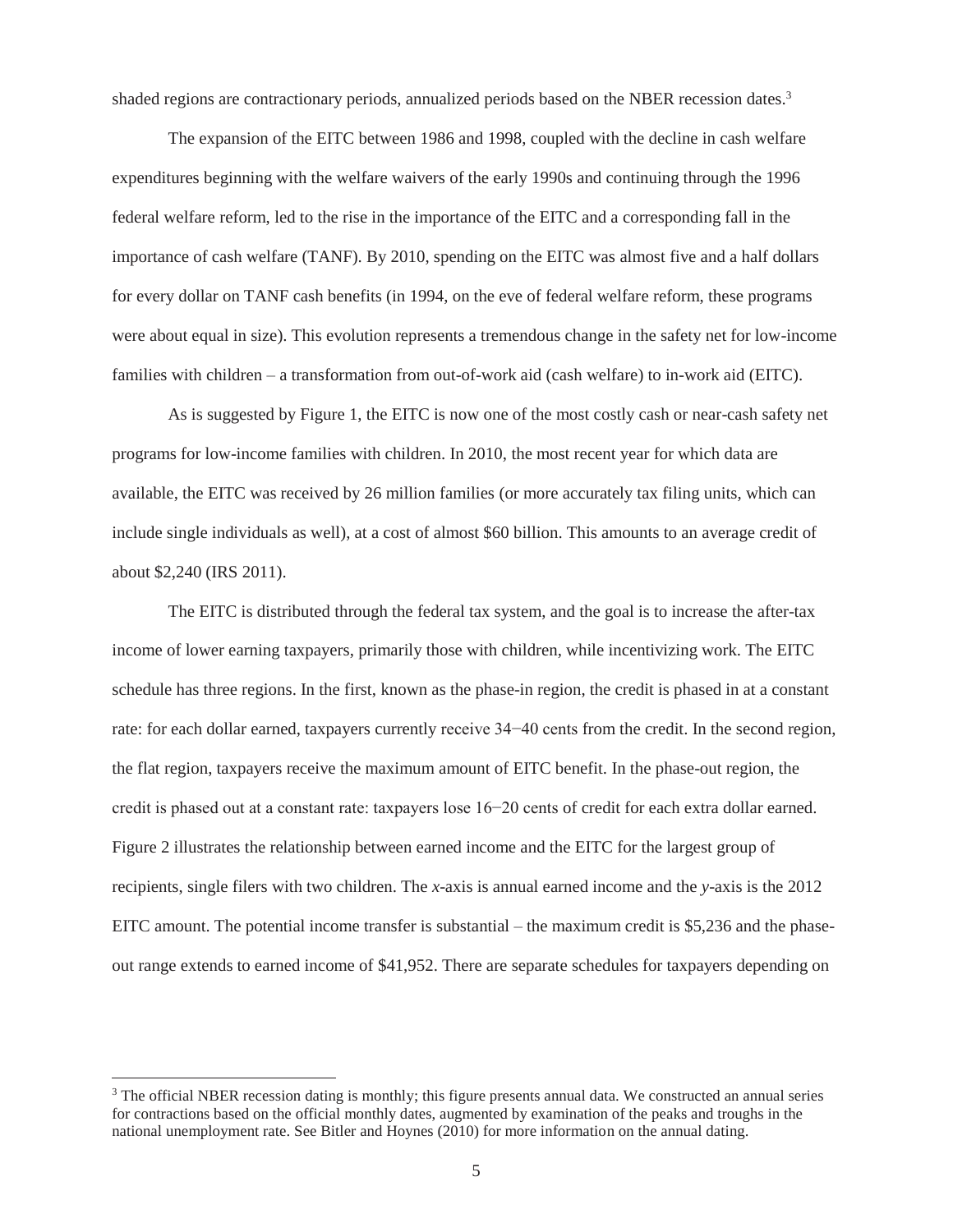shaded regions are contractionary periods, annualized periods based on the NBER recession dates.[3]

The expansion of the EITC between 1986 and 1998, coupled with the decline in cash welfare expenditures beginning with the welfare waivers of the early 1990s and continuing through the 1996 federal welfare reform, led to the rise in the importance of the EITC and a corresponding fall in the importance of cash welfare (TANF). By 2010, spending on the EITC was almost five and a half dollars for every dollar on TANF cash benefits (in 1994, on the eve of federal welfare reform, these programs were about equal in size). This evolution represents a tremendous change in the safety net for low-income families with children – a transformation from out-of-work aid (cash welfare) to in-work aid (EITC).

As is suggested by Figure 1, the EITC is now one of the most costly cash or near-cash safety net programs for low-income families with children. In 2010, the most recent year for which data are available, the EITC was received by 26 million families (or more accurately tax filing units, which can include single individuals as well), at a cost of almost $60 billion. This amounts to an average credit of about $2,240 (IRS 2011).

The EITC is distributed through the federal tax system, and the goal is to increase the after-tax income of lower earning taxpayers, primarily those with children, while incentivizing work. The EITC schedule has three regions. In the first, known as the phase-in region, the credit is phased in at a constant rate: for each dollar earned, taxpayers currently receive 34−40 cents from the credit. In the second region, the flat region, taxpayers receive the maximum amount of EITC benefit. In the phase-out region, the credit is phased out at a constant rate: taxpayers lose 16−20 cents of credit for each extra dollar earned. Figure 2 illustrates the relationship between earned income and the EITC for the largest group of recipients, single filers with two children. The *x*-axis is annual earned income and the *y*-axis is the 2012 EITC amount. The potential income transfer is substantial – the maximum credit is $5,236 and the phase-out range extends to earned income of $41,952. There are separate schedules for taxpayers depending on

[3] The official NBER recession dating is monthly; this figure presents annual data. We constructed an annual series for contractions based on the official monthly dates, augmented by examination of the peaks and troughs in the national unemployment rate. See Bitler and Hoynes (2010) for more information on the annual dating.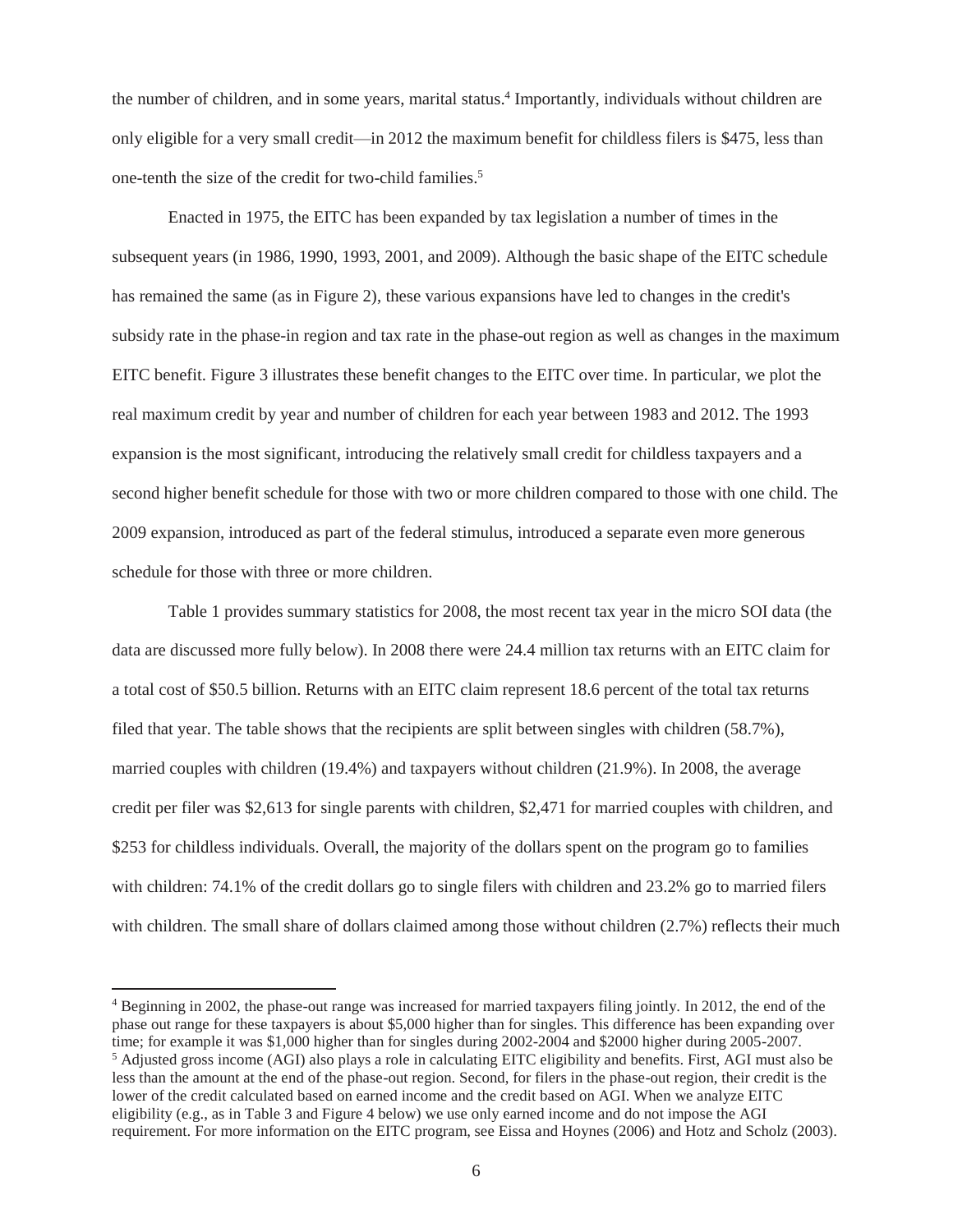the number of children, and in some years, marital status.[4] Importantly, individuals without children are only eligible for a very small credit—in 2012 the maximum benefit for childless filers is $475, less than one-tenth the size of the credit for two-child families.[5]

Enacted in 1975, the EITC has been expanded by tax legislation a number of times in the subsequent years (in 1986, 1990, 1993, 2001, and 2009). Although the basic shape of the EITC schedule has remained the same (as in Figure 2), these various expansions have led to changes in the credit's subsidy rate in the phase-in region and tax rate in the phase-out region as well as changes in the maximum EITC benefit. Figure 3 illustrates these benefit changes to the EITC over time. In particular, we plot the real maximum credit by year and number of children for each year between 1983 and 2012. The 1993 expansion is the most significant, introducing the relatively small credit for childless taxpayers and a second higher benefit schedule for those with two or more children compared to those with one child. The 2009 expansion, introduced as part of the federal stimulus, introduced a separate even more generous schedule for those with three or more children.

Table 1 provides summary statistics for 2008, the most recent tax year in the micro SOI data (the data are discussed more fully below). In 2008 there were 24.4 million tax returns with an EITC claim for a total cost of $50.5 billion. Returns with an EITC claim represent 18.6 percent of the total tax returns filed that year. The table shows that the recipients are split between singles with children (58.7%), married couples with children (19.4%) and taxpayers without children (21.9%). In 2008, the average credit per filer was $2,613 for single parents with children, $2,471 for married couples with children, and $253 for childless individuals. Overall, the majority of the dollars spent on the program go to families with children: 74.1% of the credit dollars go to single filers with children and 23.2% go to married filers with children. The small share of dollars claimed among those without children (2.7%) reflects their much

---

[4] Beginning in 2002, the phase-out range was increased for married taxpayers filing jointly. In 2012, the end of the phase out range for these taxpayers is about $5,000 higher than for singles. This difference has been expanding over time; for example it was $1,000 higher than for singles during 2002-2004 and $2000 higher during 2005-2007.

[5] Adjusted gross income (AGI) also plays a role in calculating EITC eligibility and benefits. First, AGI must also be less than the amount at the end of the phase-out region. Second, for filers in the phase-out region, their credit is the lower of the credit calculated based on earned income and the credit based on AGI. When we analyze EITC eligibility (e.g., as in Table 3 and Figure 4 below) we use only earned income and do not impose the AGI requirement. For more information on the EITC program, see Eissa and Hoynes (2006) and Hotz and Scholz (2003).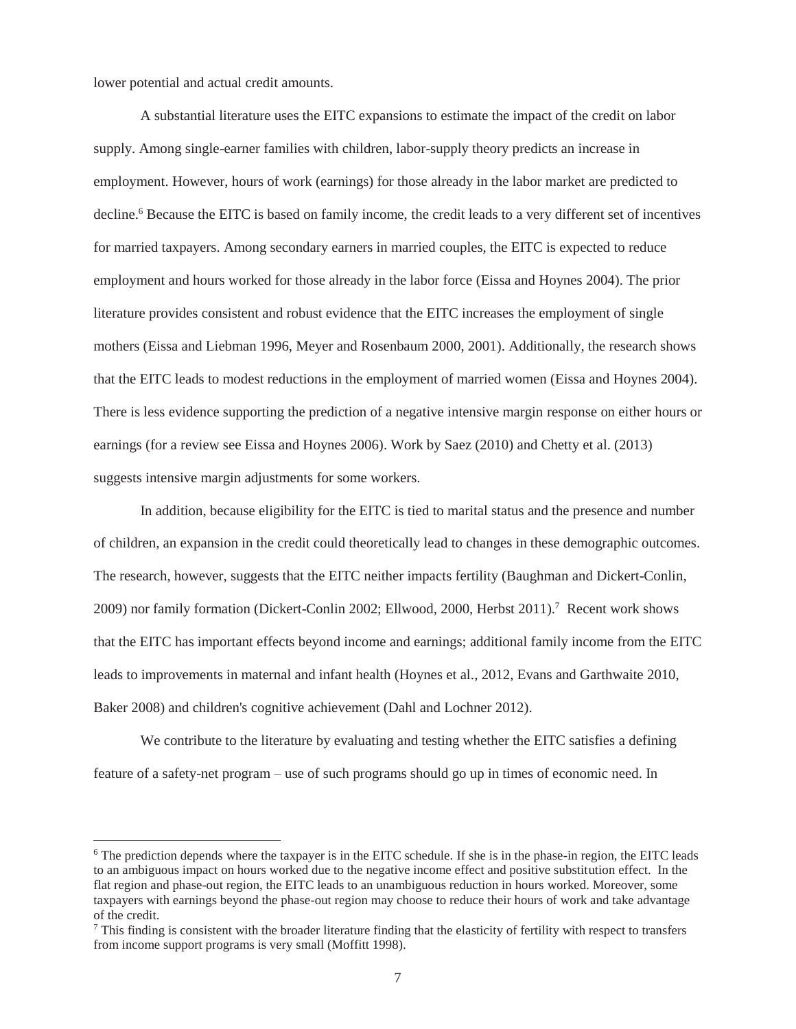lower potential and actual credit amounts.

A substantial literature uses the EITC expansions to estimate the impact of the credit on labor supply. Among single-earner families with children, labor-supply theory predicts an increase in employment. However, hours of work (earnings) for those already in the labor market are predicted to decline.[6] Because the EITC is based on family income, the credit leads to a very different set of incentives for married taxpayers. Among secondary earners in married couples, the EITC is expected to reduce employment and hours worked for those already in the labor force (Eissa and Hoynes 2004). The prior literature provides consistent and robust evidence that the EITC increases the employment of single mothers (Eissa and Liebman 1996, Meyer and Rosenbaum 2000, 2001). Additionally, the research shows that the EITC leads to modest reductions in the employment of married women (Eissa and Hoynes 2004). There is less evidence supporting the prediction of a negative intensive margin response on either hours or earnings (for a review see Eissa and Hoynes 2006). Work by Saez (2010) and Chetty et al. (2013) suggests intensive margin adjustments for some workers.

In addition, because eligibility for the EITC is tied to marital status and the presence and number of children, an expansion in the credit could theoretically lead to changes in these demographic outcomes. The research, however, suggests that the EITC neither impacts fertility (Baughman and Dickert-Conlin, 2009) nor family formation (Dickert-Conlin 2002; Ellwood, 2000, Herbst 2011).[7] Recent work shows that the EITC has important effects beyond income and earnings; additional family income from the EITC leads to improvements in maternal and infant health (Hoynes et al., 2012, Evans and Garthwaite 2010, Baker 2008) and children's cognitive achievement (Dahl and Lochner 2012).

We contribute to the literature by evaluating and testing whether the EITC satisfies a defining feature of a safety-net program – use of such programs should go up in times of economic need. In

---

[6] The prediction depends where the taxpayer is in the EITC schedule. If she is in the phase-in region, the EITC leads to an ambiguous impact on hours worked due to the negative income effect and positive substitution effect. In the flat region and phase-out region, the EITC leads to an unambiguous reduction in hours worked. Moreover, some taxpayers with earnings beyond the phase-out region may choose to reduce their hours of work and take advantage of the credit.

[7] This finding is consistent with the broader literature finding that the elasticity of fertility with respect to transfers from income support programs is very small (Moffitt 1998).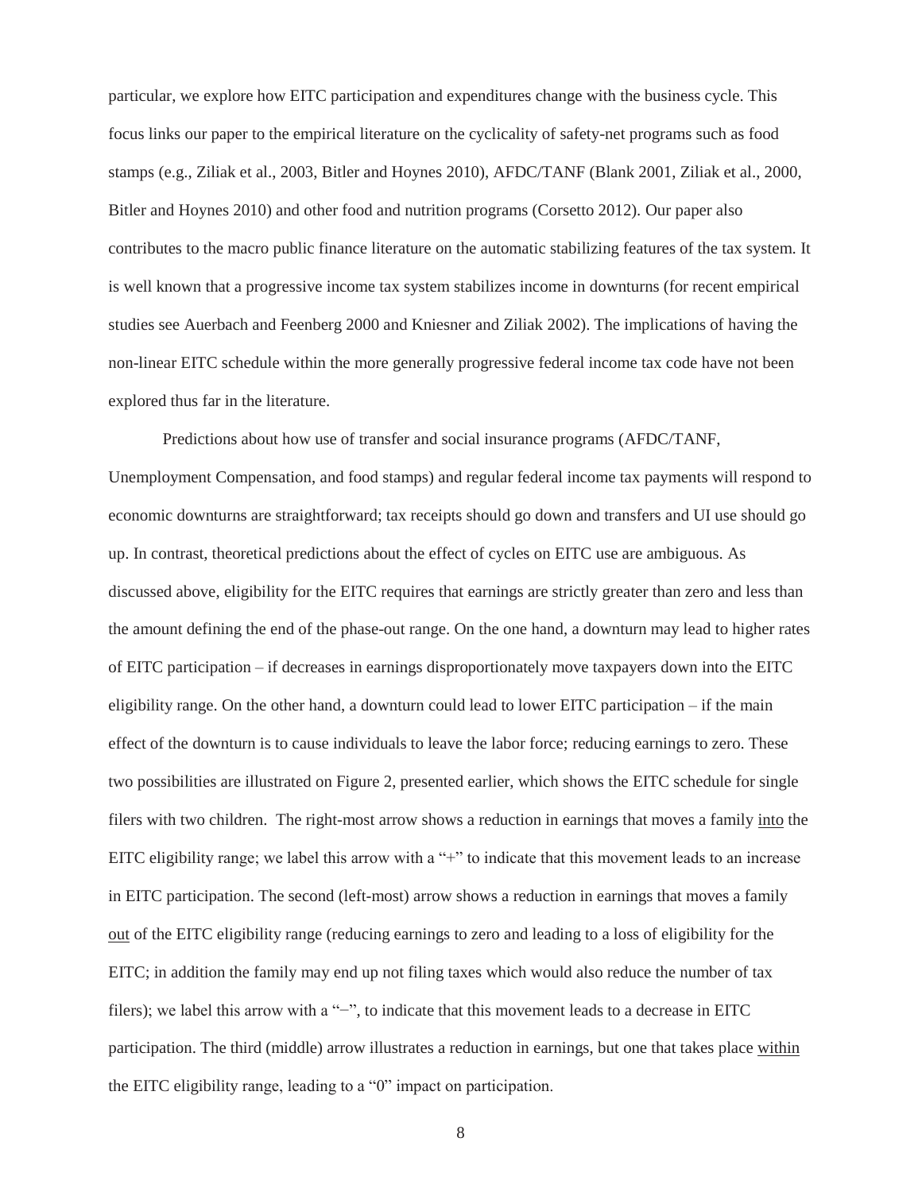particular, we explore how EITC participation and expenditures change with the business cycle. This focus links our paper to the empirical literature on the cyclicality of safety-net programs such as food stamps (e.g., Ziliak et al., 2003, Bitler and Hoynes 2010), AFDC/TANF (Blank 2001, Ziliak et al., 2000, Bitler and Hoynes 2010) and other food and nutrition programs (Corsetto 2012). Our paper also contributes to the macro public finance literature on the automatic stabilizing features of the tax system. It is well known that a progressive income tax system stabilizes income in downturns (for recent empirical studies see Auerbach and Feenberg 2000 and Kniesner and Ziliak 2002). The implications of having the non-linear EITC schedule within the more generally progressive federal income tax code have not been explored thus far in the literature.

Predictions about how use of transfer and social insurance programs (AFDC/TANF, Unemployment Compensation, and food stamps) and regular federal income tax payments will respond to economic downturns are straightforward; tax receipts should go down and transfers and UI use should go up. In contrast, theoretical predictions about the effect of cycles on EITC use are ambiguous. As discussed above, eligibility for the EITC requires that earnings are strictly greater than zero and less than the amount defining the end of the phase-out range. On the one hand, a downturn may lead to higher rates of EITC participation – if decreases in earnings disproportionately move taxpayers down into the EITC eligibility range. On the other hand, a downturn could lead to lower EITC participation – if the main effect of the downturn is to cause individuals to leave the labor force; reducing earnings to zero. These two possibilities are illustrated on Figure 2, presented earlier, which shows the EITC schedule for single filers with two children. The right-most arrow shows a reduction in earnings that moves a family <u>into</u> the EITC eligibility range; we label this arrow with a "+" to indicate that this movement leads to an increase in EITC participation. The second (left-most) arrow shows a reduction in earnings that moves a family <u>out</u> of the EITC eligibility range (reducing earnings to zero and leading to a loss of eligibility for the EITC; in addition the family may end up not filing taxes which would also reduce the number of tax filers); we label this arrow with a "−", to indicate that this movement leads to a decrease in EITC participation. The third (middle) arrow illustrates a reduction in earnings, but one that takes place <u>within</u> the EITC eligibility range, leading to a "0" impact on participation.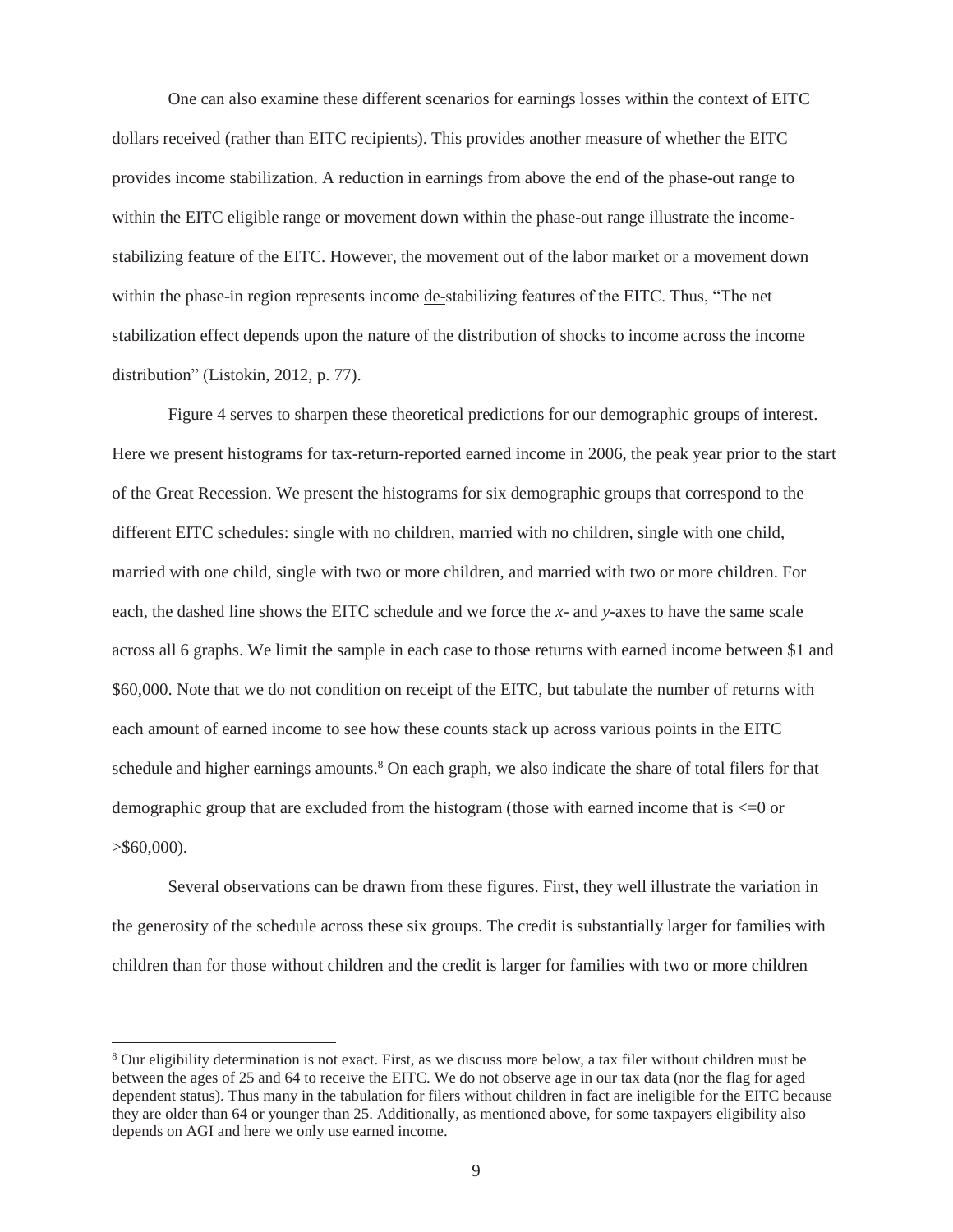One can also examine these different scenarios for earnings losses within the context of EITC dollars received (rather than EITC recipients). This provides another measure of whether the EITC provides income stabilization. A reduction in earnings from above the end of the phase-out range to within the EITC eligible range or movement down within the phase-out range illustrate the income-stabilizing feature of the EITC. However, the movement out of the labor market or a movement down within the phase-in region represents income de-stabilizing features of the EITC. Thus, "The net stabilization effect depends upon the nature of the distribution of shocks to income across the income distribution" (Listokin, 2012, p. 77).

Figure 4 serves to sharpen these theoretical predictions for our demographic groups of interest. Here we present histograms for tax-return-reported earned income in 2006, the peak year prior to the start of the Great Recession. We present the histograms for six demographic groups that correspond to the different EITC schedules: single with no children, married with no children, single with one child, married with one child, single with two or more children, and married with two or more children. For each, the dashed line shows the EITC schedule and we force the *x*- and *y*-axes to have the same scale across all 6 graphs. We limit the sample in each case to those returns with earned income between $1 and $60,000. Note that we do not condition on receipt of the EITC, but tabulate the number of returns with each amount of earned income to see how these counts stack up across various points in the EITC schedule and higher earnings amounts.[8] On each graph, we also indicate the share of total filers for that demographic group that are excluded from the histogram (those with earned income that is <=0 or >$60,000).

Several observations can be drawn from these figures. First, they well illustrate the variation in the generosity of the schedule across these six groups. The credit is substantially larger for families with children than for those without children and the credit is larger for families with two or more children

[8] Our eligibility determination is not exact. First, as we discuss more below, a tax filer without children must be between the ages of 25 and 64 to receive the EITC. We do not observe age in our tax data (nor the flag for aged dependent status). Thus many in the tabulation for filers without children in fact are ineligible for the EITC because they are older than 64 or younger than 25. Additionally, as mentioned above, for some taxpayers eligibility also depends on AGI and here we only use earned income.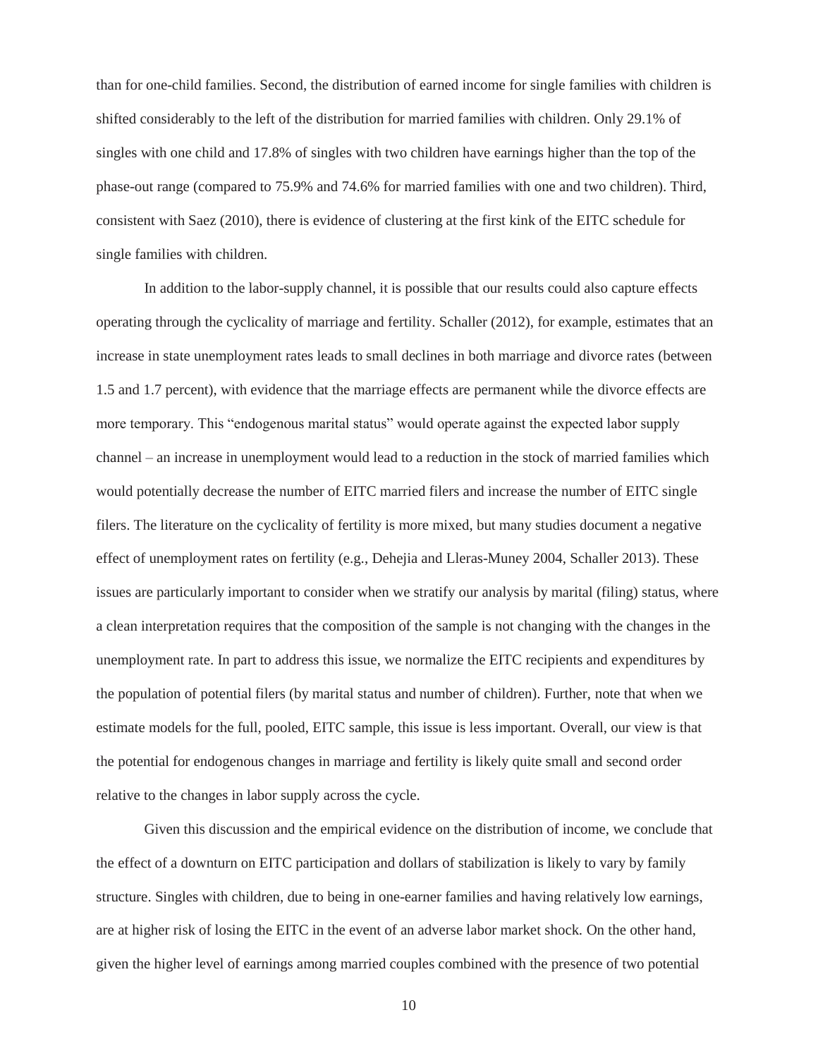than for one-child families. Second, the distribution of earned income for single families with children is shifted considerably to the left of the distribution for married families with children. Only 29.1% of singles with one child and 17.8% of singles with two children have earnings higher than the top of the phase-out range (compared to 75.9% and 74.6% for married families with one and two children). Third, consistent with Saez (2010), there is evidence of clustering at the first kink of the EITC schedule for single families with children.

In addition to the labor-supply channel, it is possible that our results could also capture effects operating through the cyclicality of marriage and fertility. Schaller (2012), for example, estimates that an increase in state unemployment rates leads to small declines in both marriage and divorce rates (between 1.5 and 1.7 percent), with evidence that the marriage effects are permanent while the divorce effects are more temporary. This "endogenous marital status" would operate against the expected labor supply channel – an increase in unemployment would lead to a reduction in the stock of married families which would potentially decrease the number of EITC married filers and increase the number of EITC single filers. The literature on the cyclicality of fertility is more mixed, but many studies document a negative effect of unemployment rates on fertility (e.g., Dehejia and Lleras-Muney 2004, Schaller 2013). These issues are particularly important to consider when we stratify our analysis by marital (filing) status, where a clean interpretation requires that the composition of the sample is not changing with the changes in the unemployment rate. In part to address this issue, we normalize the EITC recipients and expenditures by the population of potential filers (by marital status and number of children). Further, note that when we estimate models for the full, pooled, EITC sample, this issue is less important. Overall, our view is that the potential for endogenous changes in marriage and fertility is likely quite small and second order relative to the changes in labor supply across the cycle.

Given this discussion and the empirical evidence on the distribution of income, we conclude that the effect of a downturn on EITC participation and dollars of stabilization is likely to vary by family structure. Singles with children, due to being in one-earner families and having relatively low earnings, are at higher risk of losing the EITC in the event of an adverse labor market shock. On the other hand, given the higher level of earnings among married couples combined with the presence of two potential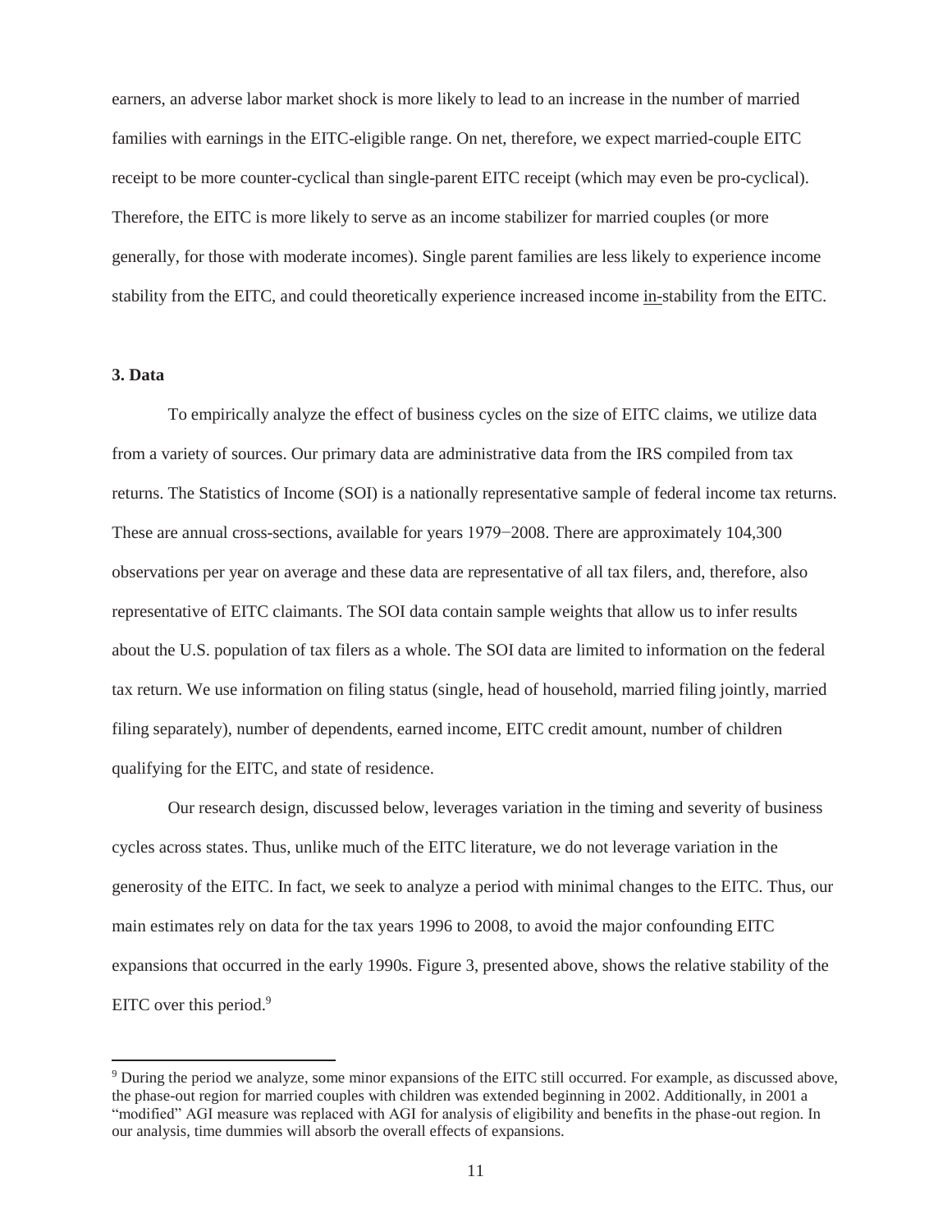earners, an adverse labor market shock is more likely to lead to an increase in the number of married families with earnings in the EITC-eligible range. On net, therefore, we expect married-couple EITC receipt to be more counter-cyclical than single-parent EITC receipt (which may even be pro-cyclical). Therefore, the EITC is more likely to serve as an income stabilizer for married couples (or more generally, for those with moderate incomes). Single parent families are less likely to experience income stability from the EITC, and could theoretically experience increased income in-stability from the EITC.

### 3. Data

To empirically analyze the effect of business cycles on the size of EITC claims, we utilize data from a variety of sources. Our primary data are administrative data from the IRS compiled from tax returns. The Statistics of Income (SOI) is a nationally representative sample of federal income tax returns. These are annual cross-sections, available for years 1979−2008. There are approximately 104,300 observations per year on average and these data are representative of all tax filers, and, therefore, also representative of EITC claimants. The SOI data contain sample weights that allow us to infer results about the U.S. population of tax filers as a whole. The SOI data are limited to information on the federal tax return. We use information on filing status (single, head of household, married filing jointly, married filing separately), number of dependents, earned income, EITC credit amount, number of children qualifying for the EITC, and state of residence.

Our research design, discussed below, leverages variation in the timing and severity of business cycles across states. Thus, unlike much of the EITC literature, we do not leverage variation in the generosity of the EITC. In fact, we seek to analyze a period with minimal changes to the EITC. Thus, our main estimates rely on data for the tax years 1996 to 2008, to avoid the major confounding EITC expansions that occurred in the early 1990s. Figure 3, presented above, shows the relative stability of the EITC over this period.[9]

[9] During the period we analyze, some minor expansions of the EITC still occurred. For example, as discussed above, the phase-out region for married couples with children was extended beginning in 2002. Additionally, in 2001 a "modified" AGI measure was replaced with AGI for analysis of eligibility and benefits in the phase-out region. In our analysis, time dummies will absorb the overall effects of expansions.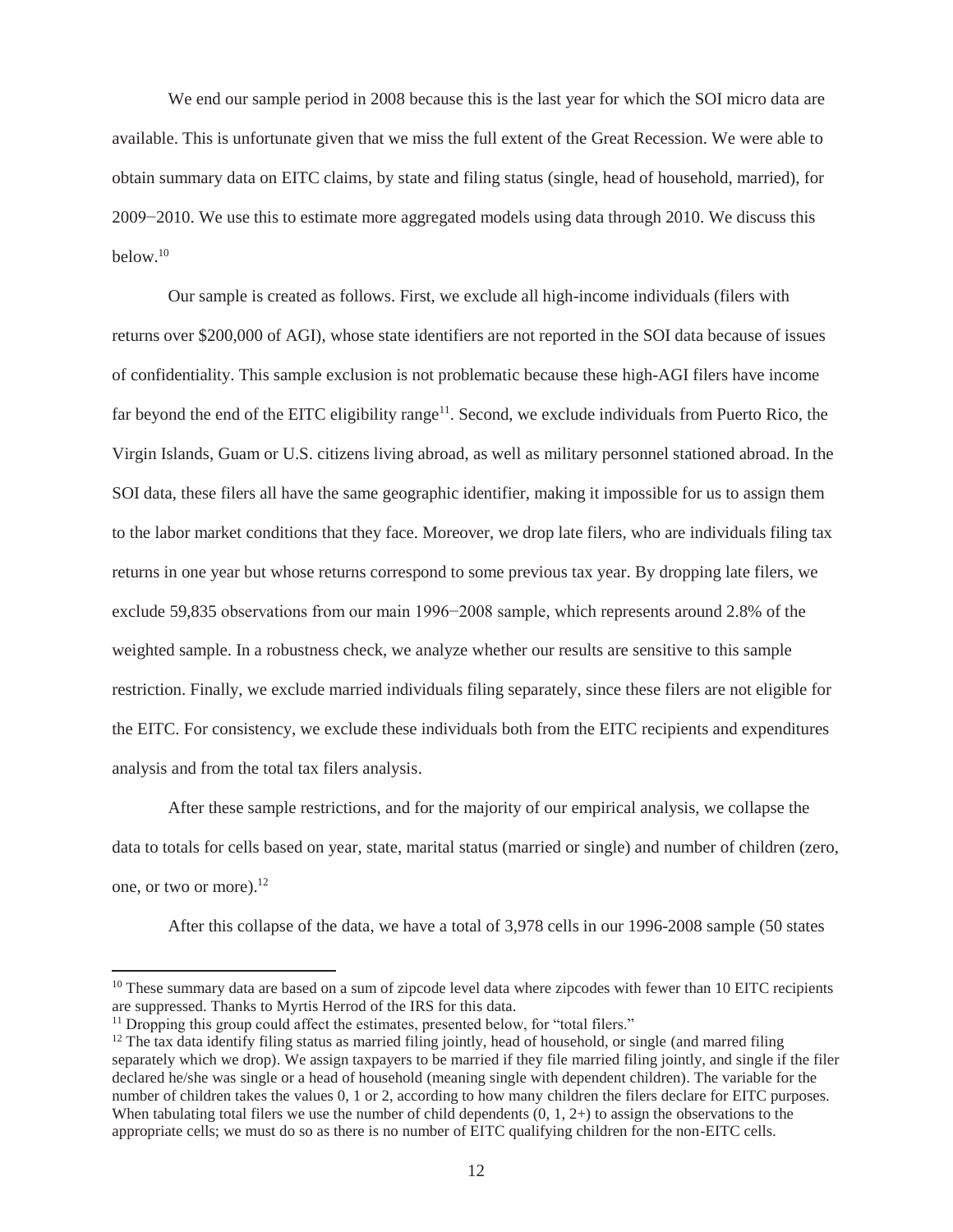We end our sample period in 2008 because this is the last year for which the SOI micro data are available. This is unfortunate given that we miss the full extent of the Great Recession. We were able to obtain summary data on EITC claims, by state and filing status (single, head of household, married), for 2009−2010. We use this to estimate more aggregated models using data through 2010. We discuss this below.[10]

Our sample is created as follows. First, we exclude all high-income individuals (filers with returns over $200,000 of AGI), whose state identifiers are not reported in the SOI data because of issues of confidentiality. This sample exclusion is not problematic because these high-AGI filers have income far beyond the end of the EITC eligibility range[11]. Second, we exclude individuals from Puerto Rico, the Virgin Islands, Guam or U.S. citizens living abroad, as well as military personnel stationed abroad. In the SOI data, these filers all have the same geographic identifier, making it impossible for us to assign them to the labor market conditions that they face. Moreover, we drop late filers, who are individuals filing tax returns in one year but whose returns correspond to some previous tax year. By dropping late filers, we exclude 59,835 observations from our main 1996−2008 sample, which represents around 2.8% of the weighted sample. In a robustness check, we analyze whether our results are sensitive to this sample restriction. Finally, we exclude married individuals filing separately, since these filers are not eligible for the EITC. For consistency, we exclude these individuals both from the EITC recipients and expenditures analysis and from the total tax filers analysis.

After these sample restrictions, and for the majority of our empirical analysis, we collapse the data to totals for cells based on year, state, marital status (married or single) and number of children (zero, one, or two or more).[12]

After this collapse of the data, we have a total of 3,978 cells in our 1996-2008 sample (50 states

---

[10] These summary data are based on a sum of zipcode level data where zipcodes with fewer than 10 EITC recipients are suppressed. Thanks to Myrtis Herrod of the IRS for this data.

[11] Dropping this group could affect the estimates, presented below, for "total filers."

[12] The tax data identify filing status as married filing jointly, head of household, or single (and marred filing separately which we drop). We assign taxpayers to be married if they file married filing jointly, and single if the filer declared he/she was single or a head of household (meaning single with dependent children). The variable for the number of children takes the values 0, 1 or 2, according to how many children the filers declare for EITC purposes. When tabulating total filers we use the number of child dependents (0, 1, 2+) to assign the observations to the appropriate cells; we must do so as there is no number of EITC qualifying children for the non-EITC cells.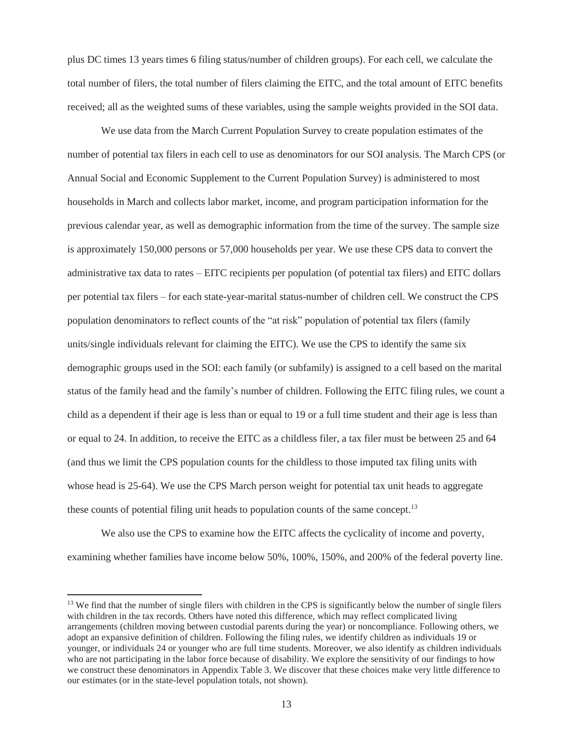plus DC times 13 years times 6 filing status/number of children groups). For each cell, we calculate the total number of filers, the total number of filers claiming the EITC, and the total amount of EITC benefits received; all as the weighted sums of these variables, using the sample weights provided in the SOI data.

We use data from the March Current Population Survey to create population estimates of the number of potential tax filers in each cell to use as denominators for our SOI analysis. The March CPS (or Annual Social and Economic Supplement to the Current Population Survey) is administered to most households in March and collects labor market, income, and program participation information for the previous calendar year, as well as demographic information from the time of the survey. The sample size is approximately 150,000 persons or 57,000 households per year. We use these CPS data to convert the administrative tax data to rates – EITC recipients per population (of potential tax filers) and EITC dollars per potential tax filers – for each state-year-marital status-number of children cell. We construct the CPS population denominators to reflect counts of the "at risk" population of potential tax filers (family units/single individuals relevant for claiming the EITC). We use the CPS to identify the same six demographic groups used in the SOI: each family (or subfamily) is assigned to a cell based on the marital status of the family head and the family's number of children. Following the EITC filing rules, we count a child as a dependent if their age is less than or equal to 19 or a full time student and their age is less than or equal to 24. In addition, to receive the EITC as a childless filer, a tax filer must be between 25 and 64 (and thus we limit the CPS population counts for the childless to those imputed tax filing units with whose head is 25-64). We use the CPS March person weight for potential tax unit heads to aggregate these counts of potential filing unit heads to population counts of the same concept.[13]

We also use the CPS to examine how the EITC affects the cyclicality of income and poverty, examining whether families have income below 50%, 100%, 150%, and 200% of the federal poverty line.

---

[13] We find that the number of single filers with children in the CPS is significantly below the number of single filers with children in the tax records. Others have noted this difference, which may reflect complicated living arrangements (children moving between custodial parents during the year) or noncompliance. Following others, we adopt an expansive definition of children. Following the filing rules, we identify children as individuals 19 or younger, or individuals 24 or younger who are full time students. Moreover, we also identify as children individuals who are not participating in the labor force because of disability. We explore the sensitivity of our findings to how we construct these denominators in Appendix Table 3. We discover that these choices make very little difference to our estimates (or in the state-level population totals, not shown).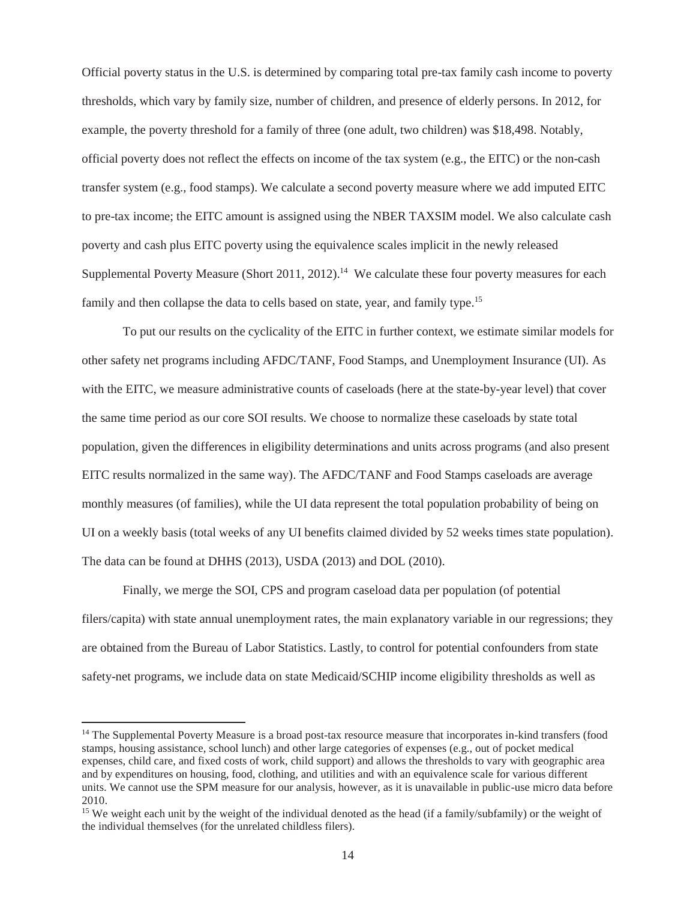Official poverty status in the U.S. is determined by comparing total pre-tax family cash income to poverty thresholds, which vary by family size, number of children, and presence of elderly persons. In 2012, for example, the poverty threshold for a family of three (one adult, two children) was $18,498. Notably, official poverty does not reflect the effects on income of the tax system (e.g., the EITC) or the non-cash transfer system (e.g., food stamps). We calculate a second poverty measure where we add imputed EITC to pre-tax income; the EITC amount is assigned using the NBER TAXSIM model. We also calculate cash poverty and cash plus EITC poverty using the equivalence scales implicit in the newly released Supplemental Poverty Measure (Short 2011, 2012).[14] We calculate these four poverty measures for each family and then collapse the data to cells based on state, year, and family type.[15]

To put our results on the cyclicality of the EITC in further context, we estimate similar models for other safety net programs including AFDC/TANF, Food Stamps, and Unemployment Insurance (UI). As with the EITC, we measure administrative counts of caseloads (here at the state-by-year level) that cover the same time period as our core SOI results. We choose to normalize these caseloads by state total population, given the differences in eligibility determinations and units across programs (and also present EITC results normalized in the same way). The AFDC/TANF and Food Stamps caseloads are average monthly measures (of families), while the UI data represent the total population probability of being on UI on a weekly basis (total weeks of any UI benefits claimed divided by 52 weeks times state population). The data can be found at DHHS (2013), USDA (2013) and DOL (2010).

Finally, we merge the SOI, CPS and program caseload data per population (of potential filers/capita) with state annual unemployment rates, the main explanatory variable in our regressions; they are obtained from the Bureau of Labor Statistics. Lastly, to control for potential confounders from state safety-net programs, we include data on state Medicaid/SCHIP income eligibility thresholds as well as

---

[14] The Supplemental Poverty Measure is a broad post-tax resource measure that incorporates in-kind transfers (food stamps, housing assistance, school lunch) and other large categories of expenses (e.g., out of pocket medical expenses, child care, and fixed costs of work, child support) and allows the thresholds to vary with geographic area and by expenditures on housing, food, clothing, and utilities and with an equivalence scale for various different units. We cannot use the SPM measure for our analysis, however, as it is unavailable in public-use micro data before 2010.

[15] We weight each unit by the weight of the individual denoted as the head (if a family/subfamily) or the weight of the individual themselves (for the unrelated childless filers).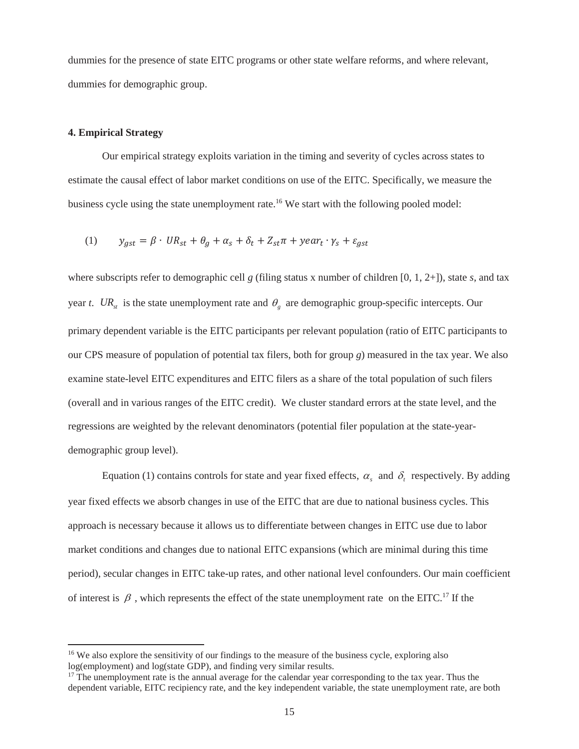dummies for the presence of state EITC programs or other state welfare reforms, and where relevant, dummies for demographic group.

### 4. Empirical Strategy

Our empirical strategy exploits variation in the timing and severity of cycles across states to estimate the causal effect of labor market conditions on use of the EITC. Specifically, we measure the business cycle using the state unemployment rate.[16] We start with the following pooled model:

$$(1) \qquad y_{gst} = \beta \cdot UR_{st} + \theta_g + \alpha_s + \delta_t + Z_{st}\pi + year_t \cdot \gamma_s + \varepsilon_{gst}$$

where subscripts refer to demographic cell $g$ (filing status x number of children [0, 1, 2+]), state $s$, and tax year $t$. $UR_{st}$ is the state unemployment rate and $\theta_g$ are demographic group-specific intercepts. Our primary dependent variable is the EITC participants per relevant population (ratio of EITC participants to our CPS measure of population of potential tax filers, both for group $g$) measured in the tax year. We also examine state-level EITC expenditures and EITC filers as a share of the total population of such filers (overall and in various ranges of the EITC credit). We cluster standard errors at the state level, and the regressions are weighted by the relevant denominators (potential filer population at the state-year-demographic group level).

Equation (1) contains controls for state and year fixed effects, $\alpha_s$ and $\delta_t$ respectively. By adding year fixed effects we absorb changes in use of the EITC that are due to national business cycles. This approach is necessary because it allows us to differentiate between changes in EITC use due to labor market conditions and changes due to national EITC expansions (which are minimal during this time period), secular changes in EITC take-up rates, and other national level confounders. Our main coefficient of interest is $\beta$, which represents the effect of the state unemployment rate on the EITC.[17] If the

---

[16] We also explore the sensitivity of our findings to the measure of the business cycle, exploring also log(employment) and log(state GDP), and finding very similar results.

[17] The unemployment rate is the annual average for the calendar year corresponding to the tax year. Thus the dependent variable, EITC recipiency rate, and the key independent variable, the state unemployment rate, are both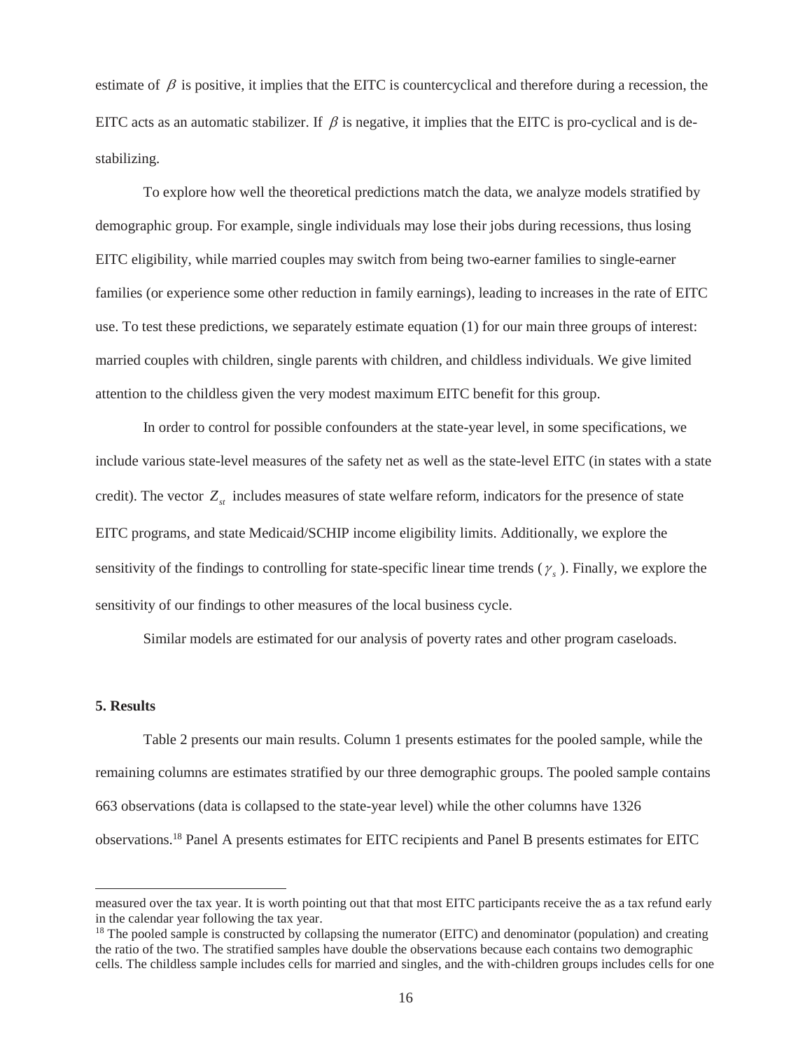estimate of $\beta$ is positive, it implies that the EITC is countercyclical and therefore during a recession, the EITC acts as an automatic stabilizer. If $\beta$ is negative, it implies that the EITC is pro-cyclical and is de-stabilizing.

To explore how well the theoretical predictions match the data, we analyze models stratified by demographic group. For example, single individuals may lose their jobs during recessions, thus losing EITC eligibility, while married couples may switch from being two-earner families to single-earner families (or experience some other reduction in family earnings), leading to increases in the rate of EITC use. To test these predictions, we separately estimate equation (1) for our main three groups of interest: married couples with children, single parents with children, and childless individuals. We give limited attention to the childless given the very modest maximum EITC benefit for this group.

In order to control for possible confounders at the state-year level, in some specifications, we include various state-level measures of the safety net as well as the state-level EITC (in states with a state credit). The vector $Z_{st}$ includes measures of state welfare reform, indicators for the presence of state EITC programs, and state Medicaid/SCHIP income eligibility limits. Additionally, we explore the sensitivity of the findings to controlling for state-specific linear time trends ($\gamma_s$). Finally, we explore the sensitivity of our findings to other measures of the local business cycle.

Similar models are estimated for our analysis of poverty rates and other program caseloads.

## 5. Results

Table 2 presents our main results. Column 1 presents estimates for the pooled sample, while the remaining columns are estimates stratified by our three demographic groups. The pooled sample contains 663 observations (data is collapsed to the state-year level) while the other columns have 1326 observations.[18] Panel A presents estimates for EITC recipients and Panel B presents estimates for EITC

---

measured over the tax year. It is worth pointing out that that most EITC participants receive the as a tax refund early in the calendar year following the tax year.

[18] The pooled sample is constructed by collapsing the numerator (EITC) and denominator (population) and creating the ratio of the two. The stratified samples have double the observations because each contains two demographic cells. The childless sample includes cells for married and singles, and the with-children groups includes cells for one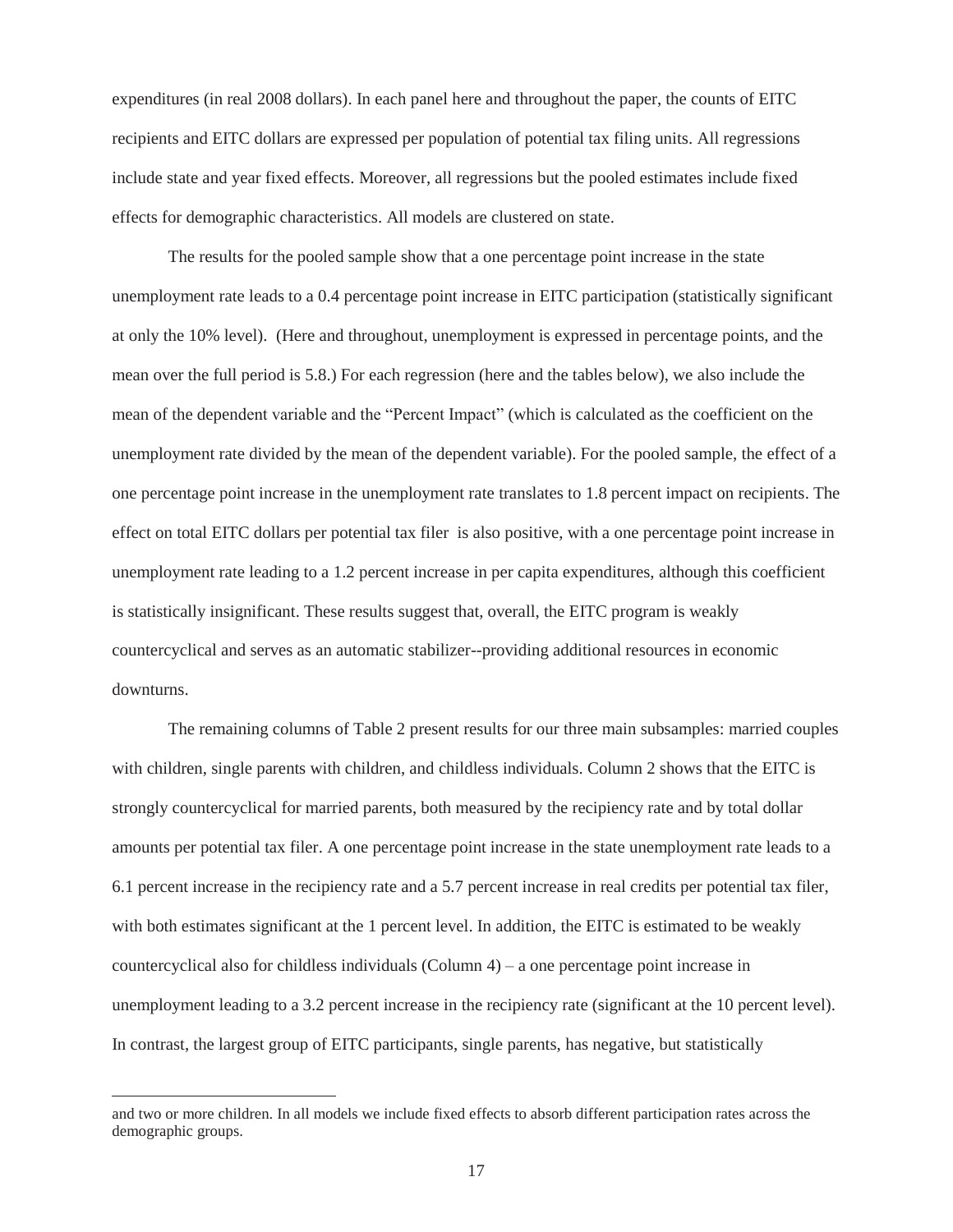expenditures (in real 2008 dollars). In each panel here and throughout the paper, the counts of EITC recipients and EITC dollars are expressed per population of potential tax filing units. All regressions include state and year fixed effects. Moreover, all regressions but the pooled estimates include fixed effects for demographic characteristics. All models are clustered on state.

The results for the pooled sample show that a one percentage point increase in the state unemployment rate leads to a 0.4 percentage point increase in EITC participation (statistically significant at only the 10% level). (Here and throughout, unemployment is expressed in percentage points, and the mean over the full period is 5.8.) For each regression (here and the tables below), we also include the mean of the dependent variable and the "Percent Impact" (which is calculated as the coefficient on the unemployment rate divided by the mean of the dependent variable). For the pooled sample, the effect of a one percentage point increase in the unemployment rate translates to 1.8 percent impact on recipients. The effect on total EITC dollars per potential tax filer is also positive, with a one percentage point increase in unemployment rate leading to a 1.2 percent increase in per capita expenditures, although this coefficient is statistically insignificant. These results suggest that, overall, the EITC program is weakly countercyclical and serves as an automatic stabilizer--providing additional resources in economic downturns.

The remaining columns of Table 2 present results for our three main subsamples: married couples with children, single parents with children, and childless individuals. Column 2 shows that the EITC is strongly countercyclical for married parents, both measured by the recipiency rate and by total dollar amounts per potential tax filer. A one percentage point increase in the state unemployment rate leads to a 6.1 percent increase in the recipiency rate and a 5.7 percent increase in real credits per potential tax filer, with both estimates significant at the 1 percent level. In addition, the EITC is estimated to be weakly countercyclical also for childless individuals (Column 4) – a one percentage point increase in unemployment leading to a 3.2 percent increase in the recipiency rate (significant at the 10 percent level). In contrast, the largest group of EITC participants, single parents, has negative, but statistically

and two or more children. In all models we include fixed effects to absorb different participation rates across the demographic groups.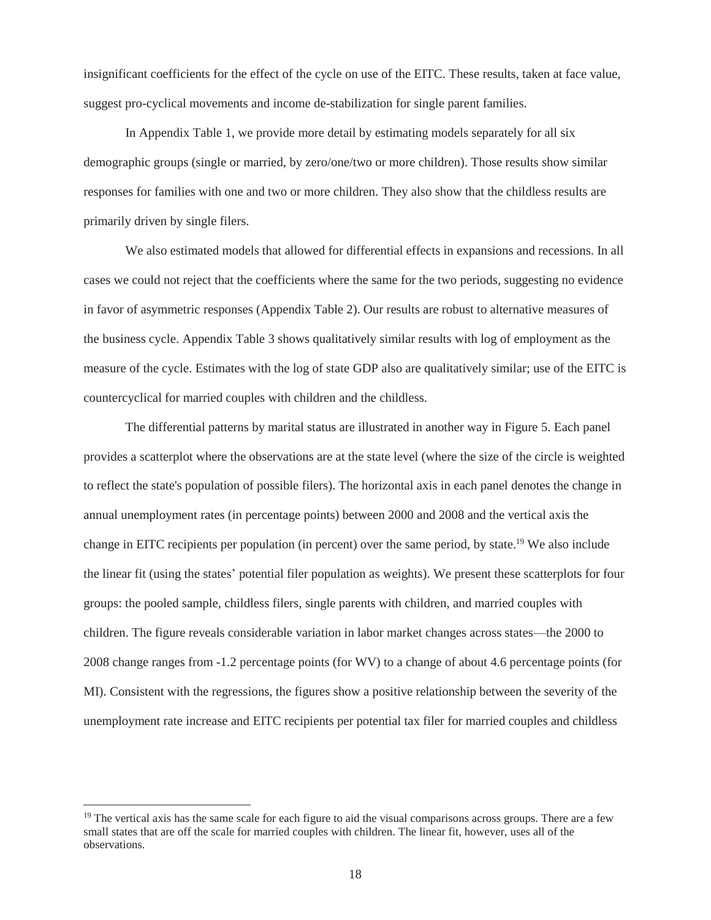insignificant coefficients for the effect of the cycle on use of the EITC. These results, taken at face value, suggest pro-cyclical movements and income de-stabilization for single parent families.

In Appendix Table 1, we provide more detail by estimating models separately for all six demographic groups (single or married, by zero/one/two or more children). Those results show similar responses for families with one and two or more children. They also show that the childless results are primarily driven by single filers.

We also estimated models that allowed for differential effects in expansions and recessions. In all cases we could not reject that the coefficients where the same for the two periods, suggesting no evidence in favor of asymmetric responses (Appendix Table 2). Our results are robust to alternative measures of the business cycle. Appendix Table 3 shows qualitatively similar results with log of employment as the measure of the cycle. Estimates with the log of state GDP also are qualitatively similar; use of the EITC is countercyclical for married couples with children and the childless.

The differential patterns by marital status are illustrated in another way in Figure 5. Each panel provides a scatterplot where the observations are at the state level (where the size of the circle is weighted to reflect the state's population of possible filers). The horizontal axis in each panel denotes the change in annual unemployment rates (in percentage points) between 2000 and 2008 and the vertical axis the change in EITC recipients per population (in percent) over the same period, by state.[19] We also include the linear fit (using the states' potential filer population as weights). We present these scatterplots for four groups: the pooled sample, childless filers, single parents with children, and married couples with children. The figure reveals considerable variation in labor market changes across states—the 2000 to 2008 change ranges from -1.2 percentage points (for WV) to a change of about 4.6 percentage points (for MI). Consistent with the regressions, the figures show a positive relationship between the severity of the unemployment rate increase and EITC recipients per potential tax filer for married couples and childless

[19] The vertical axis has the same scale for each figure to aid the visual comparisons across groups. There are a few small states that are off the scale for married couples with children. The linear fit, however, uses all of the observations.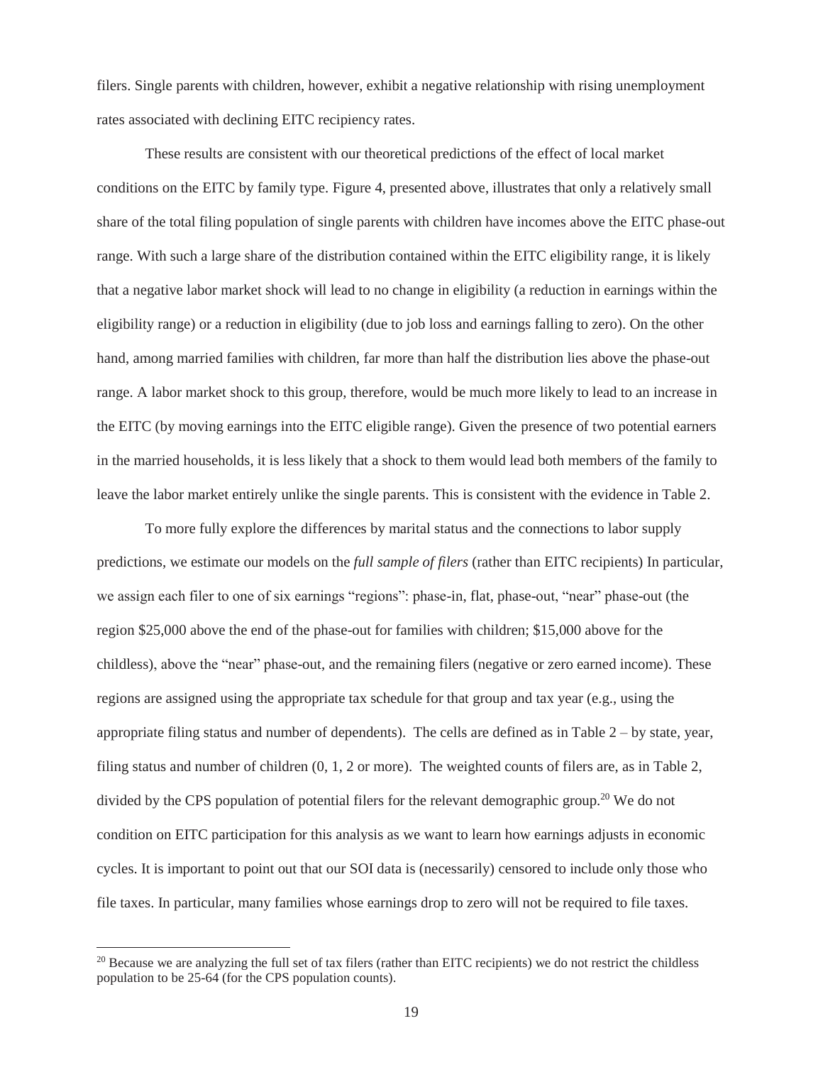filers. Single parents with children, however, exhibit a negative relationship with rising unemployment rates associated with declining EITC recipiency rates.

These results are consistent with our theoretical predictions of the effect of local market conditions on the EITC by family type. Figure 4, presented above, illustrates that only a relatively small share of the total filing population of single parents with children have incomes above the EITC phase-out range. With such a large share of the distribution contained within the EITC eligibility range, it is likely that a negative labor market shock will lead to no change in eligibility (a reduction in earnings within the eligibility range) or a reduction in eligibility (due to job loss and earnings falling to zero). On the other hand, among married families with children, far more than half the distribution lies above the phase-out range. A labor market shock to this group, therefore, would be much more likely to lead to an increase in the EITC (by moving earnings into the EITC eligible range). Given the presence of two potential earners in the married households, it is less likely that a shock to them would lead both members of the family to leave the labor market entirely unlike the single parents. This is consistent with the evidence in Table 2.

To more fully explore the differences by marital status and the connections to labor supply predictions, we estimate our models on the *full sample of filers* (rather than EITC recipients) In particular, we assign each filer to one of six earnings "regions": phase-in, flat, phase-out, "near" phase-out (the region \$25,000 above the end of the phase-out for families with children; \$15,000 above for the childless), above the "near" phase-out, and the remaining filers (negative or zero earned income). These regions are assigned using the appropriate tax schedule for that group and tax year (e.g., using the appropriate filing status and number of dependents). The cells are defined as in Table 2 – by state, year, filing status and number of children (0, 1, 2 or more). The weighted counts of filers are, as in Table 2, divided by the CPS population of potential filers for the relevant demographic group.[20] We do not condition on EITC participation for this analysis as we want to learn how earnings adjusts in economic cycles. It is important to point out that our SOI data is (necessarily) censored to include only those who file taxes. In particular, many families whose earnings drop to zero will not be required to file taxes.

[20] Because we are analyzing the full set of tax filers (rather than EITC recipients) we do not restrict the childless population to be 25-64 (for the CPS population counts).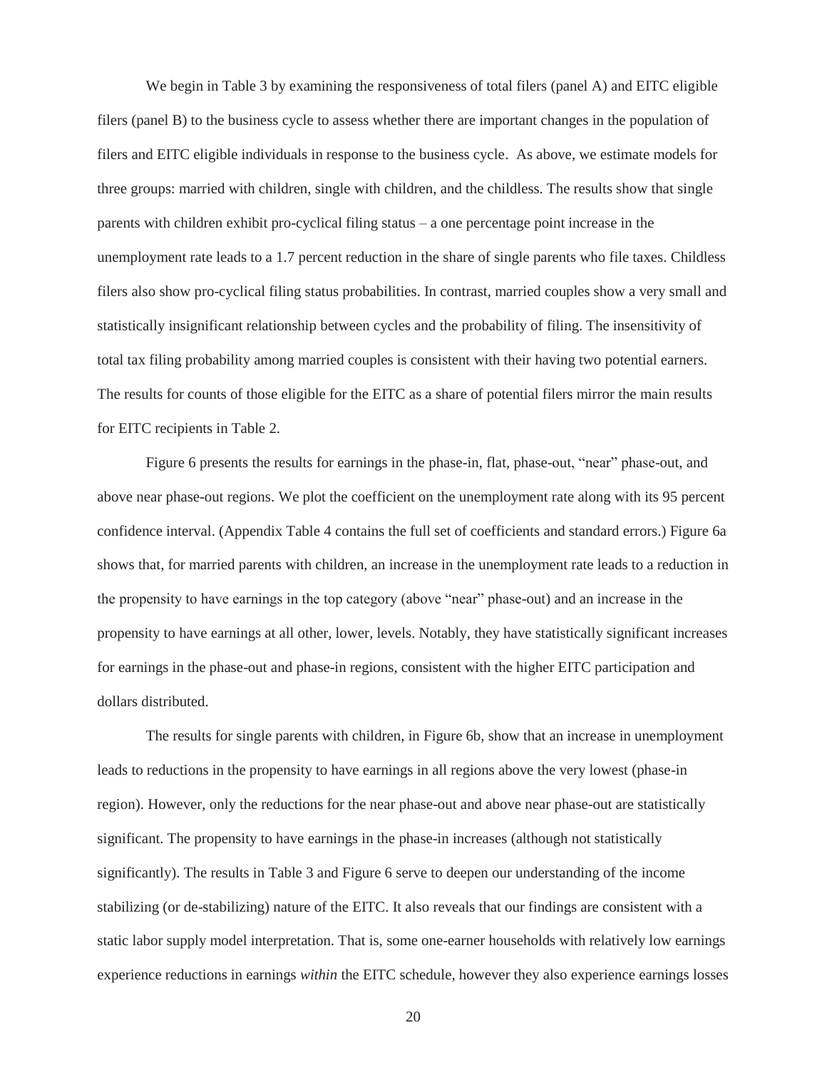We begin in Table 3 by examining the responsiveness of total filers (panel A) and EITC eligible filers (panel B) to the business cycle to assess whether there are important changes in the population of filers and EITC eligible individuals in response to the business cycle. As above, we estimate models for three groups: married with children, single with children, and the childless. The results show that single parents with children exhibit pro-cyclical filing status – a one percentage point increase in the unemployment rate leads to a 1.7 percent reduction in the share of single parents who file taxes. Childless filers also show pro-cyclical filing status probabilities. In contrast, married couples show a very small and statistically insignificant relationship between cycles and the probability of filing. The insensitivity of total tax filing probability among married couples is consistent with their having two potential earners. The results for counts of those eligible for the EITC as a share of potential filers mirror the main results for EITC recipients in Table 2.

Figure 6 presents the results for earnings in the phase-in, flat, phase-out, "near" phase-out, and above near phase-out regions. We plot the coefficient on the unemployment rate along with its 95 percent confidence interval. (Appendix Table 4 contains the full set of coefficients and standard errors.) Figure 6a shows that, for married parents with children, an increase in the unemployment rate leads to a reduction in the propensity to have earnings in the top category (above "near" phase-out) and an increase in the propensity to have earnings at all other, lower, levels. Notably, they have statistically significant increases for earnings in the phase-out and phase-in regions, consistent with the higher EITC participation and dollars distributed.

The results for single parents with children, in Figure 6b, show that an increase in unemployment leads to reductions in the propensity to have earnings in all regions above the very lowest (phase-in region). However, only the reductions for the near phase-out and above near phase-out are statistically significant. The propensity to have earnings in the phase-in increases (although not statistically significantly). The results in Table 3 and Figure 6 serve to deepen our understanding of the income stabilizing (or de-stabilizing) nature of the EITC. It also reveals that our findings are consistent with a static labor supply model interpretation. That is, some one-earner households with relatively low earnings experience reductions in earnings *within* the EITC schedule, however they also experience earnings losses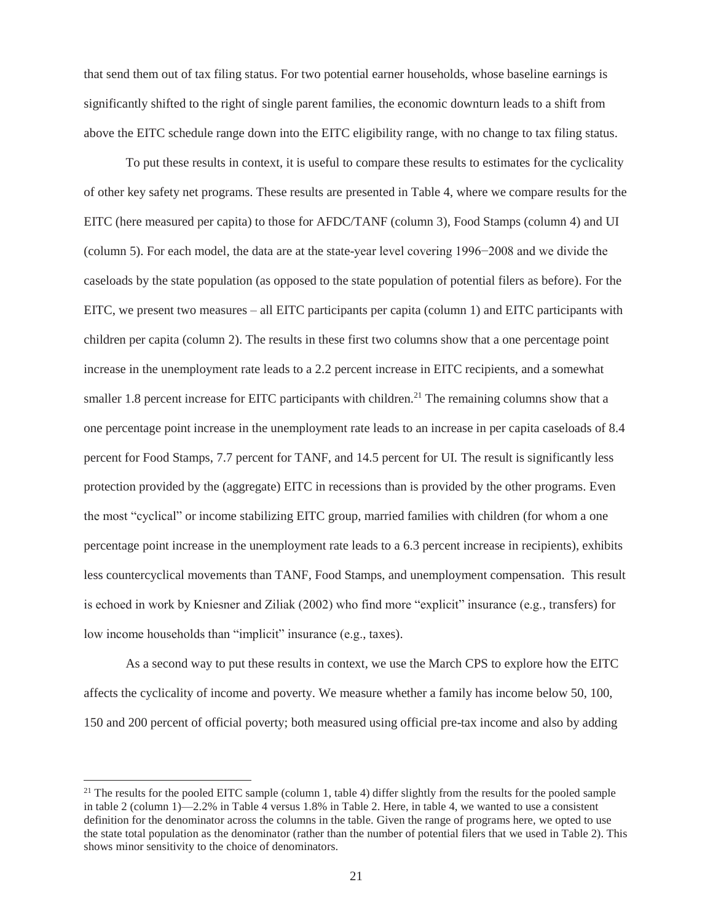that send them out of tax filing status. For two potential earner households, whose baseline earnings is significantly shifted to the right of single parent families, the economic downturn leads to a shift from above the EITC schedule range down into the EITC eligibility range, with no change to tax filing status.

To put these results in context, it is useful to compare these results to estimates for the cyclicality of other key safety net programs. These results are presented in Table 4, where we compare results for the EITC (here measured per capita) to those for AFDC/TANF (column 3), Food Stamps (column 4) and UI (column 5). For each model, the data are at the state-year level covering 1996−2008 and we divide the caseloads by the state population (as opposed to the state population of potential filers as before). For the EITC, we present two measures – all EITC participants per capita (column 1) and EITC participants with children per capita (column 2). The results in these first two columns show that a one percentage point increase in the unemployment rate leads to a 2.2 percent increase in EITC recipients, and a somewhat smaller 1.8 percent increase for EITC participants with children.[21] The remaining columns show that a one percentage point increase in the unemployment rate leads to an increase in per capita caseloads of 8.4 percent for Food Stamps, 7.7 percent for TANF, and 14.5 percent for UI. The result is significantly less protection provided by the (aggregate) EITC in recessions than is provided by the other programs. Even the most "cyclical" or income stabilizing EITC group, married families with children (for whom a one percentage point increase in the unemployment rate leads to a 6.3 percent increase in recipients), exhibits less countercyclical movements than TANF, Food Stamps, and unemployment compensation. This result is echoed in work by Kniesner and Ziliak (2002) who find more "explicit" insurance (e.g., transfers) for low income households than "implicit" insurance (e.g., taxes).

As a second way to put these results in context, we use the March CPS to explore how the EITC affects the cyclicality of income and poverty. We measure whether a family has income below 50, 100, 150 and 200 percent of official poverty; both measured using official pre-tax income and also by adding

[21] The results for the pooled EITC sample (column 1, table 4) differ slightly from the results for the pooled sample in table 2 (column 1)—2.2% in Table 4 versus 1.8% in Table 2. Here, in table 4, we wanted to use a consistent definition for the denominator across the columns in the table. Given the range of programs here, we opted to use the state total population as the denominator (rather than the number of potential filers that we used in Table 2). This shows minor sensitivity to the choice of denominators.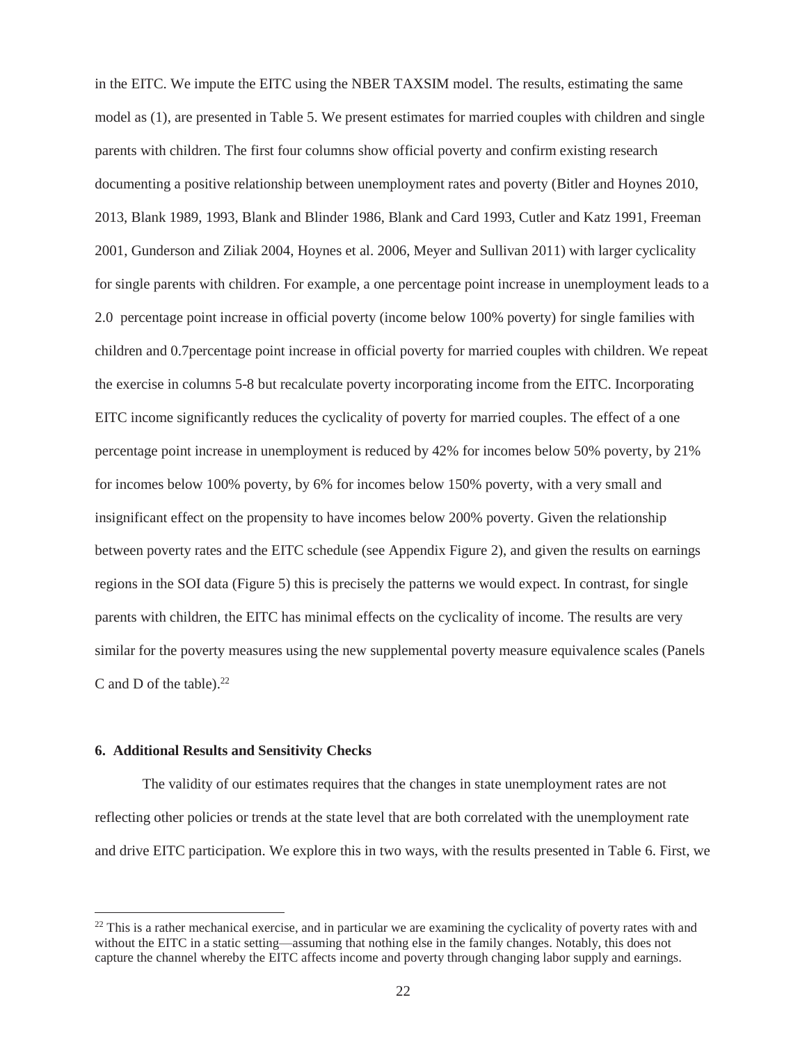in the EITC. We impute the EITC using the NBER TAXSIM model. The results, estimating the same model as (1), are presented in Table 5. We present estimates for married couples with children and single parents with children. The first four columns show official poverty and confirm existing research documenting a positive relationship between unemployment rates and poverty (Bitler and Hoynes 2010, 2013, Blank 1989, 1993, Blank and Blinder 1986, Blank and Card 1993, Cutler and Katz 1991, Freeman 2001, Gunderson and Ziliak 2004, Hoynes et al. 2006, Meyer and Sullivan 2011) with larger cyclicality for single parents with children. For example, a one percentage point increase in unemployment leads to a 2.0 percentage point increase in official poverty (income below 100% poverty) for single families with children and 0.7percentage point increase in official poverty for married couples with children. We repeat the exercise in columns 5-8 but recalculate poverty incorporating income from the EITC. Incorporating EITC income significantly reduces the cyclicality of poverty for married couples. The effect of a one percentage point increase in unemployment is reduced by 42% for incomes below 50% poverty, by 21% for incomes below 100% poverty, by 6% for incomes below 150% poverty, with a very small and insignificant effect on the propensity to have incomes below 200% poverty. Given the relationship between poverty rates and the EITC schedule (see Appendix Figure 2), and given the results on earnings regions in the SOI data (Figure 5) this is precisely the patterns we would expect. In contrast, for single parents with children, the EITC has minimal effects on the cyclicality of income. The results are very similar for the poverty measures using the new supplemental poverty measure equivalence scales (Panels C and D of the table).[22]

## 6. Additional Results and Sensitivity Checks

The validity of our estimates requires that the changes in state unemployment rates are not reflecting other policies or trends at the state level that are both correlated with the unemployment rate and drive EITC participation. We explore this in two ways, with the results presented in Table 6. First, we

[22] This is a rather mechanical exercise, and in particular we are examining the cyclicality of poverty rates with and without the EITC in a static setting—assuming that nothing else in the family changes. Notably, this does not capture the channel whereby the EITC affects income and poverty through changing labor supply and earnings.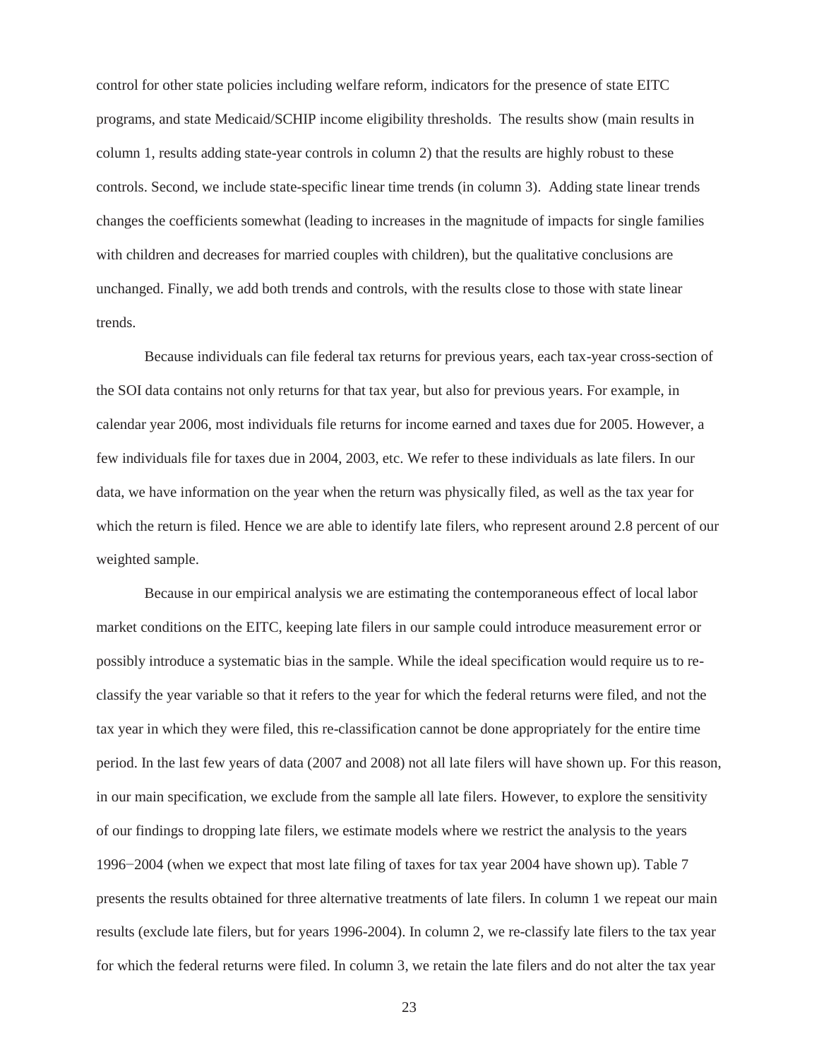control for other state policies including welfare reform, indicators for the presence of state EITC programs, and state Medicaid/SCHIP income eligibility thresholds. The results show (main results in column 1, results adding state-year controls in column 2) that the results are highly robust to these controls. Second, we include state-specific linear time trends (in column 3). Adding state linear trends changes the coefficients somewhat (leading to increases in the magnitude of impacts for single families with children and decreases for married couples with children), but the qualitative conclusions are unchanged. Finally, we add both trends and controls, with the results close to those with state linear trends.

Because individuals can file federal tax returns for previous years, each tax-year cross-section of the SOI data contains not only returns for that tax year, but also for previous years. For example, in calendar year 2006, most individuals file returns for income earned and taxes due for 2005. However, a few individuals file for taxes due in 2004, 2003, etc. We refer to these individuals as late filers. In our data, we have information on the year when the return was physically filed, as well as the tax year for which the return is filed. Hence we are able to identify late filers, who represent around 2.8 percent of our weighted sample.

Because in our empirical analysis we are estimating the contemporaneous effect of local labor market conditions on the EITC, keeping late filers in our sample could introduce measurement error or possibly introduce a systematic bias in the sample. While the ideal specification would require us to re-classify the year variable so that it refers to the year for which the federal returns were filed, and not the tax year in which they were filed, this re-classification cannot be done appropriately for the entire time period. In the last few years of data (2007 and 2008) not all late filers will have shown up. For this reason, in our main specification, we exclude from the sample all late filers. However, to explore the sensitivity of our findings to dropping late filers, we estimate models where we restrict the analysis to the years 1996−2004 (when we expect that most late filing of taxes for tax year 2004 have shown up). Table 7 presents the results obtained for three alternative treatments of late filers. In column 1 we repeat our main results (exclude late filers, but for years 1996-2004). In column 2, we re-classify late filers to the tax year for which the federal returns were filed. In column 3, we retain the late filers and do not alter the tax year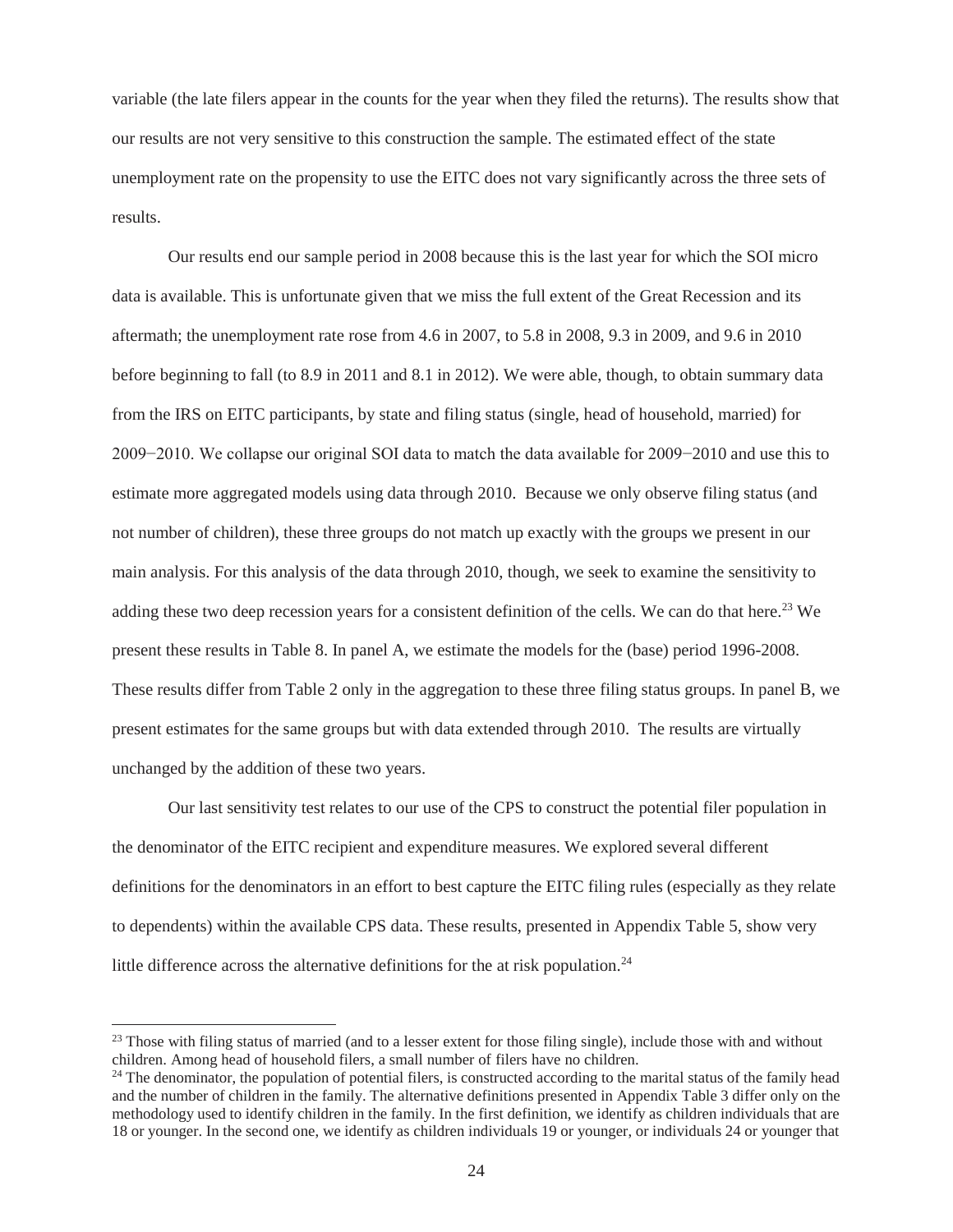variable (the late filers appear in the counts for the year when they filed the returns). The results show that our results are not very sensitive to this construction the sample. The estimated effect of the state unemployment rate on the propensity to use the EITC does not vary significantly across the three sets of results.

Our results end our sample period in 2008 because this is the last year for which the SOI micro data is available. This is unfortunate given that we miss the full extent of the Great Recession and its aftermath; the unemployment rate rose from 4.6 in 2007, to 5.8 in 2008, 9.3 in 2009, and 9.6 in 2010 before beginning to fall (to 8.9 in 2011 and 8.1 in 2012). We were able, though, to obtain summary data from the IRS on EITC participants, by state and filing status (single, head of household, married) for 2009−2010. We collapse our original SOI data to match the data available for 2009−2010 and use this to estimate more aggregated models using data through 2010. Because we only observe filing status (and not number of children), these three groups do not match up exactly with the groups we present in our main analysis. For this analysis of the data through 2010, though, we seek to examine the sensitivity to adding these two deep recession years for a consistent definition of the cells. We can do that here.[23] We present these results in Table 8. In panel A, we estimate the models for the (base) period 1996-2008. These results differ from Table 2 only in the aggregation to these three filing status groups. In panel B, we present estimates for the same groups but with data extended through 2010. The results are virtually unchanged by the addition of these two years.

Our last sensitivity test relates to our use of the CPS to construct the potential filer population in the denominator of the EITC recipient and expenditure measures. We explored several different definitions for the denominators in an effort to best capture the EITC filing rules (especially as they relate to dependents) within the available CPS data. These results, presented in Appendix Table 5, show very little difference across the alternative definitions for the at risk population.[24]

[23] Those with filing status of married (and to a lesser extent for those filing single), include those with and without children. Among head of household filers, a small number of filers have no children.

[24] The denominator, the population of potential filers, is constructed according to the marital status of the family head and the number of children in the family. The alternative definitions presented in Appendix Table 3 differ only on the methodology used to identify children in the family. In the first definition, we identify as children individuals that are 18 or younger. In the second one, we identify as children individuals 19 or younger, or individuals 24 or younger that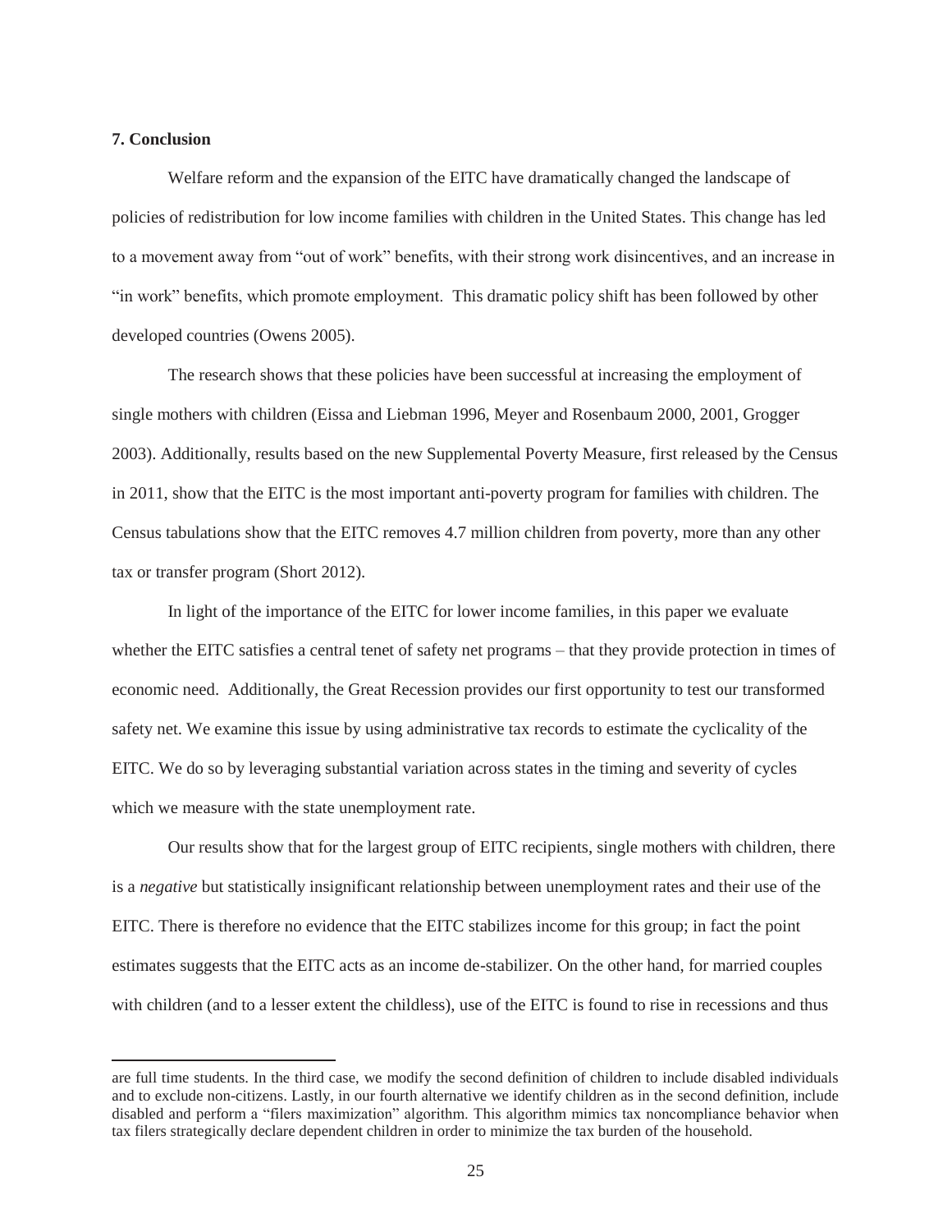**7. Conclusion**

Welfare reform and the expansion of the EITC have dramatically changed the landscape of policies of redistribution for low income families with children in the United States. This change has led to a movement away from "out of work" benefits, with their strong work disincentives, and an increase in "in work" benefits, which promote employment. This dramatic policy shift has been followed by other developed countries (Owens 2005).

The research shows that these policies have been successful at increasing the employment of single mothers with children (Eissa and Liebman 1996, Meyer and Rosenbaum 2000, 2001, Grogger 2003). Additionally, results based on the new Supplemental Poverty Measure, first released by the Census in 2011, show that the EITC is the most important anti-poverty program for families with children. The Census tabulations show that the EITC removes 4.7 million children from poverty, more than any other tax or transfer program (Short 2012).

In light of the importance of the EITC for lower income families, in this paper we evaluate whether the EITC satisfies a central tenet of safety net programs – that they provide protection in times of economic need. Additionally, the Great Recession provides our first opportunity to test our transformed safety net. We examine this issue by using administrative tax records to estimate the cyclicality of the EITC. We do so by leveraging substantial variation across states in the timing and severity of cycles which we measure with the state unemployment rate.

Our results show that for the largest group of EITC recipients, single mothers with children, there is a *negative* but statistically insignificant relationship between unemployment rates and their use of the EITC. There is therefore no evidence that the EITC stabilizes income for this group; in fact the point estimates suggests that the EITC acts as an income de-stabilizer. On the other hand, for married couples with children (and to a lesser extent the childless), use of the EITC is found to rise in recessions and thus

are full time students. In the third case, we modify the second definition of children to include disabled individuals and to exclude non-citizens. Lastly, in our fourth alternative we identify children as in the second definition, include disabled and perform a "filers maximization" algorithm. This algorithm mimics tax noncompliance behavior when tax filers strategically declare dependent children in order to minimize the tax burden of the household.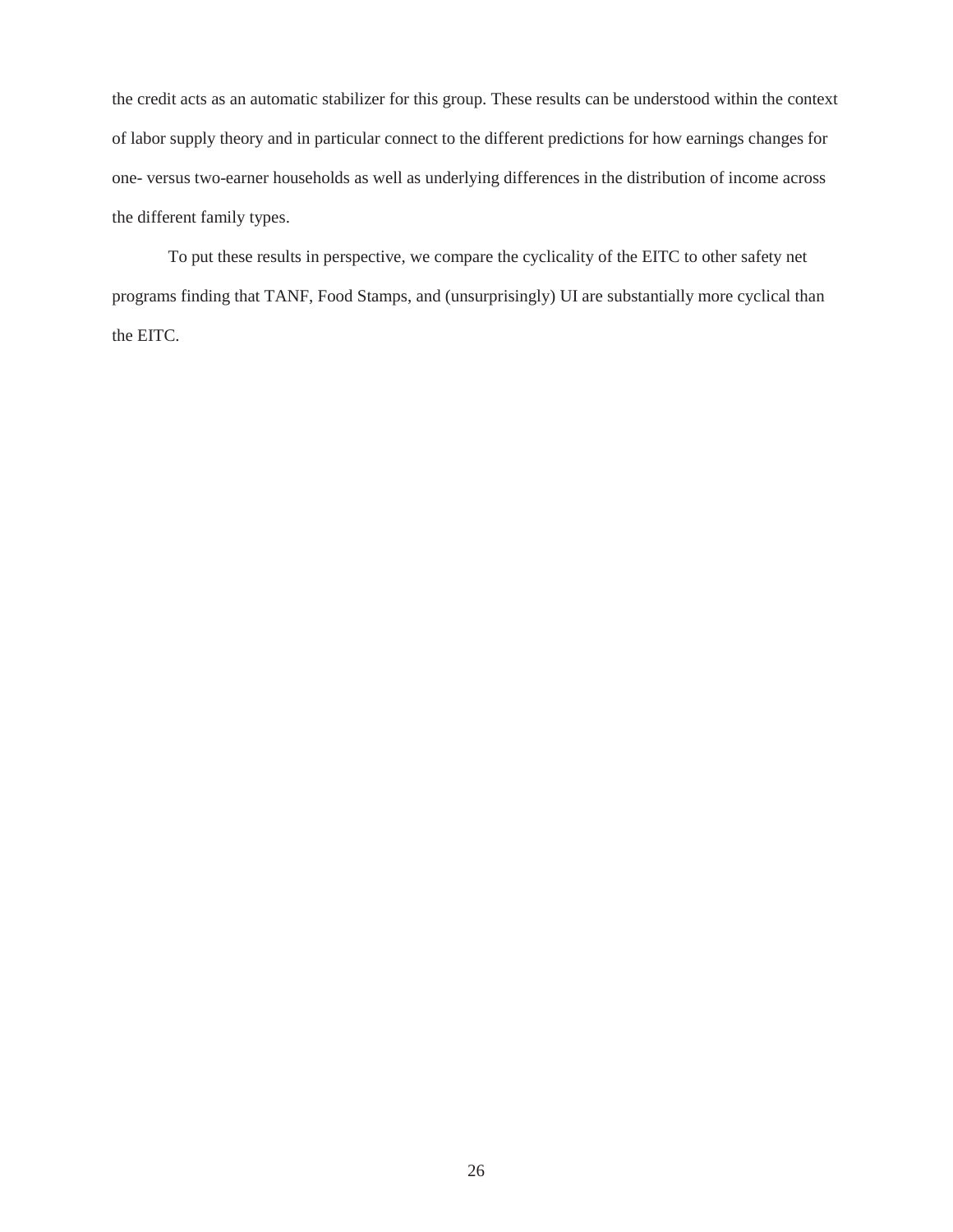the credit acts as an automatic stabilizer for this group. These results can be understood within the context of labor supply theory and in particular connect to the different predictions for how earnings changes for one- versus two-earner households as well as underlying differences in the distribution of income across the different family types.

To put these results in perspective, we compare the cyclicality of the EITC to other safety net programs finding that TANF, Food Stamps, and (unsurprisingly) UI are substantially more cyclical than the EITC.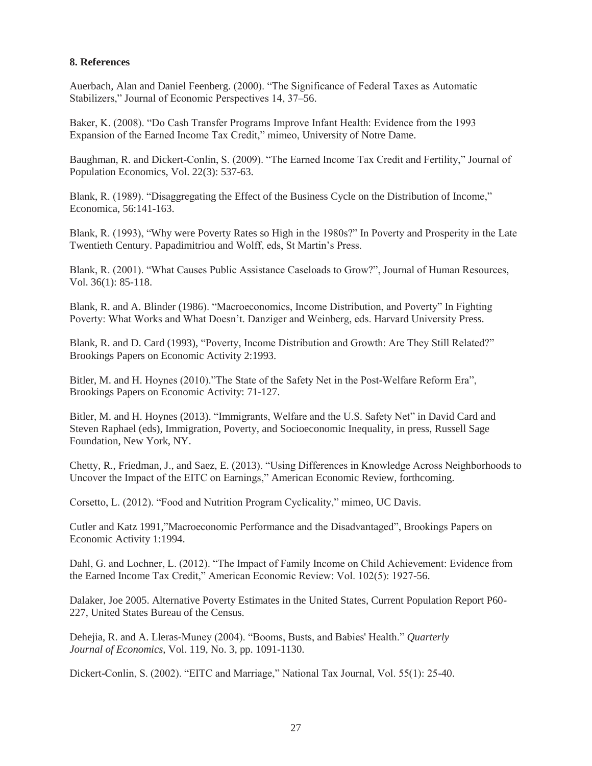## 8. References

Auerbach, Alan and Daniel Feenberg. (2000). "The Significance of Federal Taxes as Automatic Stabilizers," Journal of Economic Perspectives 14, 37–56.

Baker, K. (2008). "Do Cash Transfer Programs Improve Infant Health: Evidence from the 1993 Expansion of the Earned Income Tax Credit," mimeo, University of Notre Dame.

Baughman, R. and Dickert-Conlin, S. (2009). "The Earned Income Tax Credit and Fertility," Journal of Population Economics, Vol. 22(3): 537-63.

Blank, R. (1989). "Disaggregating the Effect of the Business Cycle on the Distribution of Income," Economica, 56:141-163.

Blank, R. (1993), "Why were Poverty Rates so High in the 1980s?" In Poverty and Prosperity in the Late Twentieth Century. Papadimitriou and Wolff, eds, St Martin's Press.

Blank, R. (2001). "What Causes Public Assistance Caseloads to Grow?", Journal of Human Resources, Vol. 36(1): 85-118.

Blank, R. and A. Blinder (1986). "Macroeconomics, Income Distribution, and Poverty" In Fighting Poverty: What Works and What Doesn't. Danziger and Weinberg, eds. Harvard University Press.

Blank, R. and D. Card (1993), "Poverty, Income Distribution and Growth: Are They Still Related?" Brookings Papers on Economic Activity 2:1993.

Bitler, M. and H. Hoynes (2010)."The State of the Safety Net in the Post-Welfare Reform Era", Brookings Papers on Economic Activity: 71-127.

Bitler, M. and H. Hoynes (2013). "Immigrants, Welfare and the U.S. Safety Net" in David Card and Steven Raphael (eds), Immigration, Poverty, and Socioeconomic Inequality, in press, Russell Sage Foundation, New York, NY.

Chetty, R., Friedman, J., and Saez, E. (2013). "Using Differences in Knowledge Across Neighborhoods to Uncover the Impact of the EITC on Earnings," American Economic Review, forthcoming.

Corsetto, L. (2012). "Food and Nutrition Program Cyclicality," mimeo, UC Davis.

Cutler and Katz 1991,"Macroeconomic Performance and the Disadvantaged", Brookings Papers on Economic Activity 1:1994.

Dahl, G. and Lochner, L. (2012). "The Impact of Family Income on Child Achievement: Evidence from the Earned Income Tax Credit," American Economic Review: Vol. 102(5): 1927-56.

Dalaker, Joe 2005. Alternative Poverty Estimates in the United States, Current Population Report P60-227, United States Bureau of the Census.

Dehejia, R. and A. Lleras-Muney (2004). "Booms, Busts, and Babies' Health." *Quarterly Journal of Economics*, Vol. 119, No. 3, pp. 1091-1130.

Dickert-Conlin, S. (2002). "EITC and Marriage," National Tax Journal, Vol. 55(1): 25-40.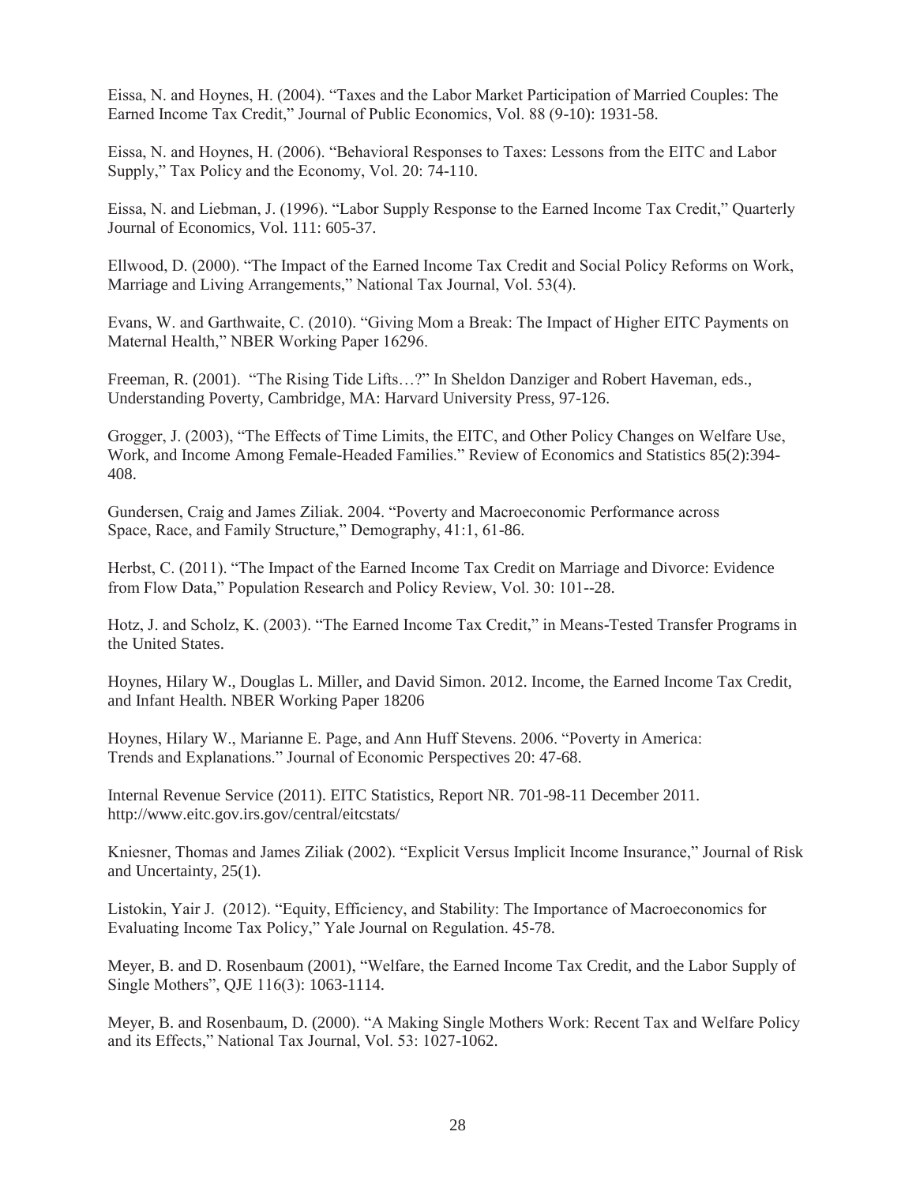Eissa, N. and Hoynes, H. (2004). "Taxes and the Labor Market Participation of Married Couples: The Earned Income Tax Credit," Journal of Public Economics, Vol. 88 (9-10): 1931-58.

Eissa, N. and Hoynes, H. (2006). "Behavioral Responses to Taxes: Lessons from the EITC and Labor Supply," Tax Policy and the Economy, Vol. 20: 74-110.

Eissa, N. and Liebman, J. (1996). "Labor Supply Response to the Earned Income Tax Credit," Quarterly Journal of Economics, Vol. 111: 605-37.

Ellwood, D. (2000). "The Impact of the Earned Income Tax Credit and Social Policy Reforms on Work, Marriage and Living Arrangements," National Tax Journal, Vol. 53(4).

Evans, W. and Garthwaite, C. (2010). "Giving Mom a Break: The Impact of Higher EITC Payments on Maternal Health," NBER Working Paper 16296.

Freeman, R. (2001). "The Rising Tide Lifts…?" In Sheldon Danziger and Robert Haveman, eds., Understanding Poverty, Cambridge, MA: Harvard University Press, 97-126.

Grogger, J. (2003), "The Effects of Time Limits, the EITC, and Other Policy Changes on Welfare Use, Work, and Income Among Female-Headed Families." Review of Economics and Statistics 85(2):394-408.

Gundersen, Craig and James Ziliak. 2004. "Poverty and Macroeconomic Performance across Space, Race, and Family Structure," Demography, 41:1, 61-86.

Herbst, C. (2011). "The Impact of the Earned Income Tax Credit on Marriage and Divorce: Evidence from Flow Data," Population Research and Policy Review, Vol. 30: 101--28.

Hotz, J. and Scholz, K. (2003). "The Earned Income Tax Credit," in Means-Tested Transfer Programs in the United States.

Hoynes, Hilary W., Douglas L. Miller, and David Simon. 2012. Income, the Earned Income Tax Credit, and Infant Health. NBER Working Paper 18206

Hoynes, Hilary W., Marianne E. Page, and Ann Huff Stevens. 2006. "Poverty in America: Trends and Explanations." Journal of Economic Perspectives 20: 47-68.

Internal Revenue Service (2011). EITC Statistics, Report NR. 701-98-11 December 2011. http://www.eitc.gov.irs.gov/central/eitcstats/

Kniesner, Thomas and James Ziliak (2002). "Explicit Versus Implicit Income Insurance," Journal of Risk and Uncertainty, 25(1).

Listokin, Yair J. (2012). "Equity, Efficiency, and Stability: The Importance of Macroeconomics for Evaluating Income Tax Policy," Yale Journal on Regulation. 45-78.

Meyer, B. and D. Rosenbaum (2001), "Welfare, the Earned Income Tax Credit, and the Labor Supply of Single Mothers", QJE 116(3): 1063-1114.

Meyer, B. and Rosenbaum, D. (2000). "A Making Single Mothers Work: Recent Tax and Welfare Policy and its Effects," National Tax Journal, Vol. 53: 1027-1062.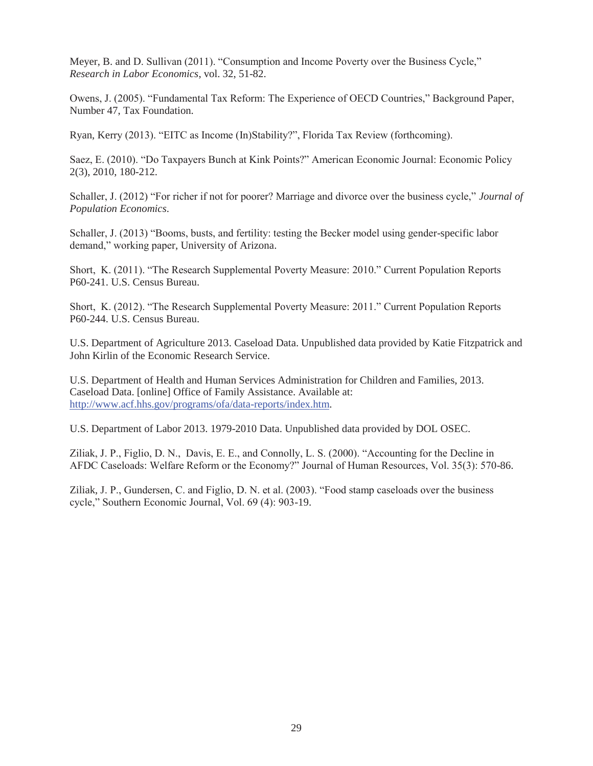Meyer, B. and D. Sullivan (2011). "Consumption and Income Poverty over the Business Cycle," *Research in Labor Economics*, vol. 32, 51-82.

Owens, J. (2005). "Fundamental Tax Reform: The Experience of OECD Countries," Background Paper, Number 47, Tax Foundation.

Ryan, Kerry (2013). "EITC as Income (In)Stability?", Florida Tax Review (forthcoming).

Saez, E. (2010). "Do Taxpayers Bunch at Kink Points?" American Economic Journal: Economic Policy 2(3), 2010, 180-212.

Schaller, J. (2012) "For richer if not for poorer? Marriage and divorce over the business cycle," *Journal of Population Economics*.

Schaller, J. (2013) "Booms, busts, and fertility: testing the Becker model using gender-specific labor demand," working paper, University of Arizona.

Short, K. (2011). "The Research Supplemental Poverty Measure: 2010." Current Population Reports P60-241. U.S. Census Bureau.

Short, K. (2012). "The Research Supplemental Poverty Measure: 2011." Current Population Reports P60-244. U.S. Census Bureau.

U.S. Department of Agriculture 2013. Caseload Data. Unpublished data provided by Katie Fitzpatrick and John Kirlin of the Economic Research Service.

U.S. Department of Health and Human Services Administration for Children and Families, 2013. Caseload Data. [online] Office of Family Assistance. Available at: http://www.acf.hhs.gov/programs/ofa/data-reports/index.htm.

U.S. Department of Labor 2013. 1979-2010 Data. Unpublished data provided by DOL OSEC.

Ziliak, J. P., Figlio, D. N., Davis, E. E., and Connolly, L. S. (2000). "Accounting for the Decline in AFDC Caseloads: Welfare Reform or the Economy?" Journal of Human Resources, Vol. 35(3): 570-86.

Ziliak, J. P., Gundersen, C. and Figlio, D. N. et al. (2003). "Food stamp caseloads over the business cycle," Southern Economic Journal, Vol. 69 (4): 903-19.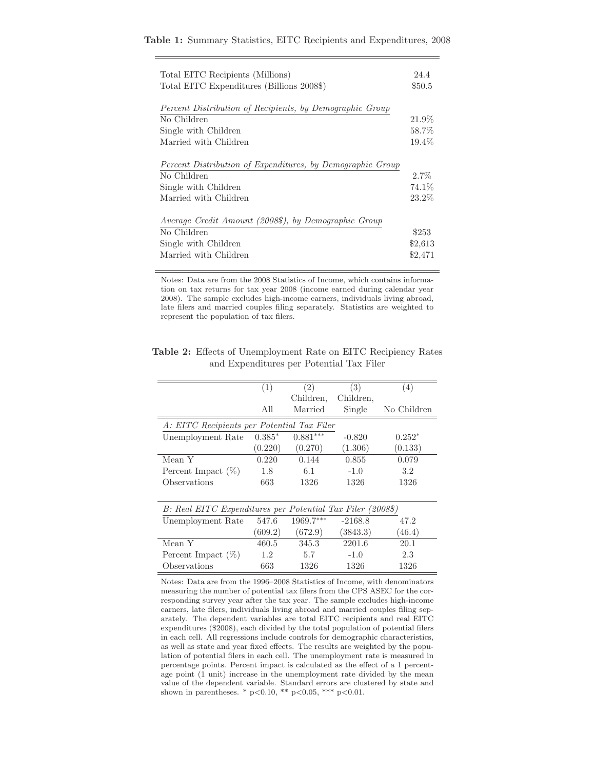**Table 1:** Summary Statistics, EITC Recipients and Expenditures, 2008

| | |
|---|---|
| Total EITC Recipients (Millions) | 24.4 |
| Total EITC Expenditures (Billions 2008$) | $50.5 |
| *Percent Distribution of Recipients, by Demographic Group* | |
| No Children | 21.9% |
| Single with Children | 58.7% |
| Married with Children | 19.4% |
| *Percent Distribution of Expenditures, by Demographic Group* | |
| No Children | 2.7% |
| Single with Children | 74.1% |
| Married with Children | 23.2% |
| *Average Credit Amount (2008$), by Demographic Group* | |
| No Children | $253 |
| Single with Children | $2,613 |
| Married with Children | $2,471 |

Notes: Data are from the 2008 Statistics of Income, which contains information on tax returns for tax year 2008 (income earned during calendar year 2008). The sample excludes high-income earners, individuals living abroad, late filers and married couples filing separately. Statistics are weighted to represent the population of tax filers.

**Table 2:** Effects of Unemployment Rate on EITC Recipiency Rates and Expenditures per Potential Tax Filer

| | (1) All | (2) Children, Married | (3) Children, Single | (4) No Children |
|---|---|---|---|---|
| *A: EITC Recipients per Potential Tax Filer* | | | | |
| Unemployment Rate | 0.385* | 0.881*** | -0.820 | 0.252* |
| | (0.220) | (0.270) | (1.306) | (0.133) |
| Mean Y | 0.220 | 0.144 | 0.855 | 0.079 |
| Percent Impact (%) | 1.8 | 6.1 | -1.0 | 3.2 |
| Observations | 663 | 1326 | 1326 | 1326 |
| *B: Real EITC Expenditures per Potential Tax Filer (2008$)* | | | | |
| Unemployment Rate | 547.6 | 1969.7*** | -2168.8 | 47.2 |
| | (609.2) | (672.9) | (3843.3) | (46.4) |
| Mean Y | 460.5 | 345.3 | 2201.6 | 20.1 |
| Percent Impact (%) | 1.2 | 5.7 | -1.0 | 2.3 |
| Observations | 663 | 1326 | 1326 | 1326 |

Notes: Data are from the 1996–2008 Statistics of Income, with denominators measuring the number of potential tax filers from the CPS ASEC for the corresponding survey year after the tax year. The sample excludes high-income earners, late filers, individuals living abroad and married couples filing separately. The dependent variables are total EITC recipients and real EITC expenditures ($2008), each divided by the total population of potential filers in each cell. All regressions include controls for demographic characteristics, as well as state and year fixed effects. The results are weighted by the population of potential filers in each cell. The unemployment rate is measured in percentage points. Percent impact is calculated as the effect of a 1 percentage point (1 unit) increase in the unemployment rate divided by the mean value of the dependent variable. Standard errors are clustered by state and shown in parentheses. * $p<0.10$, ** $p<0.05$, *** $p<0.01$.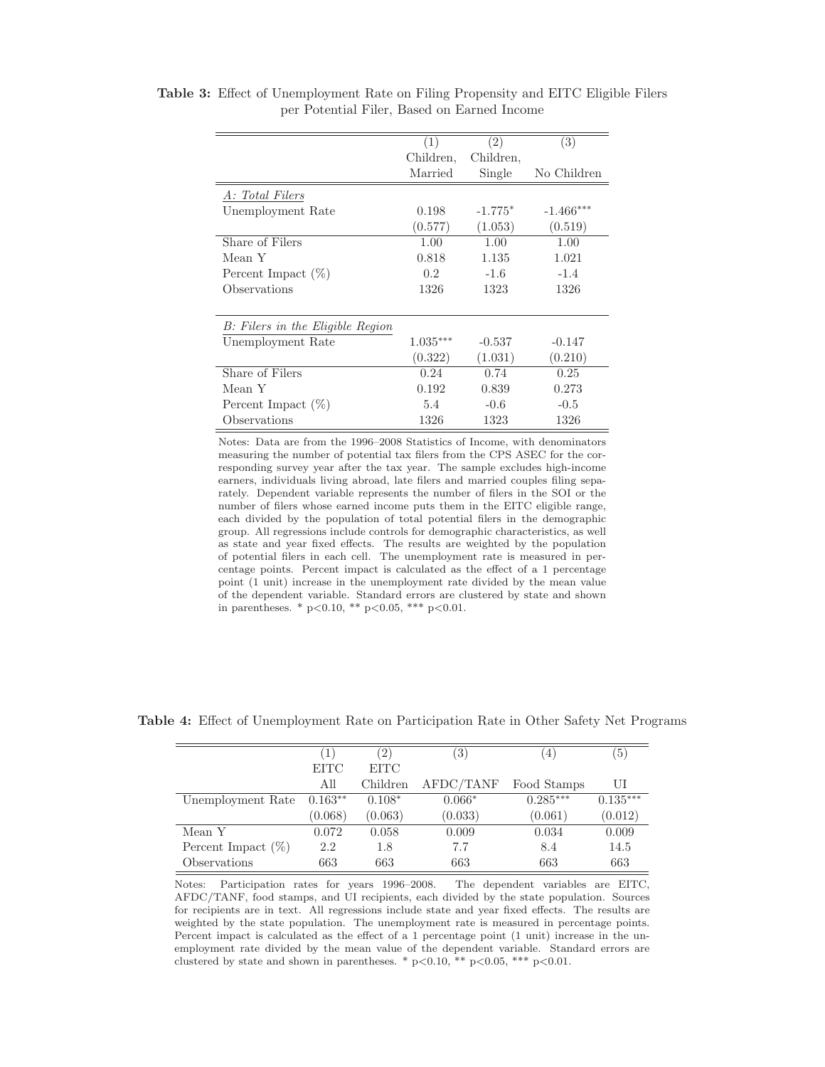**Table 3:** Effect of Unemployment Rate on Filing Propensity and EITC Eligible Filers per Potential Filer, Based on Earned Income

| | (1) | (2) | (3) |
|---|---|---|---|
| | Children, Married | Children, Single | No Children |
| *A: Total Filers* | | | |
| Unemployment Rate | 0.198 | -1.775* | -1.466*** |
| | (0.577) | (1.053) | (0.519) |
| Share of Filers | 1.00 | 1.00 | 1.00 |
| Mean Y | 0.818 | 1.135 | 1.021 |
| Percent Impact (%) | 0.2 | -1.6 | -1.4 |
| Observations | 1326 | 1323 | 1326 |
| *B: Filers in the Eligible Region* | | | |
| Unemployment Rate | 1.035*** | -0.537 | -0.147 |
| | (0.322) | (1.031) | (0.210) |
| Share of Filers | 0.24 | 0.74 | 0.25 |
| Mean Y | 0.192 | 0.839 | 0.273 |
| Percent Impact (%) | 5.4 | -0.6 | -0.5 |
| Observations | 1326 | 1323 | 1326 |

Notes: Data are from the 1996–2008 Statistics of Income, with denominators measuring the number of potential tax filers from the CPS ASEC for the corresponding survey year after the tax year. The sample excludes high-income earners, individuals living abroad, late filers and married couples filing separately. Dependent variable represents the number of filers in the SOI or the number of filers whose earned income puts them in the EITC eligible range, each divided by the population of total potential filers in the demographic group. All regressions include controls for demographic characteristics, as well as state and year fixed effects. The results are weighted by the population of potential filers in each cell. The unemployment rate is measured in percentage points. Percent impact is calculated as the effect of a 1 percentage point (1 unit) increase in the unemployment rate divided by the mean value of the dependent variable. Standard errors are clustered by state and shown in parentheses. * p<0.10, ** p<0.05, *** p<0.01.

**Table 4:** Effect of Unemployment Rate on Participation Rate in Other Safety Net Programs

| | (1) | (2) | (3) | (4) | (5) |
|---|---|---|---|---|---|
| | EITC All | EITC Children | AFDC/TANF | Food Stamps | UI |
| Unemployment Rate | 0.163** | 0.108* | 0.066* | 0.285*** | 0.135*** |
| | (0.068) | (0.063) | (0.033) | (0.061) | (0.012) |
| Mean Y | 0.072 | 0.058 | 0.009 | 0.034 | 0.009 |
| Percent Impact (%) | 2.2 | 1.8 | 7.7 | 8.4 | 14.5 |
| Observations | 663 | 663 | 663 | 663 | 663 |

Notes: Participation rates for years 1996–2008. The dependent variables are EITC, AFDC/TANF, food stamps, and UI recipients, each divided by the state population. Sources for recipients are in text. All regressions include state and year fixed effects. The results are weighted by the state population. The unemployment rate is measured in percentage points. Percent impact is calculated as the effect of a 1 percentage point (1 unit) increase in the unemployment rate divided by the mean value of the dependent variable. Standard errors are clustered by state and shown in parentheses. * p<0.10, ** p<0.05, *** p<0.01.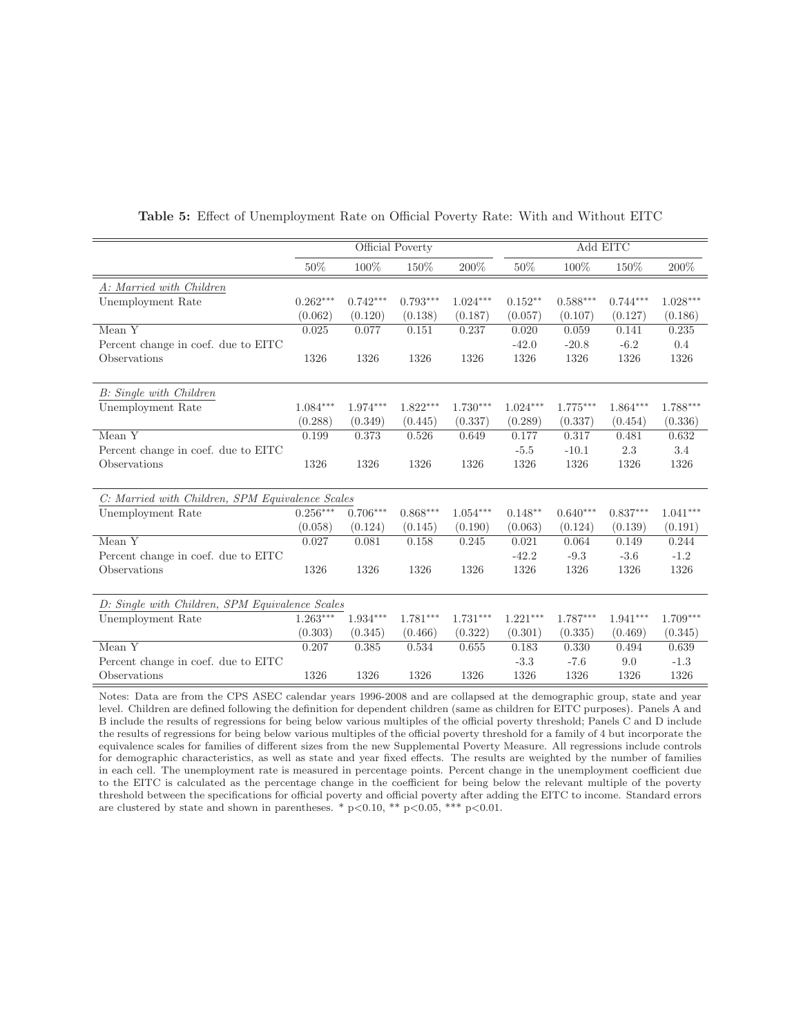**Table 5:** Effect of Unemployment Rate on Official Poverty Rate: With and Without EITC

| | Official Poverty | | | | Add EITC | | | |
|---|---|---|---|---|---|---|---|---|
| | 50% | 100% | 150% | 200% | 50% | 100% | 150% | 200% |
| *A: Married with Children* | | | | | | | | |
| Unemployment Rate | 0.262*** | 0.742*** | 0.793*** | 1.024*** | 0.152** | 0.588*** | 0.744*** | 1.028*** |
| | (0.062) | (0.120) | (0.138) | (0.187) | (0.057) | (0.107) | (0.127) | (0.186) |
| Mean Y | 0.025 | 0.077 | 0.151 | 0.237 | 0.020 | 0.059 | 0.141 | 0.235 |
| Percent change in coef. due to EITC | | | | | -42.0 | -20.8 | -6.2 | 0.4 |
| Observations | 1326 | 1326 | 1326 | 1326 | 1326 | 1326 | 1326 | 1326 |
| *B: Single with Children* | | | | | | | | |
| Unemployment Rate | 1.084*** | 1.974*** | 1.822*** | 1.730*** | 1.024*** | 1.775*** | 1.864*** | 1.788*** |
| | (0.288) | (0.349) | (0.445) | (0.337) | (0.289) | (0.337) | (0.454) | (0.336) |
| Mean Y | 0.199 | 0.373 | 0.526 | 0.649 | 0.177 | 0.317 | 0.481 | 0.632 |
| Percent change in coef. due to EITC | | | | | -5.5 | -10.1 | 2.3 | 3.4 |
| Observations | 1326 | 1326 | 1326 | 1326 | 1326 | 1326 | 1326 | 1326 |
| *C: Married with Children, SPM Equivalence Scales* | | | | | | | | |
| Unemployment Rate | 0.256*** | 0.706*** | 0.868*** | 1.054*** | 0.148** | 0.640*** | 0.837*** | 1.041*** |
| | (0.058) | (0.124) | (0.145) | (0.190) | (0.063) | (0.124) | (0.139) | (0.191) |
| Mean Y | 0.027 | 0.081 | 0.158 | 0.245 | 0.021 | 0.064 | 0.149 | 0.244 |
| Percent change in coef. due to EITC | | | | | -42.2 | -9.3 | -3.6 | -1.2 |
| Observations | 1326 | 1326 | 1326 | 1326 | 1326 | 1326 | 1326 | 1326 |
| *D: Single with Children, SPM Equivalence Scales* | | | | | | | | |
| Unemployment Rate | 1.263*** | 1.934*** | 1.781*** | 1.731*** | 1.221*** | 1.787*** | 1.941*** | 1.709*** |
| | (0.303) | (0.345) | (0.466) | (0.322) | (0.301) | (0.335) | (0.469) | (0.345) |
| Mean Y | 0.207 | 0.385 | 0.534 | 0.655 | 0.183 | 0.330 | 0.494 | 0.639 |
| Percent change in coef. due to EITC | | | | | -3.3 | -7.6 | 9.0 | -1.3 |
| Observations | 1326 | 1326 | 1326 | 1326 | 1326 | 1326 | 1326 | 1326 |

Notes: Data are from the CPS ASEC calendar years 1996-2008 and are collapsed at the demographic group, state and year level. Children are defined following the definition for dependent children (same as children for EITC purposes). Panels A and B include the results of regressions for being below various multiples of the official poverty threshold; Panels C and D include the results of regressions for being below various multiples of the official poverty threshold for a family of 4 but incorporate the equivalence scales for families of different sizes from the new Supplemental Poverty Measure. All regressions include controls for demographic characteristics, as well as state and year fixed effects. The results are weighted by the number of families in each cell. The unemployment rate is measured in percentage points. Percent change in the unemployment coefficient due to the EITC is calculated as the percentage change in the coefficient for being below the relevant multiple of the poverty threshold between the specifications for official poverty and official poverty after adding the EITC to income. Standard errors are clustered by state and shown in parentheses. * $p<0.10$, ** $p<0.05$, *** $p<0.01$.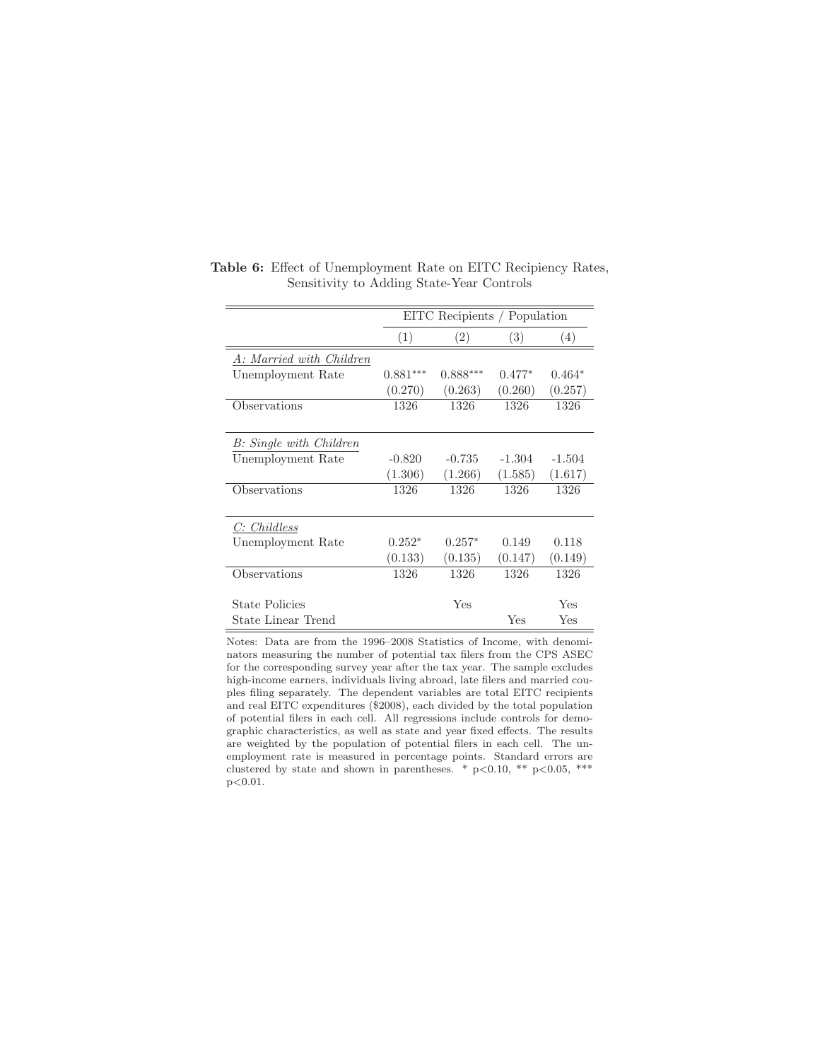**Table 6:** Effect of Unemployment Rate on EITC Recipiency Rates, Sensitivity to Adding State-Year Controls

| | EITC Recipients / Population | | | |
|---|---|---|---|---|
| | (1) | (2) | (3) | (4) |
| *A: Married with Children* | | | | |
| Unemployment Rate | 0.881*** | 0.888*** | 0.477* | 0.464* |
| | (0.270) | (0.263) | (0.260) | (0.257) |
| Observations | 1326 | 1326 | 1326 | 1326 |
| *B: Single with Children* | | | | |
| Unemployment Rate | -0.820 | -0.735 | -1.304 | -1.504 |
| | (1.306) | (1.266) | (1.585) | (1.617) |
| Observations | 1326 | 1326 | 1326 | 1326 |
| *C: Childless* | | | | |
| Unemployment Rate | 0.252* | 0.257* | 0.149 | 0.118 |
| | (0.133) | (0.135) | (0.147) | (0.149) |
| Observations | 1326 | 1326 | 1326 | 1326 |
| State Policies | | Yes | | Yes |
| State Linear Trend | | | Yes | Yes |

Notes: Data are from the 1996–2008 Statistics of Income, with denominators measuring the number of potential tax filers from the CPS ASEC for the corresponding survey year after the tax year. The sample excludes high-income earners, individuals living abroad, late filers and married couples filing separately. The dependent variables are total EITC recipients and real EITC expenditures ($2008), each divided by the total population of potential filers in each cell. All regressions include controls for demographic characteristics, as well as state and year fixed effects. The results are weighted by the population of potential filers in each cell. The unemployment rate is measured in percentage points. Standard errors are clustered by state and shown in parentheses. * p<0.10, ** p<0.05, *** p<0.01.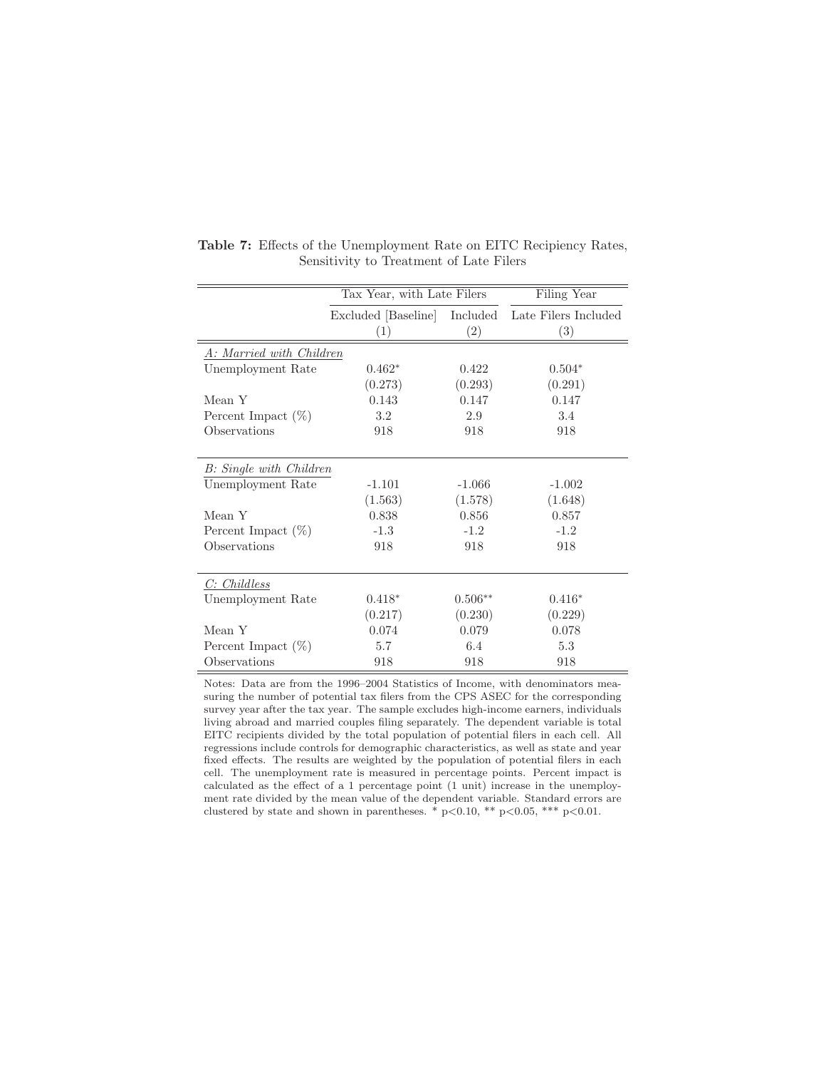**Table 7:** Effects of the Unemployment Rate on EITC Recipiency Rates, Sensitivity to Treatment of Late Filers

| | Tax Year, with Late Filers | | Filing Year |
|---|---|---|---|
| | Excluded [Baseline] | Included | Late Filers Included |
| | (1) | (2) | (3) |
| *A: Married with Children* | | | |
| Unemployment Rate | 0.462* | 0.422 | 0.504* |
| | (0.273) | (0.293) | (0.291) |
| Mean Y | 0.143 | 0.147 | 0.147 |
| Percent Impact (%) | 3.2 | 2.9 | 3.4 |
| Observations | 918 | 918 | 918 |
| *B: Single with Children* | | | |
| Unemployment Rate | -1.101 | -1.066 | -1.002 |
| | (1.563) | (1.578) | (1.648) |
| Mean Y | 0.838 | 0.856 | 0.857 |
| Percent Impact (%) | -1.3 | -1.2 | -1.2 |
| Observations | 918 | 918 | 918 |
| *C: Childless* | | | |
| Unemployment Rate | 0.418* | 0.506** | 0.416* |
| | (0.217) | (0.230) | (0.229) |
| Mean Y | 0.074 | 0.079 | 0.078 |
| Percent Impact (%) | 5.7 | 6.4 | 5.3 |
| Observations | 918 | 918 | 918 |

Notes: Data are from the 1996–2004 Statistics of Income, with denominators measuring the number of potential tax filers from the CPS ASEC for the corresponding survey year after the tax year. The sample excludes high-income earners, individuals living abroad and married couples filing separately. The dependent variable is total EITC recipients divided by the total population of potential filers in each cell. All regressions include controls for demographic characteristics, as well as state and year fixed effects. The results are weighted by the population of potential filers in each cell. The unemployment rate is measured in percentage points. Percent impact is calculated as the effect of a 1 percentage point (1 unit) increase in the unemployment rate divided by the mean value of the dependent variable. Standard errors are clustered by state and shown in parentheses. * $p<0.10$, ** $p<0.05$, *** $p<0.01$.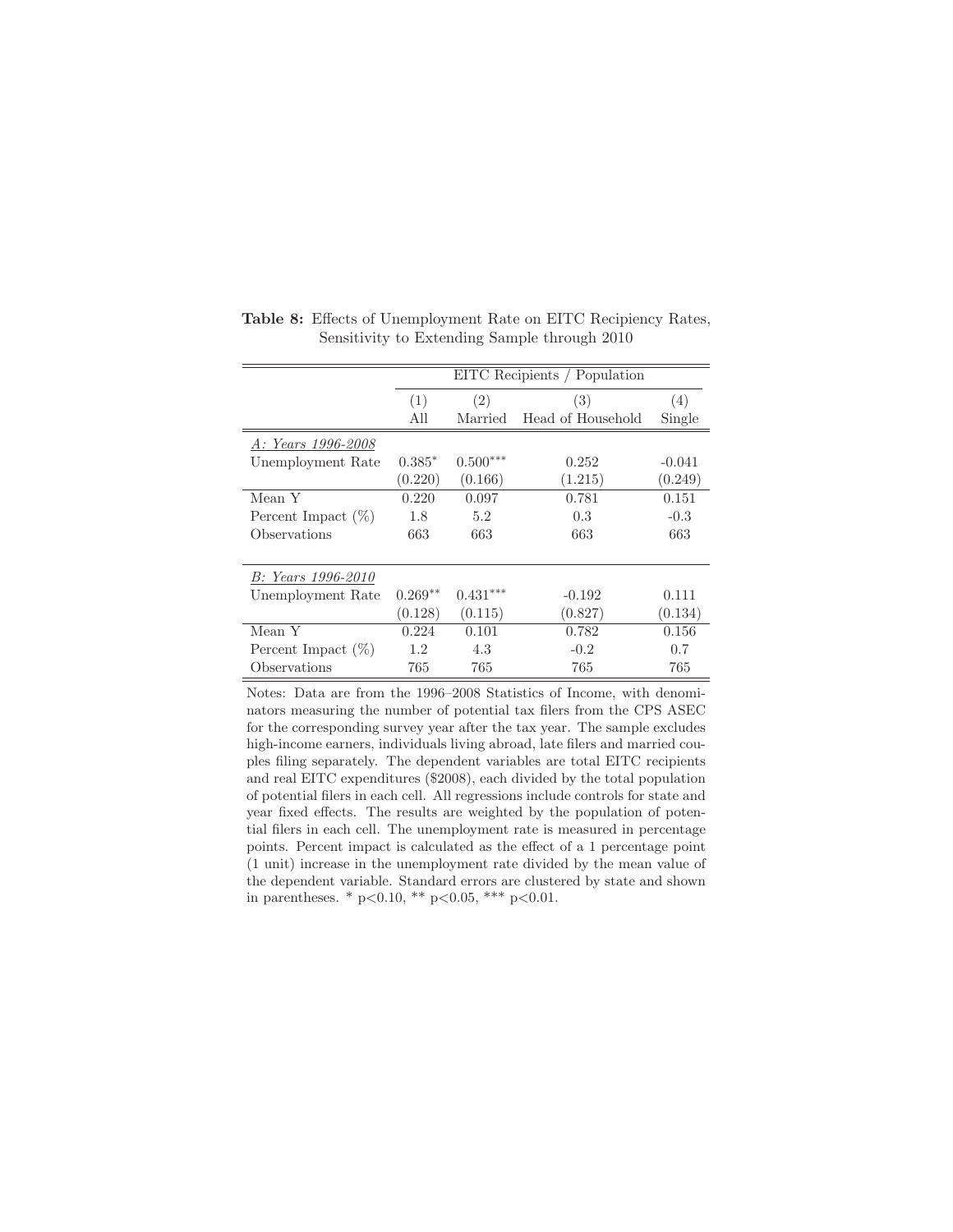**Table 8:** Effects of Unemployment Rate on EITC Recipiency Rates, Sensitivity to Extending Sample through 2010

| | EITC Recipients / Population | | | |
|---|---|---|---|---|
| | (1) | (2) | (3) | (4) |
| | All | Married | Head of Household | Single |
| *A: Years 1996-2008* | | | | |
| Unemployment Rate | 0.385* | 0.500*** | 0.252 | -0.041 |
| | (0.220) | (0.166) | (1.215) | (0.249) |
| Mean Y | 0.220 | 0.097 | 0.781 | 0.151 |
| Percent Impact (%) | 1.8 | 5.2 | 0.3 | -0.3 |
| Observations | 663 | 663 | 663 | 663 |
| *B: Years 1996-2010* | | | | |
| Unemployment Rate | 0.269** | 0.431*** | -0.192 | 0.111 |
| | (0.128) | (0.115) | (0.827) | (0.134) |
| Mean Y | 0.224 | 0.101 | 0.782 | 0.156 |
| Percent Impact (%) | 1.2 | 4.3 | -0.2 | 0.7 |
| Observations | 765 | 765 | 765 | 765 |

Notes: Data are from the 1996–2008 Statistics of Income, with denominators measuring the number of potential tax filers from the CPS ASEC for the corresponding survey year after the tax year. The sample excludes high-income earners, individuals living abroad, late filers and married couples filing separately. The dependent variables are total EITC recipients and real EITC expenditures ($2008), each divided by the total population of potential filers in each cell. All regressions include controls for state and year fixed effects. The results are weighted by the population of potential filers in each cell. The unemployment rate is measured in percentage points. Percent impact is calculated as the effect of a 1 percentage point (1 unit) increase in the unemployment rate divided by the mean value of the dependent variable. Standard errors are clustered by state and shown in parentheses. * $p<0.10$, ** $p<0.05$, *** $p<0.01$.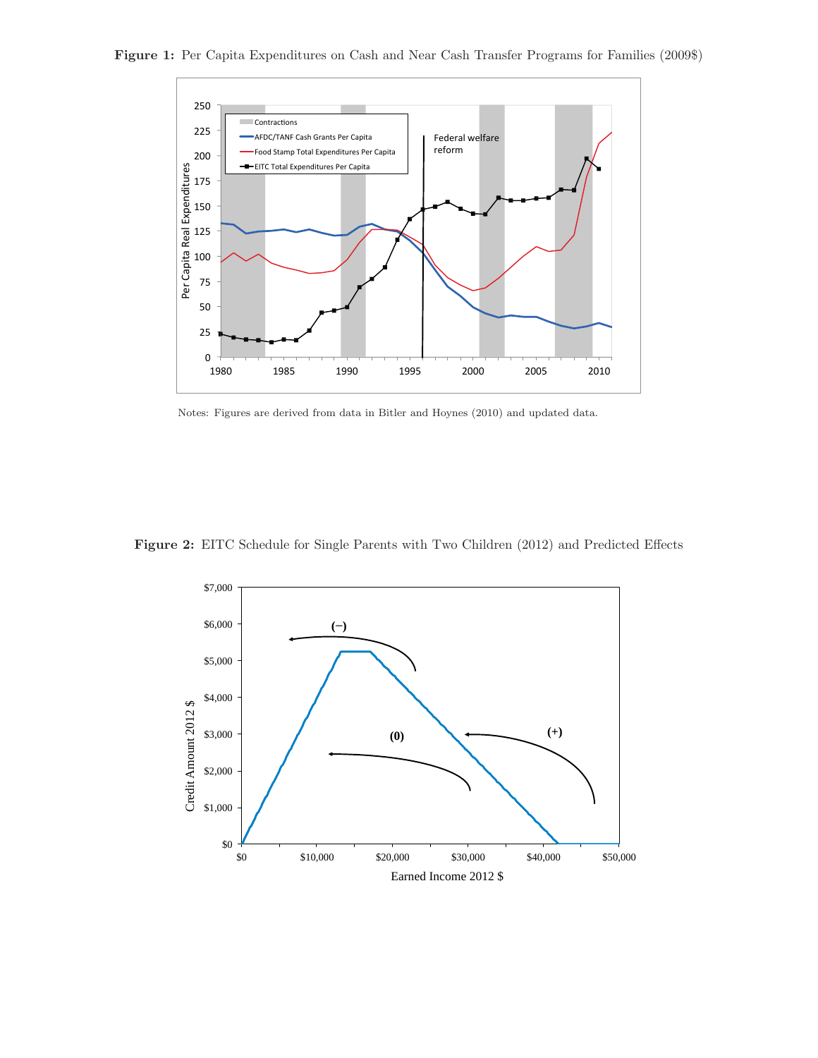**Figure 1:** Per Capita Expenditures on Cash and Near Cash Transfer Programs for Families (2009$)

Notes: Figures are derived from data in Bitler and Hoynes (2010) and updated data.

**Figure 2:** EITC Schedule for Single Parents with Two Children (2012) and Predicted Effects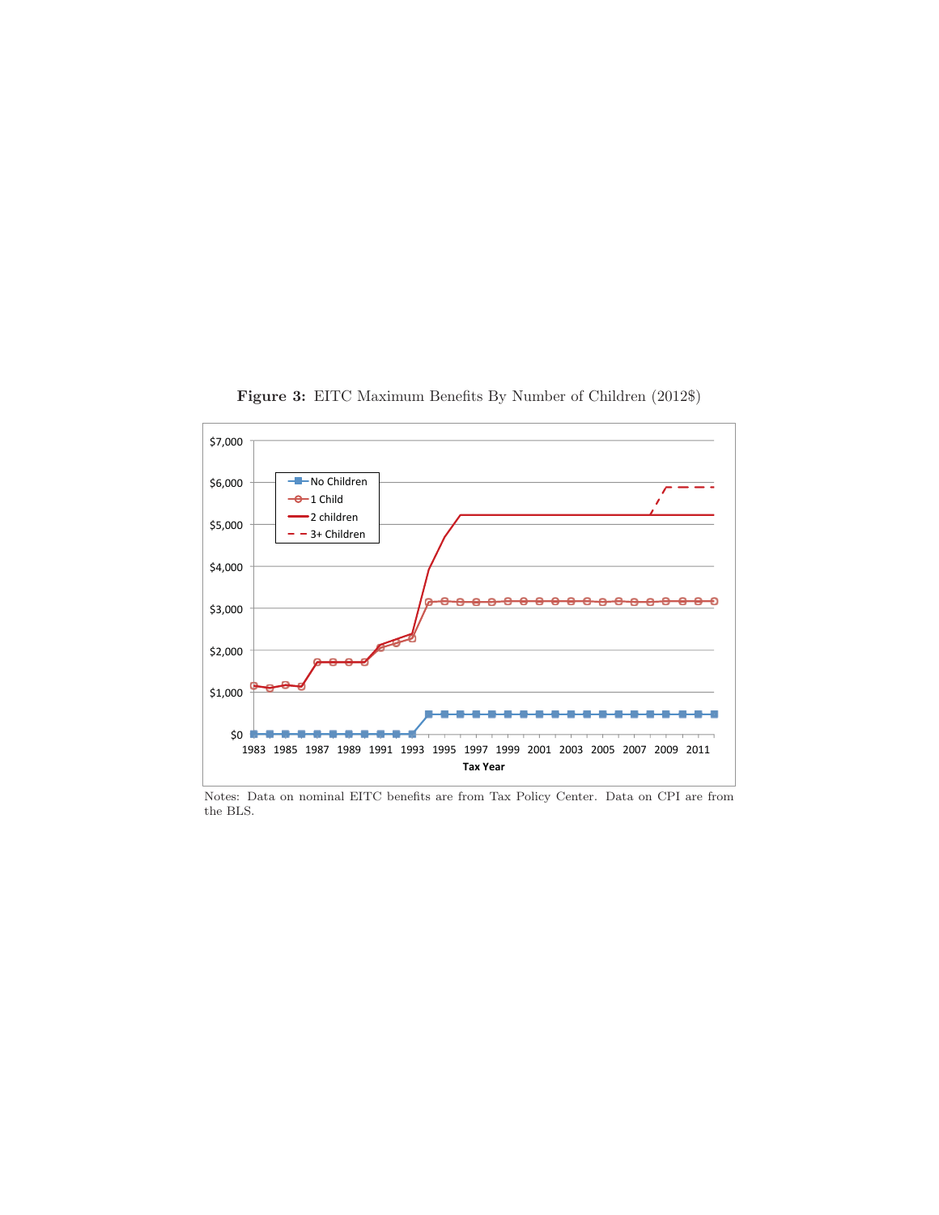**Figure 3:** EITC Maximum Benefits By Number of Children (2012$)

Notes: Data on nominal EITC benefits are from Tax Policy Center. Data on CPI are from the BLS.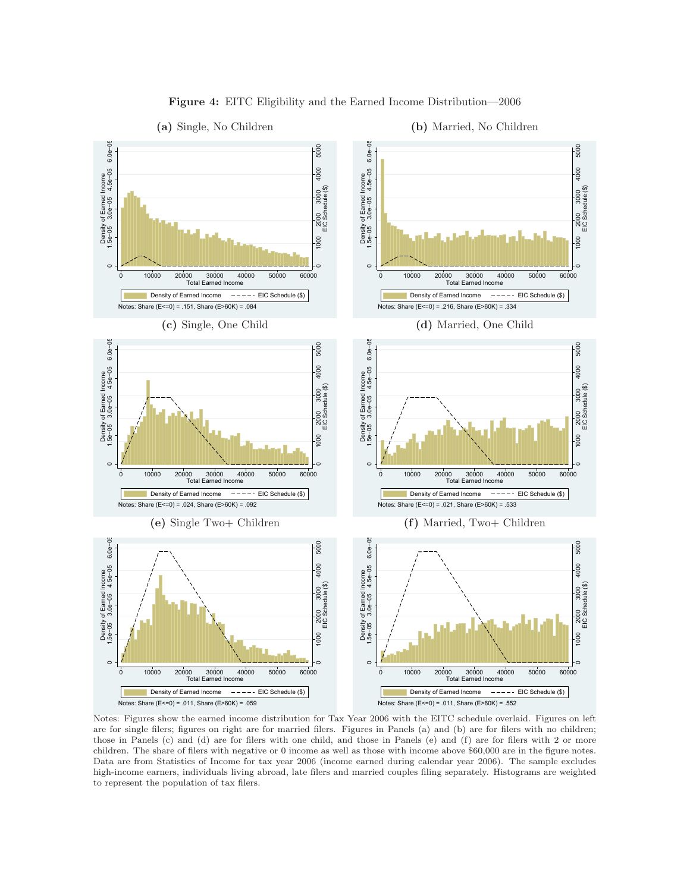**Figure 4:** EITC Eligibility and the Earned Income Distribution—2006

**(a)** Single, No Children

Notes: Share (E<=0) = .151, Share (E>60K) = .084

**(b)** Married, No Children

Notes: Share (E<=0) = .216, Share (E>60K) = .334

**(c)** Single, One Child

Notes: Share (E<=0) = .024, Share (E>60K) = .092

**(d)** Married, One Child

Notes: Share (E<=0) = .021, Share (E>60K) = .533

**(e)** Single Two+ Children

Notes: Share (E<=0) = .011, Share (E>60K) = .059

**(f)** Married, Two+ Children

Notes: Share (E<=0) = .011, Share (E>60K) = .552

Notes: Figures show the earned income distribution for Tax Year 2006 with the EITC schedule overlaid. Figures on left are for single filers; figures on right are for married filers. Figures in Panels (a) and (b) are for filers with no children; those in Panels (c) and (d) are for filers with one child, and those in Panels (e) and (f) are for filers with 2 or more children. The share of filers with negative or 0 income as well as those with income above $60,000 are in the figure notes. Data are from Statistics of Income for tax year 2006 (income earned during calendar year 2006). The sample excludes high-income earners, individuals living abroad, late filers and married couples filing separately. Histograms are weighted to represent the population of tax filers.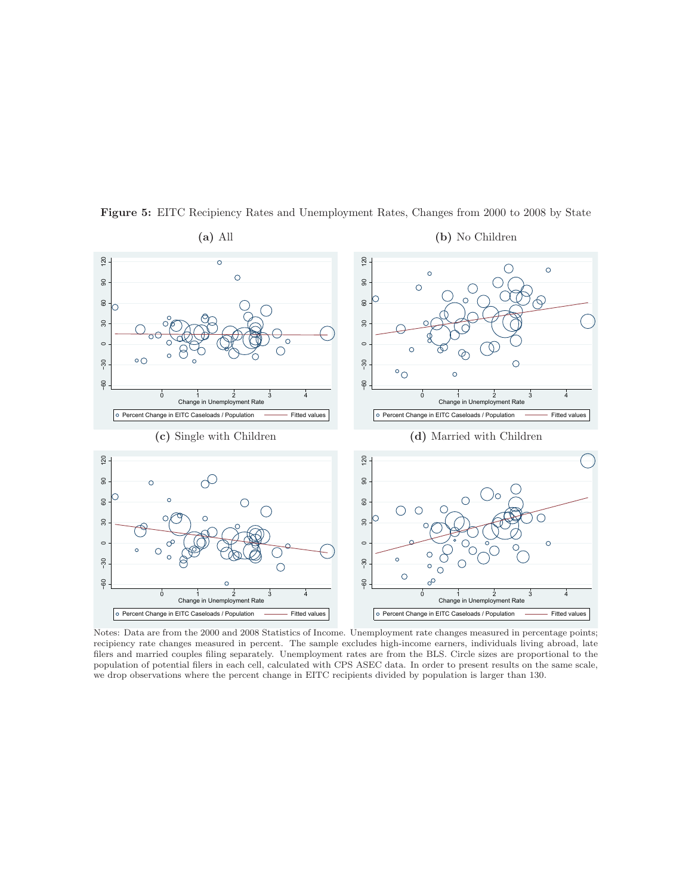**Figure 5:** EITC Recipiency Rates and Unemployment Rates, Changes from 2000 to 2008 by State

**(a)** All

**(b)** No Children

**(c)** Single with Children

**(d)** Married with Children

Notes: Data are from the 2000 and 2008 Statistics of Income. Unemployment rate changes measured in percentage points; recipiency rate changes measured in percent. The sample excludes high-income earners, individuals living abroad, late filers and married couples filing separately. Unemployment rates are from the BLS. Circle sizes are proportional to the population of potential filers in each cell, calculated with CPS ASEC data. In order to present results on the same scale, we drop observations where the percent change in EITC recipients divided by population is larger than 130.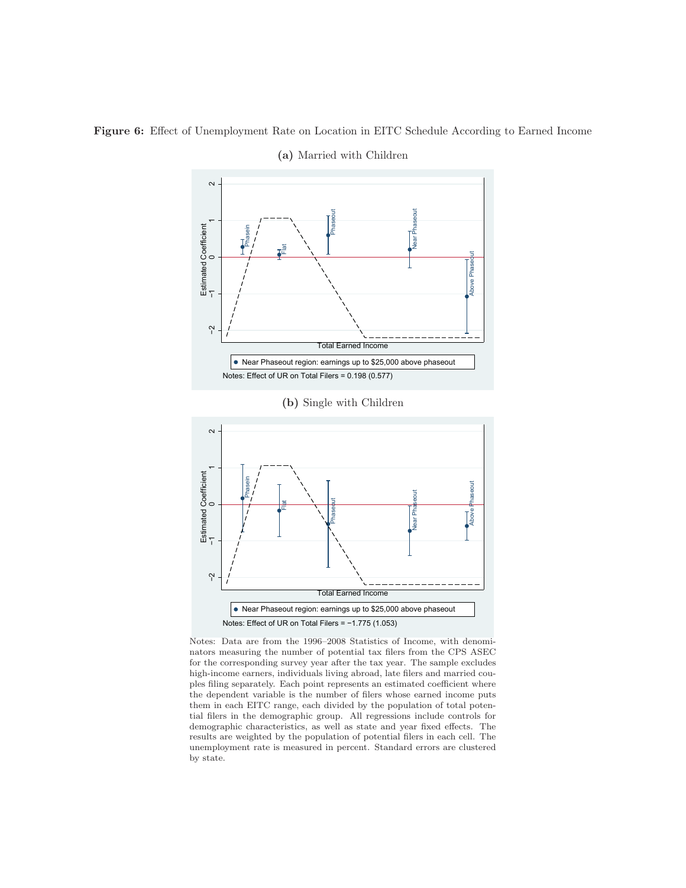**Figure 6:** Effect of Unemployment Rate on Location in EITC Schedule According to Earned Income

**(a)** Married with Children

Near Phaseout region: earnings up to $25,000 above phaseout

Notes: Effect of UR on Total Filers = 0.198 (0.577)

**(b)** Single with Children

Near Phaseout region: earnings up to $25,000 above phaseout

Notes: Effect of UR on Total Filers = −1.775 (1.053)

Notes: Data are from the 1996–2008 Statistics of Income, with denominators measuring the number of potential tax filers from the CPS ASEC for the corresponding survey year after the tax year. The sample excludes high-income earners, individuals living abroad, late filers and married couples filing separately. Each point represents an estimated coefficient where the dependent variable is the number of filers whose earned income puts them in each EITC range, each divided by the population of total potential filers in the demographic group. All regressions include controls for demographic characteristics, as well as state and year fixed effects. The results are weighted by the population of potential filers in each cell. The unemployment rate is measured in percent. Standard errors are clustered by state.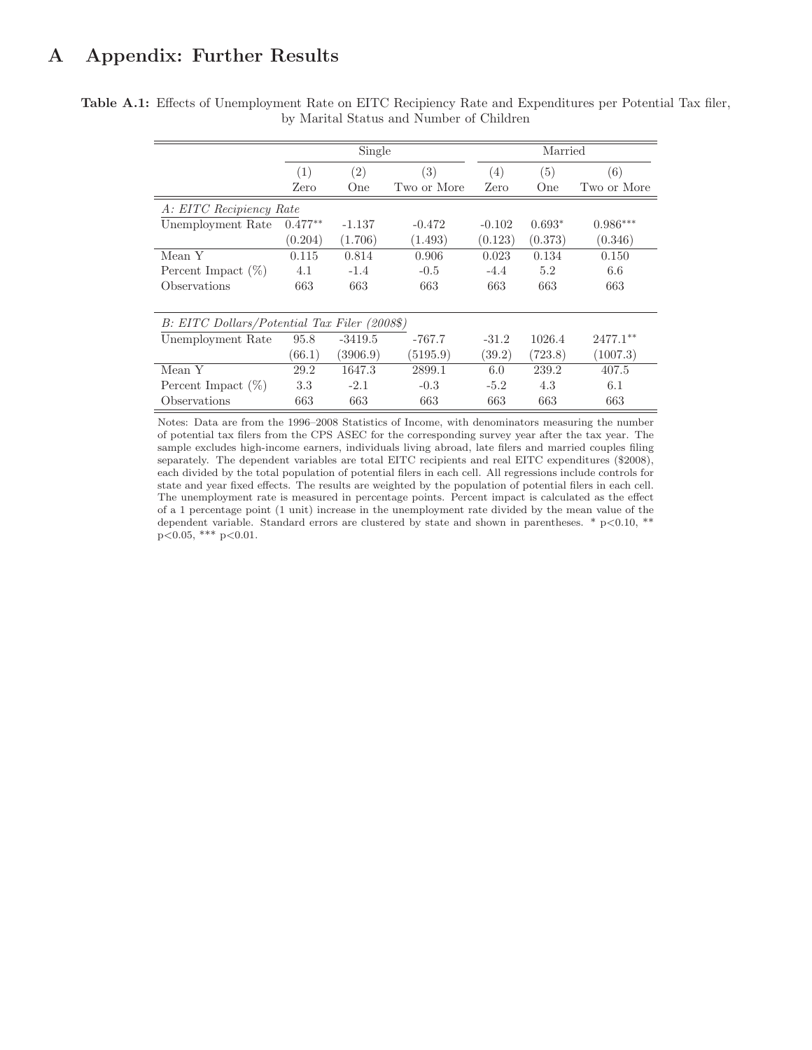# A Appendix: Further Results

**Table A.1:** Effects of Unemployment Rate on EITC Recipiency Rate and Expenditures per Potential Tax filer, by Marital Status and Number of Children

| | Single | | | Married | | |
|---|---|---|---|---|---|---|
| | (1) | (2) | (3) | (4) | (5) | (6) |
| | Zero | One | Two or More | Zero | One | Two or More |
| *A: EITC Recipiency Rate* | | | | | | |
| Unemployment Rate | 0.477** | -1.137 | -0.472 | -0.102 | 0.693* | 0.986*** |
| | (0.204) | (1.706) | (1.493) | (0.123) | (0.373) | (0.346) |
| Mean Y | 0.115 | 0.814 | 0.906 | 0.023 | 0.134 | 0.150 |
| Percent Impact (%) | 4.1 | -1.4 | -0.5 | -4.4 | 5.2 | 6.6 |
| Observations | 663 | 663 | 663 | 663 | 663 | 663 |
| *B: EITC Dollars/Potential Tax Filer (2008$)* | | | | | | |
| Unemployment Rate | 95.8 | -3419.5 | -767.7 | -31.2 | 1026.4 | 2477.1** |
| | (66.1) | (3906.9) | (5195.9) | (39.2) | (723.8) | (1007.3) |
| Mean Y | 29.2 | 1647.3 | 2899.1 | 6.0 | 239.2 | 407.5 |
| Percent Impact (%) | 3.3 | -2.1 | -0.3 | -5.2 | 4.3 | 6.1 |
| Observations | 663 | 663 | 663 | 663 | 663 | 663 |

Notes: Data are from the 1996–2008 Statistics of Income, with denominators measuring the number of potential tax filers from the CPS ASEC for the corresponding survey year after the tax year. The sample excludes high-income earners, individuals living abroad, late filers and married couples filing separately. The dependent variables are total EITC recipients and real EITC expenditures ($2008), each divided by the total population of potential filers in each cell. All regressions include controls for state and year fixed effects. The results are weighted by the population of potential filers in each cell. The unemployment rate is measured in percentage points. Percent impact is calculated as the effect of a 1 percentage point (1 unit) increase in the unemployment rate divided by the mean value of the dependent variable. Standard errors are clustered by state and shown in parentheses. * p<0.10, ** p<0.05, *** p<0.01.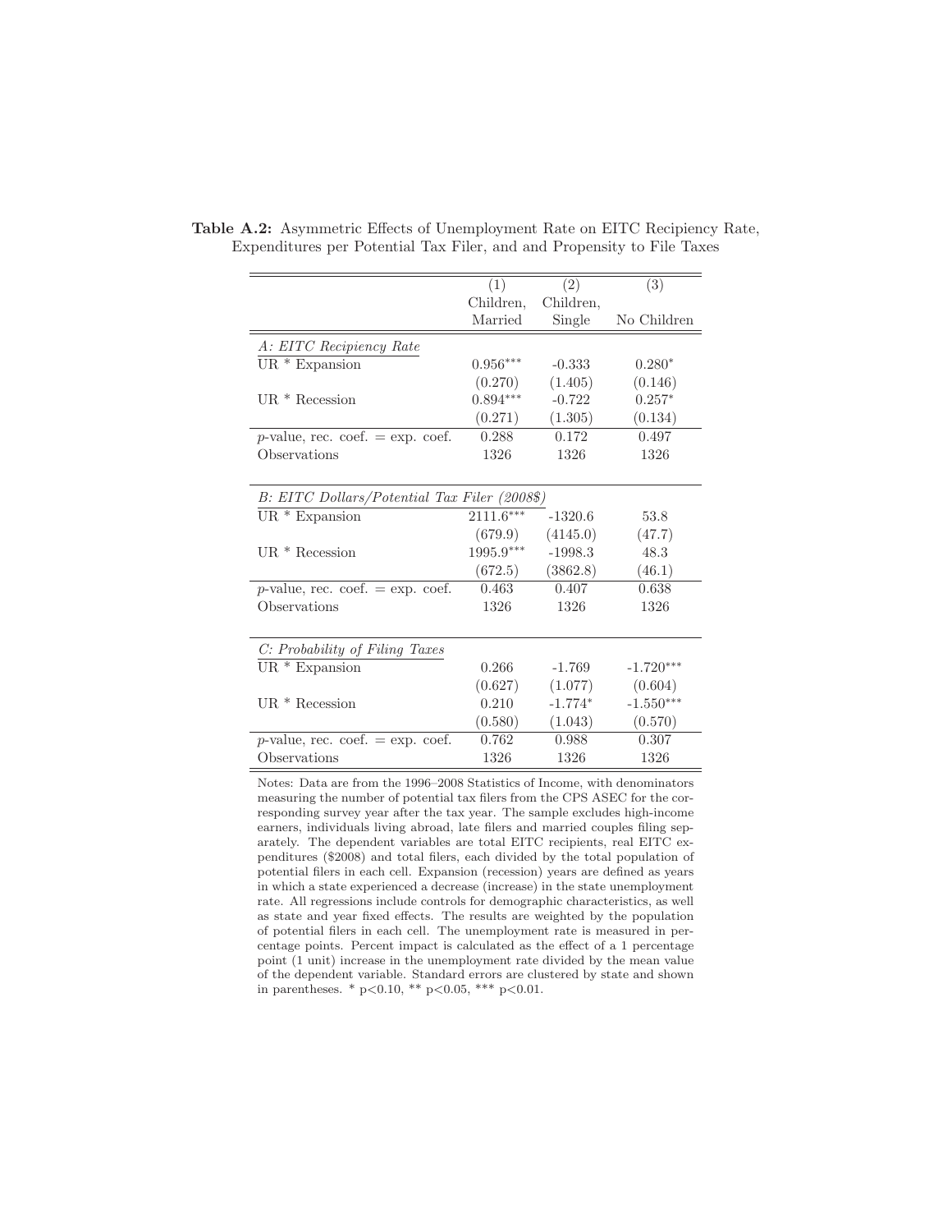**Table A.2:** Asymmetric Effects of Unemployment Rate on EITC Recipiency Rate, Expenditures per Potential Tax Filer, and and Propensity to File Taxes

| | (1) Children, Married | (2) Children, Single | (3) No Children |
|---|---|---|---|
| *A: EITC Recipiency Rate* | | | |
| UR * Expansion | 0.956*** | -0.333 | 0.280* |
| | (0.270) | (1.405) | (0.146) |
| UR * Recession | 0.894*** | -0.722 | 0.257* |
| | (0.271) | (1.305) | (0.134) |
| $p$-value, rec. coef. = exp. coef. | 0.288 | 0.172 | 0.497 |
| Observations | 1326 | 1326 | 1326 |
| *B: EITC Dollars/Potential Tax Filer (2008$)* | | | |
| UR * Expansion | 2111.6*** | -1320.6 | 53.8 |
| | (679.9) | (4145.0) | (47.7) |
| UR * Recession | 1995.9*** | -1998.3 | 48.3 |
| | (672.5) | (3862.8) | (46.1) |
| $p$-value, rec. coef. = exp. coef. | 0.463 | 0.407 | 0.638 |
| Observations | 1326 | 1326 | 1326 |
| *C: Probability of Filing Taxes* | | | |
| UR * Expansion | 0.266 | -1.769 | -1.720*** |
| | (0.627) | (1.077) | (0.604) |
| UR * Recession | 0.210 | -1.774* | -1.550*** |
| | (0.580) | (1.043) | (0.570) |
| $p$-value, rec. coef. = exp. coef. | 0.762 | 0.988 | 0.307 |
| Observations | 1326 | 1326 | 1326 |

Notes: Data are from the 1996–2008 Statistics of Income, with denominators measuring the number of potential tax filers from the CPS ASEC for the corresponding survey year after the tax year. The sample excludes high-income earners, individuals living abroad, late filers and married couples filing separately. The dependent variables are total EITC recipients, real EITC expenditures ($2008) and total filers, each divided by the total population of potential filers in each cell. Expansion (recession) years are defined as years in which a state experienced a decrease (increase) in the state unemployment rate. All regressions include controls for demographic characteristics, as well as state and year fixed effects. The results are weighted by the population of potential filers in each cell. The unemployment rate is measured in percentage points. Percent impact is calculated as the effect of a 1 percentage point (1 unit) increase in the unemployment rate divided by the mean value of the dependent variable. Standard errors are clustered by state and shown in parentheses. * p<0.10, ** p<0.05, *** p<0.01.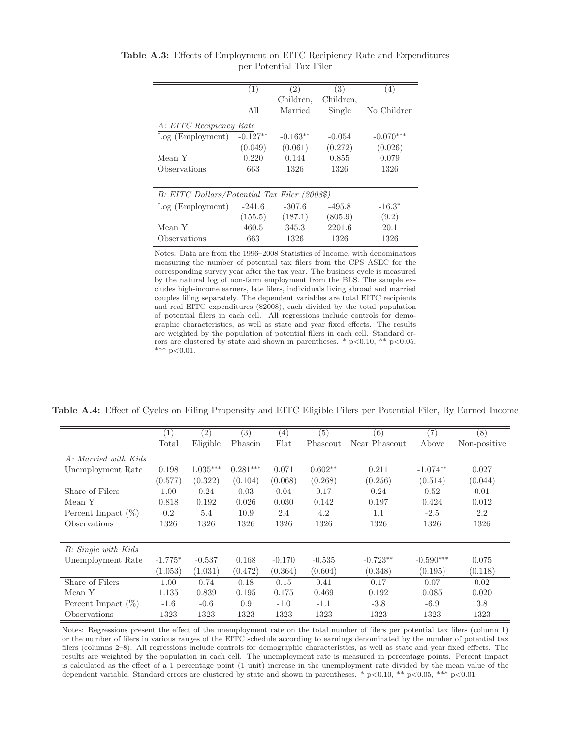**Table A.3:** Effects of Employment on EITC Recipiency Rate and Expenditures per Potential Tax Filer

| | (1) | (2) | (3) | (4) |
|---|---|---|---|---|
| | All | Children, Married | Children, Single | No Children |
| *A: EITC Recipiency Rate* | | | | |
| Log (Employment) | -0.127** | -0.163** | -0.054 | -0.070*** |
| | (0.049) | (0.061) | (0.272) | (0.026) |
| Mean Y | 0.220 | 0.144 | 0.855 | 0.079 |
| Observations | 663 | 1326 | 1326 | 1326 |
| *B: EITC Dollars/Potential Tax Filer (2008$)* | | | | |
| Log (Employment) | -241.6 | -307.6 | -495.8 | -16.3* |
| | (155.5) | (187.1) | (805.9) | (9.2) |
| Mean Y | 460.5 | 345.3 | 2201.6 | 20.1 |
| Observations | 663 | 1326 | 1326 | 1326 |

Notes: Data are from the 1996–2008 Statistics of Income, with denominators measuring the number of potential tax filers from the CPS ASEC for the corresponding survey year after the tax year. The business cycle is measured by the natural log of non-farm employment from the BLS. The sample excludes high-income earners, late filers, individuals living abroad and married couples filing separately. The dependent variables are total EITC recipients and real EITC expenditures ($2008), each divided by the total population of potential filers in each cell. All regressions include controls for demographic characteristics, as well as state and year fixed effects. The results are weighted by the population of potential filers in each cell. Standard errors are clustered by state and shown in parentheses. * p<0.10, ** p<0.05, *** p<0.01.

**Table A.4:** Effect of Cycles on Filing Propensity and EITC Eligible Filers per Potential Filer, By Earned Income

| | (1) | (2) | (3) | (4) | (5) | (6) | (7) | (8) |
|---|---|---|---|---|---|---|---|---|
| | Total | Eligible | Phasein | Flat | Phaseout | Near Phaseout | Above | Non-positive |
| *A: Married with Kids* | | | | | | | | |
| Unemployment Rate | 0.198 | 1.035*** | 0.281*** | 0.071 | 0.602** | 0.211 | -1.074** | 0.027 |
| | (0.577) | (0.322) | (0.104) | (0.068) | (0.268) | (0.256) | (0.514) | (0.044) |
| Share of Filers | 1.00 | 0.24 | 0.03 | 0.04 | 0.17 | 0.24 | 0.52 | 0.01 |
| Mean Y | 0.818 | 0.192 | 0.026 | 0.030 | 0.142 | 0.197 | 0.424 | 0.012 |
| Percent Impact (%) | 0.2 | 5.4 | 10.9 | 2.4 | 4.2 | 1.1 | -2.5 | 2.2 |
| Observations | 1326 | 1326 | 1326 | 1326 | 1326 | 1326 | 1326 | 1326 |
| *B: Single with Kids* | | | | | | | | |
| Unemployment Rate | -1.775* | -0.537 | 0.168 | -0.170 | -0.535 | -0.723** | -0.590*** | 0.075 |
| | (1.053) | (1.031) | (0.472) | (0.364) | (0.604) | (0.348) | (0.195) | (0.118) |
| Share of Filers | 1.00 | 0.74 | 0.18 | 0.15 | 0.41 | 0.17 | 0.07 | 0.02 |
| Mean Y | 1.135 | 0.839 | 0.195 | 0.175 | 0.469 | 0.192 | 0.085 | 0.020 |
| Percent Impact (%) | -1.6 | -0.6 | 0.9 | -1.0 | -1.1 | -3.8 | -6.9 | 3.8 |
| Observations | 1323 | 1323 | 1323 | 1323 | 1323 | 1323 | 1323 | 1323 |

Notes: Regressions present the effect of the unemployment rate on the total number of filers per potential tax filers (column 1) or the number of filers in various ranges of the EITC schedule according to earnings denominated by the number of potential tax filers (columns 2–8). All regressions include controls for demographic characteristics, as well as state and year fixed effects. The results are weighted by the population in each cell. The unemployment rate is measured in percentage points. Percent impact is calculated as the effect of a 1 percentage point (1 unit) increase in the unemployment rate divided by the mean value of the dependent variable. Standard errors are clustered by state and shown in parentheses. * p<0.10, ** p<0.05, *** p<0.01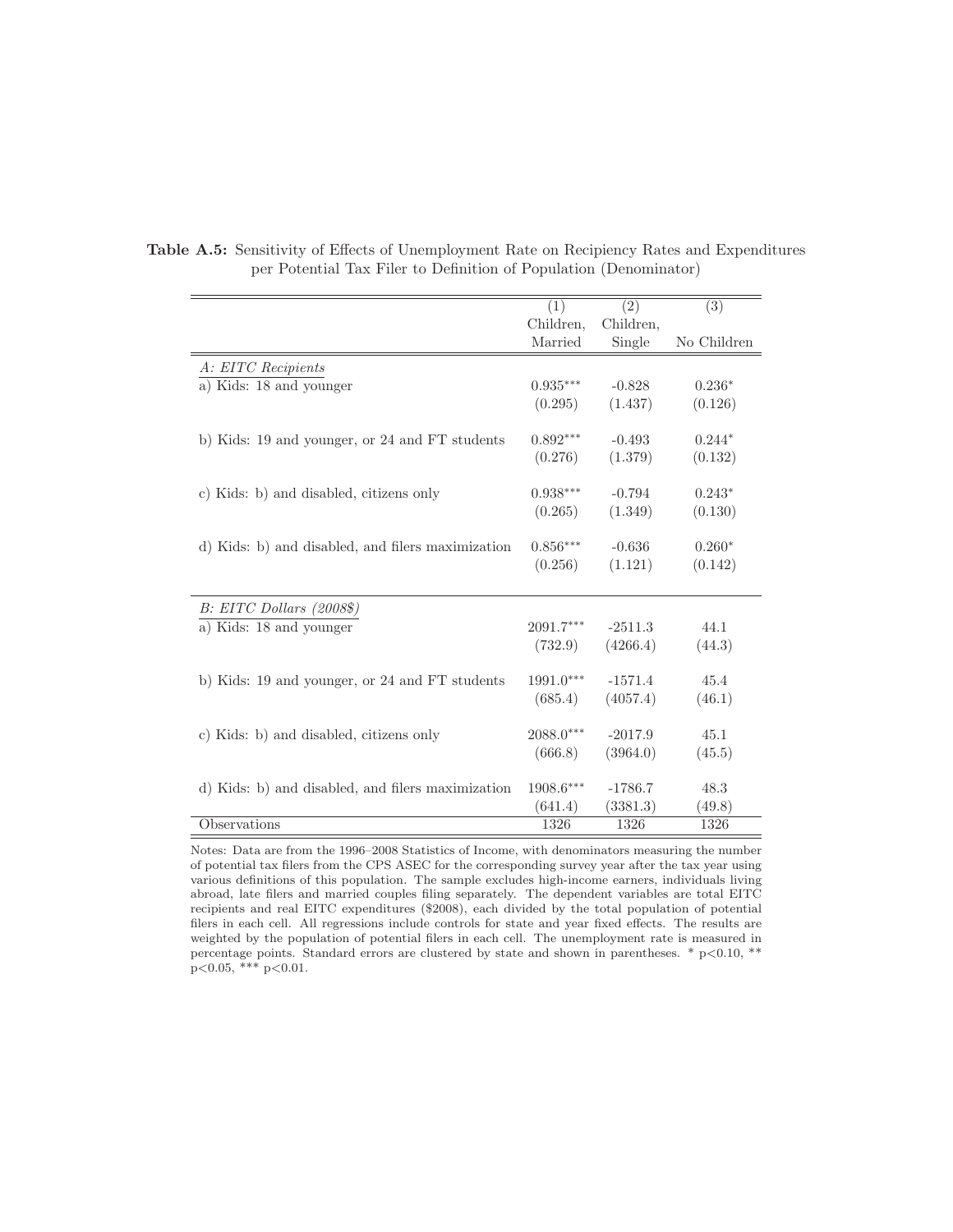**Table A.5:** Sensitivity of Effects of Unemployment Rate on Recipiency Rates and Expenditures per Potential Tax Filer to Definition of Population (Denominator)

| | (1) Children, Married | (2) Children, Single | (3) No Children |
|---|---|---|---|
| *A: EITC Recipients* | | | |
| a) Kids: 18 and younger | 0.935*** | -0.828 | 0.236* |
| | (0.295) | (1.437) | (0.126) |
| b) Kids: 19 and younger, or 24 and FT students | 0.892*** | -0.493 | 0.244* |
| | (0.276) | (1.379) | (0.132) |
| c) Kids: b) and disabled, citizens only | 0.938*** | -0.794 | 0.243* |
| | (0.265) | (1.349) | (0.130) |
| d) Kids: b) and disabled, and filers maximization | 0.856*** | -0.636 | 0.260* |
| | (0.256) | (1.121) | (0.142) |
| *B: EITC Dollars (2008$)* | | | |
| a) Kids: 18 and younger | 2091.7*** | -2511.3 | 44.1 |
| | (732.9) | (4266.4) | (44.3) |
| b) Kids: 19 and younger, or 24 and FT students | 1991.0*** | -1571.4 | 45.4 |
| | (685.4) | (4057.4) | (46.1) |
| c) Kids: b) and disabled, citizens only | 2088.0*** | -2017.9 | 45.1 |
| | (666.8) | (3964.0) | (45.5) |
| d) Kids: b) and disabled, and filers maximization | 1908.6*** | -1786.7 | 48.3 |
| | (641.4) | (3381.3) | (49.8) |
| Observations | 1326 | 1326 | 1326 |

Notes: Data are from the 1996–2008 Statistics of Income, with denominators measuring the number of potential tax filers from the CPS ASEC for the corresponding survey year after the tax year using various definitions of this population. The sample excludes high-income earners, individuals living abroad, late filers and married couples filing separately. The dependent variables are total EITC recipients and real EITC expenditures ($2008), each divided by the total population of potential filers in each cell. All regressions include controls for state and year fixed effects. The results are weighted by the population of potential filers in each cell. The unemployment rate is measured in percentage points. Standard errors are clustered by state and shown in parentheses. * $p<0.10$, ** $p<0.05$, *** $p<0.01$.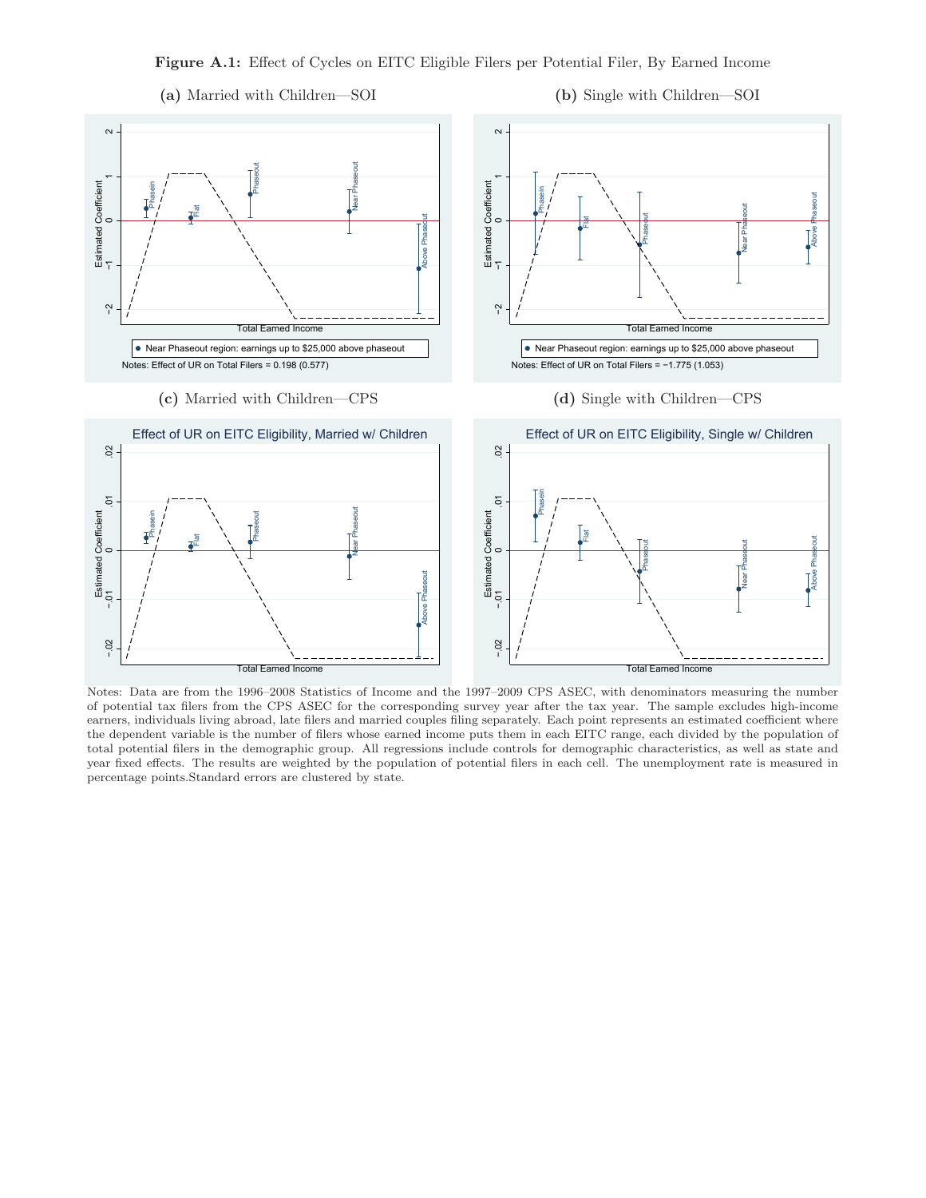**Figure A.1:** Effect of Cycles on EITC Eligible Filers per Potential Filer, By Earned Income

**(a)** Married with Children—SOI

Near Phaseout region: earnings up to $25,000 above phaseout

Notes: Effect of UR on Total Filers = 0.198 (0.577)

**(b)** Single with Children—SOI

Near Phaseout region: earnings up to $25,000 above phaseout

Notes: Effect of UR on Total Filers = −1.775 (1.053)

**(c)** Married with Children—CPS

Effect of UR on EITC Eligibility, Married w/ Children

**(d)** Single with Children—CPS

Effect of UR on EITC Eligibility, Single w/ Children

Notes: Data are from the 1996–2008 Statistics of Income and the 1997–2009 CPS ASEC, with denominators measuring the number of potential tax filers from the CPS ASEC for the corresponding survey year after the tax year. The sample excludes high-income earners, individuals living abroad, late filers and married couples filing separately. Each point represents an estimated coefficient where the dependent variable is the number of filers whose earned income puts them in each EITC range, each divided by the population of total potential filers in the demographic group. All regressions include controls for demographic characteristics, as well as state and year fixed effects. The results are weighted by the population of potential filers in each cell. The unemployment rate is measured in percentage points.Standard errors are clustered by state.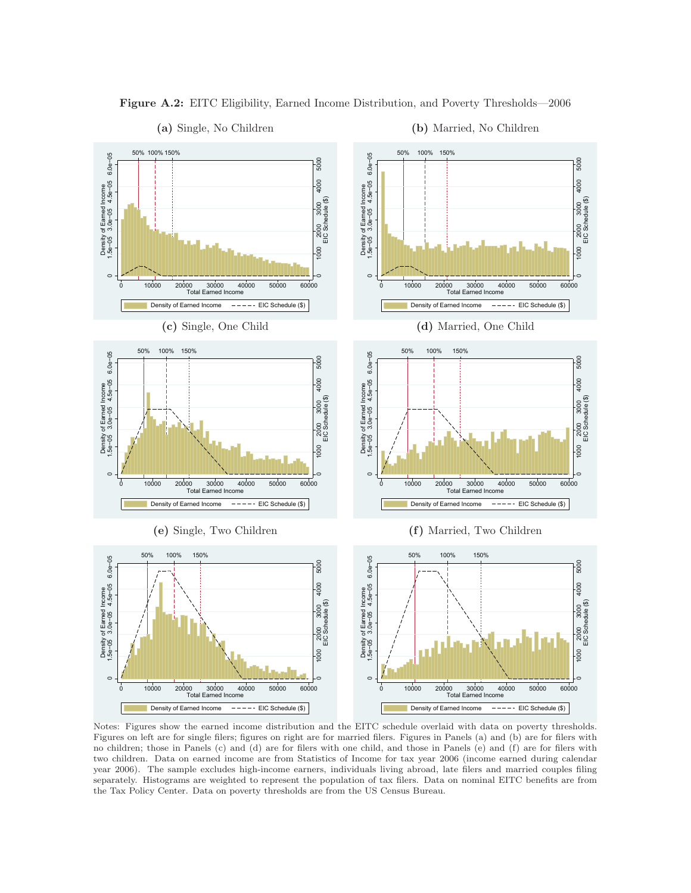**Figure A.2:** EITC Eligibility, Earned Income Distribution, and Poverty Thresholds—2006

**(a)** Single, No Children

50% 100% 150%

Density of Earned Income: 0, 1.5e−05, 3.0e−05, 4.5e−05, 6.0e−05

EIC Schedule ($): 0, 1000, 2000, 3000, 4000, 5000

Total Earned Income: 0, 10000, 20000, 30000, 40000, 50000, 60000

Density of Earned Income — EIC Schedule ($)

**(b)** Married, No Children

50% 100% 150%

Density of Earned Income: 0, 1.5e−05, 3.0e−05, 4.5e−05, 6.0e−05

EIC Schedule ($): 0, 1000, 2000, 3000, 4000, 5000

Total Earned Income: 0, 10000, 20000, 30000, 40000, 50000, 60000

Density of Earned Income — EIC Schedule ($)

**(c)** Single, One Child

50% 100% 150%

Density of Earned Income: 0, 1.5e−05, 3.0e−05, 4.5e−05, 6.0e−05

EIC Schedule ($): 0, 1000, 2000, 3000, 4000, 5000

Total Earned Income: 0, 10000, 20000, 30000, 40000, 50000, 60000

Density of Earned Income — EIC Schedule ($)

**(d)** Married, One Child

50% 100% 150%

Density of Earned Income: 0, 1.5e−05, 3.0e−05, 4.5e−05, 6.0e−05

EIC Schedule ($): 0, 1000, 2000, 3000, 4000, 5000

Total Earned Income: 0, 10000, 20000, 30000, 40000, 50000, 60000

Density of Earned Income — EIC Schedule ($)

**(e)** Single, Two Children

50% 100% 150%

Density of Earned Income: 0, 1.5e−05, 3.0e−05, 4.5e−05, 6.0e−05

EIC Schedule ($): 0, 1000, 2000, 3000, 4000, 5000

Total Earned Income: 0, 10000, 20000, 30000, 40000, 50000, 60000

Density of Earned Income — EIC Schedule ($)

**(f)** Married, Two Children

50% 100% 150%

Density of Earned Income: 0, 1.5e−05, 3.0e−05, 4.5e−05, 6.0e−05

EIC Schedule ($): 0, 1000, 2000, 3000, 4000, 5000

Total Earned Income: 0, 10000, 20000, 30000, 40000, 50000, 60000

Density of Earned Income — EIC Schedule ($)

Notes: Figures show the earned income distribution and the EITC schedule overlaid with data on poverty thresholds. Figures on left are for single filers; figures on right are for married filers. Figures in Panels (a) and (b) are for filers with no children; those in Panels (c) and (d) are for filers with one child, and those in Panels (e) and (f) are for filers with two children. Data on earned income are from Statistics of Income for tax year 2006 (income earned during calendar year 2006). The sample excludes high-income earners, individuals living abroad, late filers and married couples filing separately. Histograms are weighted to represent the population of tax filers. Data on nominal EITC benefits are from the Tax Policy Center. Data on poverty thresholds are from the US Census Bureau.